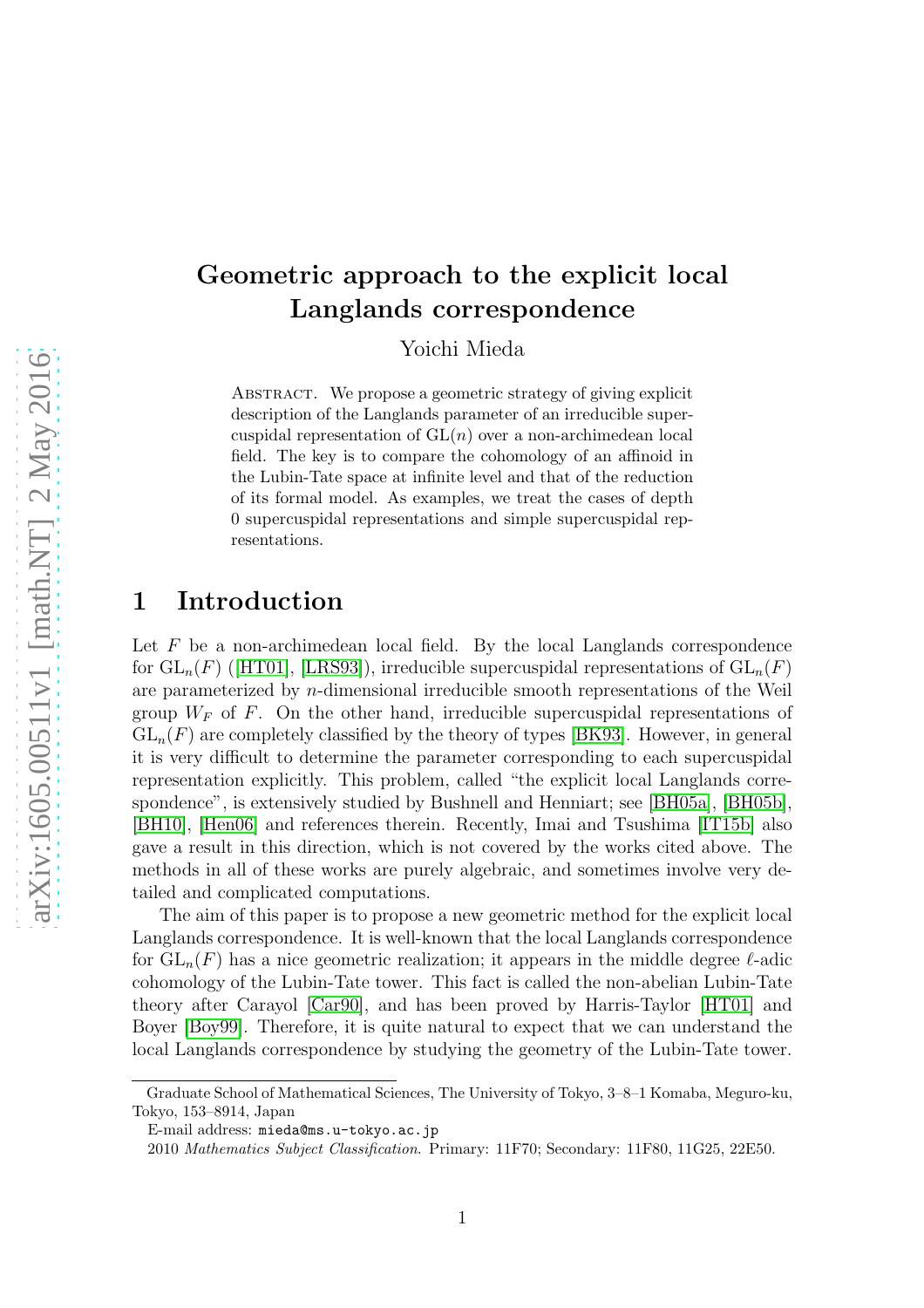# Geometric approach to the explicit local Langlands correspondence

Yoichi Mieda

Abstract. We propose a geometric strategy of giving explicit description of the Langlands parameter of an irreducible supercuspidal representation of $\mathrm{GL}(n)$ over a non-archimedean local field. The key is to compare the cohomology of an affinoid in the Lubin-Tate space at infinite level and that of the reduction of its formal model. As examples, we treat the cases of depth 0 supercuspidal representations and simple supercuspidal representations.

## 1 Introduction

Let $F$ be a non-archimedean local field. By the local Langlands correspondence for $\mathrm{GL}_n(F)$ ([HT01], [LRS93]), irreducible supercuspidal representations of $\mathrm{GL}_n(F)$ are parameterized by $n$-dimensional irreducible smooth representations of the Weil group $W_F$ of $F$. On the other hand, irreducible supercuspidal representations of $\mathrm{GL}_n(F)$ are completely classified by the theory of types [BK93]. However, in general it is very difficult to determine the parameter corresponding to each supercuspidal representation explicitly. This problem, called "the explicit local Langlands correspondence", is extensively studied by Bushnell and Henniart; see [BH05a], [BH05b], [BH10], [Hen06] and references therein. Recently, Imai and Tsushima [IT15b] also gave a result in this direction, which is not covered by the works cited above. The methods in all of these works are purely algebraic, and sometimes involve very detailed and complicated computations.

The aim of this paper is to propose a new geometric method for the explicit local Langlands correspondence. It is well-known that the local Langlands correspondence for $\mathrm{GL}_n(F)$ has a nice geometric realization; it appears in the middle degree $\ell$-adic cohomology of the Lubin-Tate tower. This fact is called the non-abelian Lubin-Tate theory after Carayol [Car90], and has been proved by Harris-Taylor [HT01] and Boyer [Boy99]. Therefore, it is quite natural to expect that we can understand the local Langlands correspondence by studying the geometry of the Lubin-Tate tower.

---

Graduate School of Mathematical Sciences, The University of Tokyo, 3–8–1 Komaba, Meguro-ku, Tokyo, 153–8914, Japan

E-mail address: mieda@ms.u-tokyo.ac.jp

2010 *Mathematics Subject Classification*. Primary: 11F70; Secondary: 11F80, 11G25, 22E50.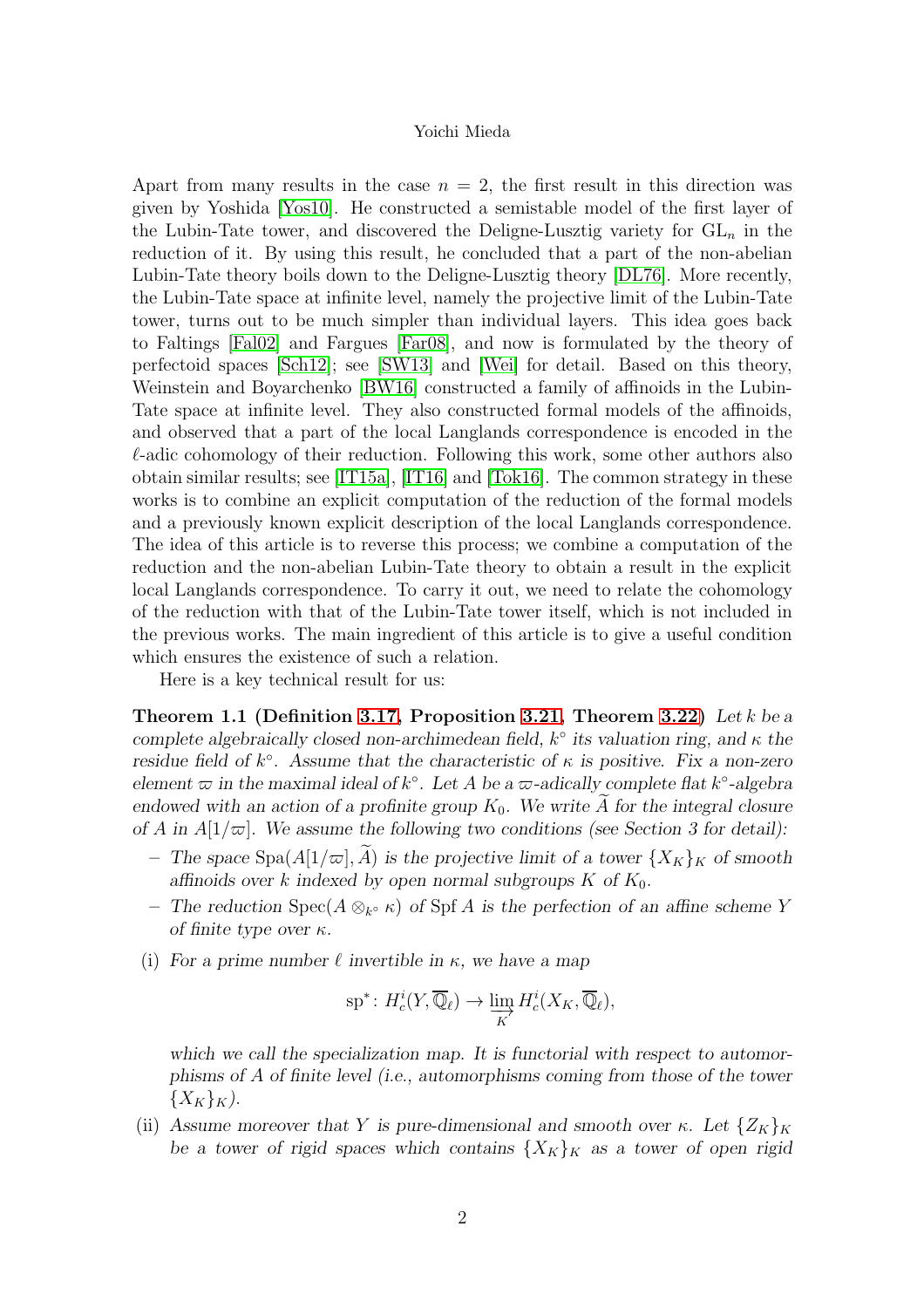Apart from many results in the case $n = 2$, the first result in this direction was given by Yoshida [Yos10]. He constructed a semistable model of the first layer of the Lubin-Tate tower, and discovered the Deligne-Lusztig variety for $\mathrm{GL}_n$ in the reduction of it. By using this result, he concluded that a part of the non-abelian Lubin-Tate theory boils down to the Deligne-Lusztig theory [DL76]. More recently, the Lubin-Tate space at infinite level, namely the projective limit of the Lubin-Tate tower, turns out to be much simpler than individual layers. This idea goes back to Faltings [Fal02] and Fargues [Far08], and now is formulated by the theory of perfectoid spaces [Sch12]; see [SW13] and [Wei] for detail. Based on this theory, Weinstein and Boyarchenko [BW16] constructed a family of affinoids in the Lubin-Tate space at infinite level. They also constructed formal models of the affinoids, and observed that a part of the local Langlands correspondence is encoded in the $\ell$-adic cohomology of their reduction. Following this work, some other authors also obtain similar results; see [IT15a], [IT16] and [Tok16]. The common strategy in these works is to combine an explicit computation of the reduction of the formal models and a previously known explicit description of the local Langlands correspondence. The idea of this article is to reverse this process; we combine a computation of the reduction and the non-abelian Lubin-Tate theory to obtain a result in the explicit local Langlands correspondence. To carry it out, we need to relate the cohomology of the reduction with that of the Lubin-Tate tower itself, which is not included in the previous works. The main ingredient of this article is to give a useful condition which ensures the existence of such a relation.

Here is a key technical result for us:

**Theorem 1.1 (Definition 3.17, Proposition 3.21, Theorem 3.22)** *Let $k$ be a complete algebraically closed non-archimedean field, $k^\circ$ its valuation ring, and $\kappa$ the residue field of $k^\circ$. Assume that the characteristic of $\kappa$ is positive. Fix a non-zero element $\varpi$ in the maximal ideal of $k^\circ$. Let $A$ be a $\varpi$-adically complete flat $k^\circ$-algebra endowed with an action of a profinite group $K_0$. We write $\widetilde{A}$ for the integral closure of $A$ in $A[1/\varpi]$. We assume the following two conditions (see Section 3 for detail):*

- *The space $\mathrm{Spa}(A[1/\varpi], \widetilde{A})$ is the projective limit of a tower $\{X_K\}_K$ of smooth affinoids over $k$ indexed by open normal subgroups $K$ of $K_0$.*
- *The reduction $\mathrm{Spec}(A \otimes_{k^\circ} \kappa)$ of $\mathrm{Spf}\, A$ is the perfection of an affine scheme $Y$ of finite type over $\kappa$.*

(i) *For a prime number $\ell$ invertible in $\kappa$, we have a map*

$$\mathrm{sp}^*\colon H^i_c(Y, \overline{\mathbb{Q}}_\ell) \to \varinjlim_{K} H^i_c(X_K, \overline{\mathbb{Q}}_\ell),$$

*which we call the specialization map. It is functorial with respect to automorphisms of $A$ of finite level (i.e., automorphisms coming from those of the tower $\{X_K\}_K$).*

(ii) *Assume moreover that $Y$ is pure-dimensional and smooth over $\kappa$. Let $\{Z_K\}_K$ be a tower of rigid spaces which contains $\{X_K\}_K$ as a tower of open rigid*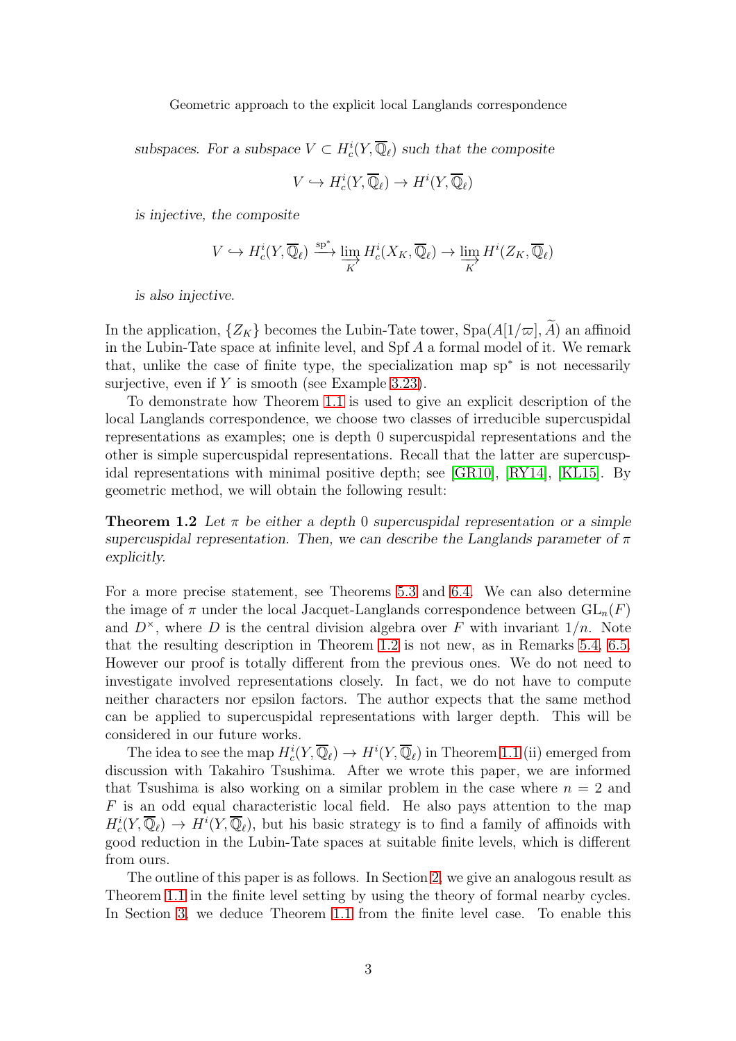*subspaces. For a subspace $V \subset H^i_c(Y, \overline{\mathbb{Q}}_\ell)$ such that the composite*

$$V \hookrightarrow H^i_c(Y, \overline{\mathbb{Q}}_\ell) \to H^i(Y, \overline{\mathbb{Q}}_\ell)$$

*is injective, the composite*

$$V \hookrightarrow H^i_c(Y, \overline{\mathbb{Q}}_\ell) \xrightarrow{\mathrm{sp}^*} \varinjlim_K H^i_c(X_K, \overline{\mathbb{Q}}_\ell) \to \varinjlim_K H^i(Z_K, \overline{\mathbb{Q}}_\ell)$$

*is also injective.*

In the application, $\{Z_K\}$ becomes the Lubin-Tate tower, $\mathrm{Spa}(A[1/\varpi], \widetilde{A})$ an affinoid in the Lubin-Tate space at infinite level, and $\mathrm{Spf}\, A$ a formal model of it. We remark that, unlike the case of finite type, the specialization map $\mathrm{sp}^*$ is not necessarily surjective, even if $Y$ is smooth (see Example 3.23).

To demonstrate how Theorem 1.1 is used to give an explicit description of the local Langlands correspondence, we choose two classes of irreducible supercuspidal representations as examples; one is depth 0 supercuspidal representations and the other is simple supercuspidal representations. Recall that the latter are supercuspidal representations with minimal positive depth; see [GR10], [RY14], [KL15]. By geometric method, we will obtain the following result:

**Theorem 1.2** *Let $\pi$ be either a depth 0 supercuspidal representation or a simple supercuspidal representation. Then, we can describe the Langlands parameter of $\pi$ explicitly.*

For a more precise statement, see Theorems 5.3 and 6.4. We can also determine the image of $\pi$ under the local Jacquet-Langlands correspondence between $\mathrm{GL}_n(F)$ and $D^\times$, where $D$ is the central division algebra over $F$ with invariant $1/n$. Note that the resulting description in Theorem 1.2 is not new, as in Remarks 5.4, 6.5. However our proof is totally different from the previous ones. We do not need to investigate involved representations closely. In fact, we do not have to compute neither characters nor epsilon factors. The author expects that the same method can be applied to supercuspidal representations with larger depth. This will be considered in our future works.

The idea to see the map $H^i_c(Y, \overline{\mathbb{Q}}_\ell) \to H^i(Y, \overline{\mathbb{Q}}_\ell)$ in Theorem 1.1 (ii) emerged from discussion with Takahiro Tsushima. After we wrote this paper, we are informed that Tsushima is also working on a similar problem in the case where $n = 2$ and $F$ is an odd equal characteristic local field. He also pays attention to the map $H^i_c(Y, \overline{\mathbb{Q}}_\ell) \to H^i(Y, \overline{\mathbb{Q}}_\ell)$, but his basic strategy is to find a family of affinoids with good reduction in the Lubin-Tate spaces at suitable finite levels, which is different from ours.

The outline of this paper is as follows. In Section 2, we give an analogous result as Theorem 1.1 in the finite level setting by using the theory of formal nearby cycles. In Section 3, we deduce Theorem 1.1 from the finite level case. To enable this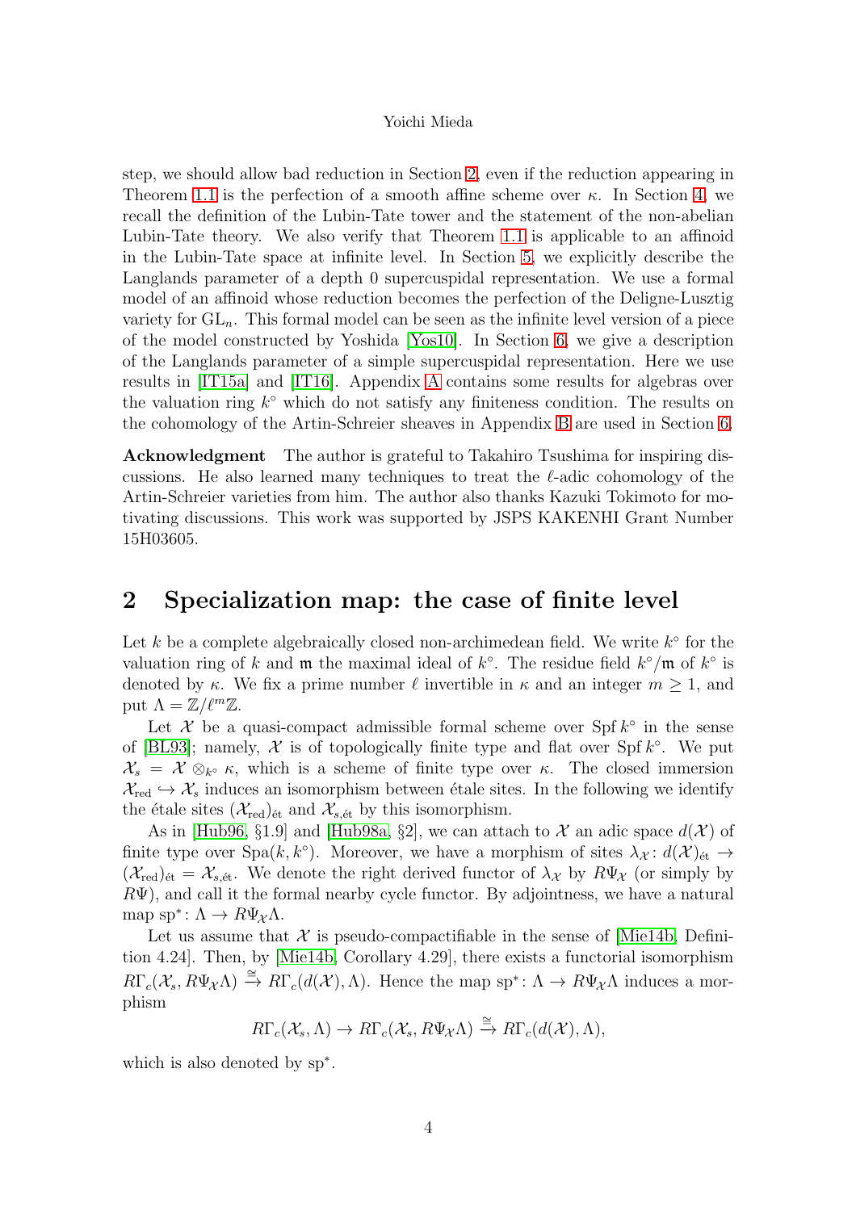step, we should allow bad reduction in Section 2, even if the reduction appearing in Theorem 1.1 is the perfection of a smooth affine scheme over $\kappa$. In Section 4, we recall the definition of the Lubin-Tate tower and the statement of the non-abelian Lubin-Tate theory. We also verify that Theorem 1.1 is applicable to an affinoid in the Lubin-Tate space at infinite level. In Section 5, we explicitly describe the Langlands parameter of a depth 0 supercuspidal representation. We use a formal model of an affinoid whose reduction becomes the perfection of the Deligne-Lusztig variety for $\mathrm{GL}_n$. This formal model can be seen as the infinite level version of a piece of the model constructed by Yoshida [Yos10]. In Section 6, we give a description of the Langlands parameter of a simple supercuspidal representation. Here we use results in [IT15a] and [IT16]. Appendix A contains some results for algebras over the valuation ring $k^\circ$ which do not satisfy any finiteness condition. The results on the cohomology of the Artin-Schreier sheaves in Appendix B are used in Section 6.

**Acknowledgment** The author is grateful to Takahiro Tsushima for inspiring discussions. He also learned many techniques to treat the $\ell$-adic cohomology of the Artin-Schreier varieties from him. The author also thanks Kazuki Tokimoto for motivating discussions. This work was supported by JSPS KAKENHI Grant Number 15H03605.

## 2 Specialization map: the case of finite level

Let $k$ be a complete algebraically closed non-archimedean field. We write $k^\circ$ for the valuation ring of $k$ and $\mathfrak{m}$ the maximal ideal of $k^\circ$. The residue field $k^\circ/\mathfrak{m}$ of $k^\circ$ is denoted by $\kappa$. We fix a prime number $\ell$ invertible in $\kappa$ and an integer $m \geq 1$, and put $\Lambda = \mathbb{Z}/\ell^m\mathbb{Z}$.

Let $\mathcal{X}$ be a quasi-compact admissible formal scheme over $\operatorname{Spf} k^\circ$ in the sense of [BL93]; namely, $\mathcal{X}$ is of topologically finite type and flat over $\operatorname{Spf} k^\circ$. We put $\mathcal{X}_s = \mathcal{X} \otimes_{k^\circ} \kappa$, which is a scheme of finite type over $\kappa$. The closed immersion $\mathcal{X}_{\mathrm{red}} \hookrightarrow \mathcal{X}_s$ induces an isomorphism between étale sites. In the following we identify the étale sites $(\mathcal{X}_{\mathrm{red}})_{\text{ét}}$ and $\mathcal{X}_{s,\text{ét}}$ by this isomorphism.

As in [Hub96, §1.9] and [Hub98a, §2], we can attach to $\mathcal{X}$ an adic space $d(\mathcal{X})$ of finite type over $\operatorname{Spa}(k, k^\circ)$. Moreover, we have a morphism of sites $\lambda_{\mathcal{X}} \colon d(\mathcal{X})_{\text{ét}} \to (\mathcal{X}_{\mathrm{red}})_{\text{ét}} = \mathcal{X}_{s,\text{ét}}$. We denote the right derived functor of $\lambda_{\mathcal{X}}$ by $R\Psi_{\mathcal{X}}$ (or simply by $R\Psi$), and call it the formal nearby cycle functor. By adjointness, we have a natural map $\mathrm{sp}^* \colon \Lambda \to R\Psi_{\mathcal{X}}\Lambda$.

Let us assume that $\mathcal{X}$ is pseudo-compactifiable in the sense of [Mie14b, Definition 4.24]. Then, by [Mie14b, Corollary 4.29], there exists a functorial isomorphism $R\Gamma_c(\mathcal{X}_s, R\Psi_{\mathcal{X}}\Lambda) \xrightarrow{\cong} R\Gamma_c(d(\mathcal{X}), \Lambda)$. Hence the map $\mathrm{sp}^* \colon \Lambda \to R\Psi_{\mathcal{X}}\Lambda$ induces a morphism

$$R\Gamma_c(\mathcal{X}_s, \Lambda) \to R\Gamma_c(\mathcal{X}_s, R\Psi_{\mathcal{X}}\Lambda) \xrightarrow{\cong} R\Gamma_c(d(\mathcal{X}), \Lambda),$$

which is also denoted by $\mathrm{sp}^*$.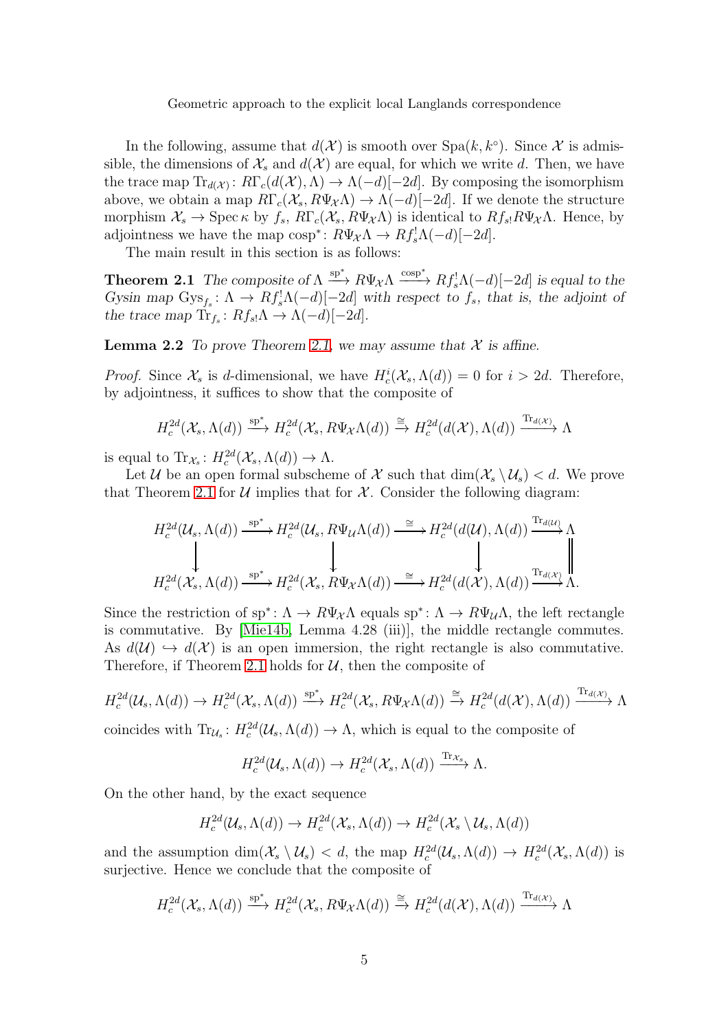In the following, assume that $d(\mathcal{X})$ is smooth over $\mathrm{Spa}(k, k^\circ)$. Since $\mathcal{X}$ is admissible, the dimensions of $\mathcal{X}_s$ and $d(\mathcal{X})$ are equal, for which we write $d$. Then, we have the trace map $\mathrm{Tr}_{d(\mathcal{X})}\colon R\Gamma_c(d(\mathcal{X}), \Lambda) \to \Lambda(-d)[-2d]$. By composing the isomorphism above, we obtain a map $R\Gamma_c(\mathcal{X}_s, R\Psi_{\mathcal{X}}\Lambda) \to \Lambda(-d)[-2d]$. If we denote the structure morphism $\mathcal{X}_s \to \operatorname{Spec} \kappa$ by $f_s$, $R\Gamma_c(\mathcal{X}_s, R\Psi_{\mathcal{X}}\Lambda)$ is identical to $Rf_{s!}R\Psi_{\mathcal{X}}\Lambda$. Hence, by adjointness we have the map $\mathrm{cosp}^*\colon R\Psi_{\mathcal{X}}\Lambda \to Rf_s^!\Lambda(-d)[-2d]$.

The main result in this section is as follows:

**Theorem 2.1** *The composite of* $\Lambda \xrightarrow{\mathrm{sp}^*} R\Psi_{\mathcal{X}}\Lambda \xrightarrow{\mathrm{cosp}^*} Rf_s^!\Lambda(-d)[-2d]$ *is equal to the Gysin map* $\mathrm{Gys}_{f_s}\colon \Lambda \to Rf_s^!\Lambda(-d)[-2d]$ *with respect to* $f_s$*, that is, the adjoint of the trace map* $\mathrm{Tr}_{f_s}\colon Rf_{s!}\Lambda \to \Lambda(-d)[-2d]$.

**Lemma 2.2** *To prove Theorem 2.1, we may assume that* $\mathcal{X}$ *is affine.*

*Proof.* Since $\mathcal{X}_s$ is $d$-dimensional, we have $H_c^i(\mathcal{X}_s, \Lambda(d)) = 0$ for $i > 2d$. Therefore, by adjointness, it suffices to show that the composite of

$$H_c^{2d}(\mathcal{X}_s, \Lambda(d)) \xrightarrow{\mathrm{sp}^*} H_c^{2d}(\mathcal{X}_s, R\Psi_{\mathcal{X}}\Lambda(d)) \xrightarrow{\cong} H_c^{2d}(d(\mathcal{X}), \Lambda(d)) \xrightarrow{\mathrm{Tr}_{d(\mathcal{X})}} \Lambda$$

is equal to $\mathrm{Tr}_{\mathcal{X}_s}\colon H_c^{2d}(\mathcal{X}_s, \Lambda(d)) \to \Lambda$.

Let $\mathcal{U}$ be an open formal subscheme of $\mathcal{X}$ such that $\dim(\mathcal{X}_s \setminus \mathcal{U}_s) < d$. We prove that Theorem 2.1 for $\mathcal{U}$ implies that for $\mathcal{X}$. Consider the following diagram:

$$\begin{array}{ccccccc}
H_c^{2d}(\mathcal{U}_s, \Lambda(d)) & \xrightarrow{\mathrm{sp}^*} & H_c^{2d}(\mathcal{U}_s, R\Psi_{\mathcal{U}}\Lambda(d)) & \xrightarrow{\cong} & H_c^{2d}(d(\mathcal{U}), \Lambda(d)) & \xrightarrow{\mathrm{Tr}_{d(\mathcal{U})}} & \Lambda \\
\downarrow & & \downarrow & & \downarrow & & \| \\
H_c^{2d}(\mathcal{X}_s, \Lambda(d)) & \xrightarrow{\mathrm{sp}^*} & H_c^{2d}(\mathcal{X}_s, R\Psi_{\mathcal{X}}\Lambda(d)) & \xrightarrow{\cong} & H_c^{2d}(d(\mathcal{X}), \Lambda(d)) & \xrightarrow{\mathrm{Tr}_{d(\mathcal{X})}} & \Lambda.
\end{array}$$

Since the restriction of $\mathrm{sp}^*\colon \Lambda \to R\Psi_{\mathcal{X}}\Lambda$ equals $\mathrm{sp}^*\colon \Lambda \to R\Psi_{\mathcal{U}}\Lambda$, the left rectangle is commutative. By [Mie14b, Lemma 4.28 (iii)], the middle rectangle commutes. As $d(\mathcal{U}) \hookrightarrow d(\mathcal{X})$ is an open immersion, the right rectangle is also commutative. Therefore, if Theorem 2.1 holds for $\mathcal{U}$, then the composite of

$$H_c^{2d}(\mathcal{U}_s, \Lambda(d)) \to H_c^{2d}(\mathcal{X}_s, \Lambda(d)) \xrightarrow{\mathrm{sp}^*} H_c^{2d}(\mathcal{X}_s, R\Psi_{\mathcal{X}}\Lambda(d)) \xrightarrow{\cong} H_c^{2d}(d(\mathcal{X}), \Lambda(d)) \xrightarrow{\mathrm{Tr}_{d(\mathcal{X})}} \Lambda$$

coincides with $\mathrm{Tr}_{\mathcal{U}_s}\colon H_c^{2d}(\mathcal{U}_s, \Lambda(d)) \to \Lambda$, which is equal to the composite of

$$H_c^{2d}(\mathcal{U}_s, \Lambda(d)) \to H_c^{2d}(\mathcal{X}_s, \Lambda(d)) \xrightarrow{\mathrm{Tr}_{\mathcal{X}_s}} \Lambda.$$

On the other hand, by the exact sequence

$$H_c^{2d}(\mathcal{U}_s, \Lambda(d)) \to H_c^{2d}(\mathcal{X}_s, \Lambda(d)) \to H_c^{2d}(\mathcal{X}_s \setminus \mathcal{U}_s, \Lambda(d))$$

and the assumption $\dim(\mathcal{X}_s \setminus \mathcal{U}_s) < d$, the map $H_c^{2d}(\mathcal{U}_s, \Lambda(d)) \to H_c^{2d}(\mathcal{X}_s, \Lambda(d))$ is surjective. Hence we conclude that the composite of

$$H_c^{2d}(\mathcal{X}_s, \Lambda(d)) \xrightarrow{\mathrm{sp}^*} H_c^{2d}(\mathcal{X}_s, R\Psi_{\mathcal{X}}\Lambda(d)) \xrightarrow{\cong} H_c^{2d}(d(\mathcal{X}), \Lambda(d)) \xrightarrow{\mathrm{Tr}_{d(\mathcal{X})}} \Lambda$$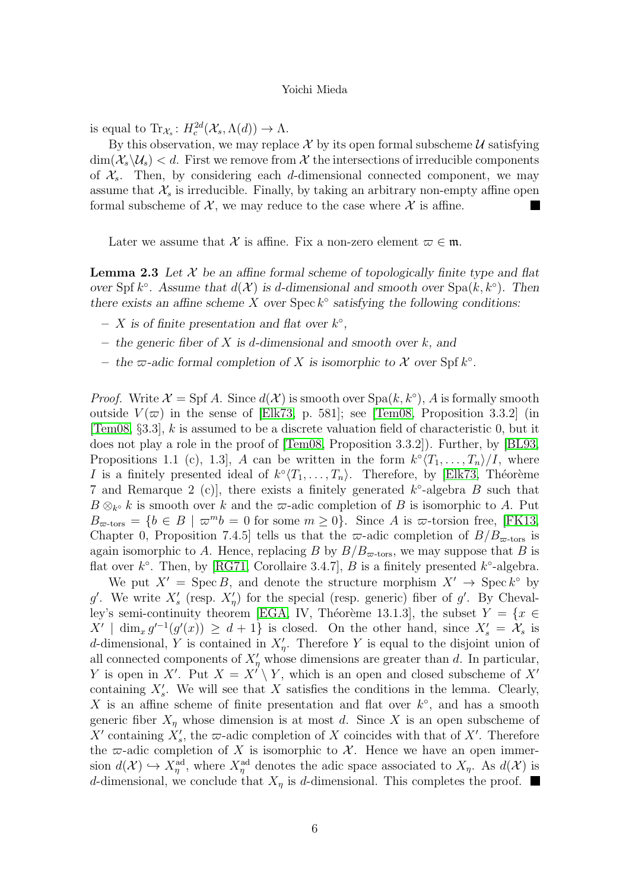is equal to $\mathrm{Tr}_{\mathcal{X}_s}\colon H^{2d}_c(\mathcal{X}_s,\Lambda(d))\to\Lambda$.

By this observation, we may replace $\mathcal{X}$ by its open formal subscheme $\mathcal{U}$ satisfying $\dim(\mathcal{X}_s\backslash\mathcal{U}_s)<d$. First we remove from $\mathcal{X}$ the intersections of irreducible components of $\mathcal{X}_s$. Then, by considering each $d$-dimensional connected component, we may assume that $\mathcal{X}_s$ is irreducible. Finally, by taking an arbitrary non-empty affine open formal subscheme of $\mathcal{X}$, we may reduce to the case where $\mathcal{X}$ is affine. ■

Later we assume that $\mathcal{X}$ is affine. Fix a non-zero element $\varpi\in\mathfrak{m}$.

**Lemma 2.3** *Let $\mathcal{X}$ be an affine formal scheme of topologically finite type and flat over $\operatorname{Spf} k^\circ$. Assume that $d(\mathcal{X})$ is $d$-dimensional and smooth over $\operatorname{Spa}(k,k^\circ)$. Then there exists an affine scheme $X$ over $\operatorname{Spec} k^\circ$ satisfying the following conditions:*

- *$X$ is of finite presentation and flat over $k^\circ$,*
- *the generic fiber of $X$ is $d$-dimensional and smooth over $k$, and*
- *the $\varpi$-adic formal completion of $X$ is isomorphic to $\mathcal{X}$ over $\operatorname{Spf} k^\circ$.*

*Proof.* Write $\mathcal{X}=\operatorname{Spf} A$. Since $d(\mathcal{X})$ is smooth over $\operatorname{Spa}(k,k^\circ)$, $A$ is formally smooth outside $V(\varpi)$ in the sense of [Elk73, p. 581]; see [Tem08, Proposition 3.3.2] (in [Tem08, §3.3], $k$ is assumed to be a discrete valuation field of characteristic 0, but it does not play a role in the proof of [Tem08, Proposition 3.3.2]). Further, by [BL93, Propositions 1.1 (c), 1.3], $A$ can be written in the form $k^\circ\langle T_1,\ldots,T_n\rangle/I$, where $I$ is a finitely presented ideal of $k^\circ\langle T_1,\ldots,T_n\rangle$. Therefore, by [Elk73, Théorème 7 and Remarque 2 (c)], there exists a finitely generated $k^\circ$-algebra $B$ such that $B\otimes_{k^\circ}k$ is smooth over $k$ and the $\varpi$-adic completion of $B$ is isomorphic to $A$. Put $B_{\varpi\text{-tors}}=\{b\in B\mid \varpi^m b=0 \text{ for some } m\geq 0\}$. Since $A$ is $\varpi$-torsion free, [FK13, Chapter 0, Proposition 7.4.5] tells us that the $\varpi$-adic completion of $B/B_{\varpi\text{-tors}}$ is again isomorphic to $A$. Hence, replacing $B$ by $B/B_{\varpi\text{-tors}}$, we may suppose that $B$ is flat over $k^\circ$. Then, by [RG71, Corollaire 3.4.7], $B$ is a finitely presented $k^\circ$-algebra.

We put $X'=\operatorname{Spec} B$, and denote the structure morphism $X'\to\operatorname{Spec} k^\circ$ by $g'$. We write $X'_s$ (resp. $X'_\eta$) for the special (resp. generic) fiber of $g'$. By Chevalley's semi-continuity theorem [EGA, IV, Théorème 13.1.3], the subset $Y=\{x\in X'\mid \dim_x g'^{-1}(g'(x))\geq d+1\}$ is closed. On the other hand, since $X'_s=\mathcal{X}_s$ is $d$-dimensional, $Y$ is contained in $X'_\eta$. Therefore $Y$ is equal to the disjoint union of all connected components of $X'_\eta$ whose dimensions are greater than $d$. In particular, $Y$ is open in $X'$. Put $X=X'\setminus Y$, which is an open and closed subscheme of $X'$ containing $X'_s$. We will see that $X$ satisfies the conditions in the lemma. Clearly, $X$ is an affine scheme of finite presentation and flat over $k^\circ$, and has a smooth generic fiber $X_\eta$ whose dimension is at most $d$. Since $X$ is an open subscheme of $X'$ containing $X'_s$, the $\varpi$-adic completion of $X$ coincides with that of $X'$. Therefore the $\varpi$-adic completion of $X$ is isomorphic to $\mathcal{X}$. Hence we have an open immersion $d(\mathcal{X})\hookrightarrow X^{\mathrm{ad}}_\eta$, where $X^{\mathrm{ad}}_\eta$ denotes the adic space associated to $X_\eta$. As $d(\mathcal{X})$ is $d$-dimensional, we conclude that $X_\eta$ is $d$-dimensional. This completes the proof. ■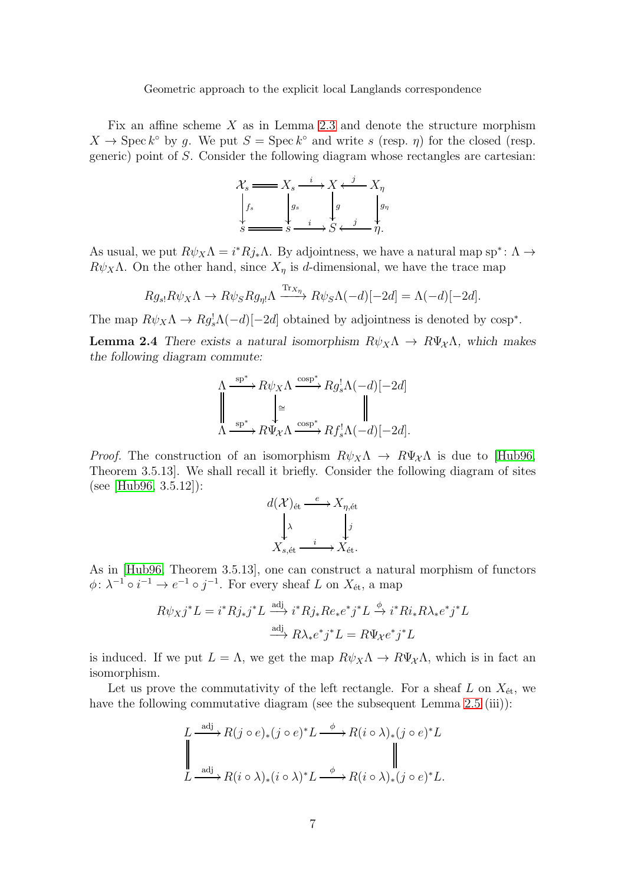Fix an affine scheme $X$ as in Lemma 2.3 and denote the structure morphism $X \to \operatorname{Spec} k^\circ$ by $g$. We put $S = \operatorname{Spec} k^\circ$ and write $s$ (resp. $\eta$) for the closed (resp. generic) point of $S$. Consider the following diagram whose rectangles are cartesian:

$$\begin{array}{ccccccc}
\mathcal{X}_s & = & X_s & \xrightarrow{i} & X & \xleftarrow{j} & X_\eta \\
\downarrow{\scriptstyle f_s} & & \downarrow{\scriptstyle g_s} & & \downarrow{\scriptstyle g} & & \downarrow{\scriptstyle g_\eta} \\
s & = & s & \xrightarrow{i} & S & \xleftarrow{j} & \eta.
\end{array}$$

As usual, we put $R\psi_X\Lambda = i^*Rj_*\Lambda$. By adjointness, we have a natural map $\mathrm{sp}^*\colon \Lambda \to R\psi_X\Lambda$. On the other hand, since $X_\eta$ is $d$-dimensional, we have the trace map

$$Rg_{s!}R\psi_X\Lambda \to R\psi_S Rg_{\eta!}\Lambda \xrightarrow{\mathrm{Tr}_{X_\eta}} R\psi_S\Lambda(-d)[-2d] = \Lambda(-d)[-2d].$$

The map $R\psi_X\Lambda \to Rg_s^!\Lambda(-d)[-2d]$ obtained by adjointness is denoted by $\mathrm{cosp}^*$.

**Lemma 2.4** *There exists a natural isomorphism $R\psi_X\Lambda \to R\Psi_{\mathcal{X}}\Lambda$, which makes the following diagram commute:*

$$\begin{array}{ccccc}
\Lambda & \xrightarrow{\mathrm{sp}^*} & R\psi_X\Lambda & \xrightarrow{\mathrm{cosp}^*} & Rg_s^!\Lambda(-d)[-2d] \\
\| & & \downarrow{\scriptstyle\cong} & & \| \\
\Lambda & \xrightarrow{\mathrm{sp}^*} & R\Psi_{\mathcal{X}}\Lambda & \xrightarrow{\mathrm{cosp}^*} & Rf_s^!\Lambda(-d)[-2d].
\end{array}$$

*Proof.* The construction of an isomorphism $R\psi_X\Lambda \to R\Psi_{\mathcal{X}}\Lambda$ is due to [Hub96, Theorem 3.5.13]. We shall recall it briefly. Consider the following diagram of sites (see [Hub96, 3.5.12]):

$$\begin{array}{ccc}
d(\mathcal{X})_{\text{ét}} & \xrightarrow{e} & X_{\eta,\text{ét}} \\
\downarrow{\scriptstyle\lambda} & & \downarrow{\scriptstyle j} \\
X_{s,\text{ét}} & \xrightarrow{i} & X_{\text{ét}}.
\end{array}$$

As in [Hub96, Theorem 3.5.13], one can construct a natural morphism of functors $\phi\colon \lambda^{-1}\circ i^{-1} \to e^{-1}\circ j^{-1}$. For every sheaf $L$ on $X_{\text{ét}}$, a map

$$\begin{aligned}
R\psi_X j^*L = i^*Rj_*j^*L &\xrightarrow{\mathrm{adj}} i^*Rj_*Re_*e^*j^*L \xrightarrow{\phi} i^*Ri_*R\lambda_*e^*j^*L \\
&\xrightarrow{\mathrm{adj}} R\lambda_*e^*j^*L = R\Psi_{\mathcal{X}}e^*j^*L
\end{aligned}$$

is induced. If we put $L = \Lambda$, we get the map $R\psi_X\Lambda \to R\Psi_{\mathcal{X}}\Lambda$, which is in fact an isomorphism.

Let us prove the commutativity of the left rectangle. For a sheaf $L$ on $X_{\text{ét}}$, we have the following commutative diagram (see the subsequent Lemma 2.5 (iii)):

$$\begin{array}{ccccc}
L & \xrightarrow{\mathrm{adj}} & R(j\circ e)_*(j\circ e)^*L & \xrightarrow{\phi} & R(i\circ\lambda)_*(j\circ e)^*L \\
\| & & & & \| \\
L & \xrightarrow{\mathrm{adj}} & R(i\circ\lambda)_*(i\circ\lambda)^*L & \xrightarrow{\phi} & R(i\circ\lambda)_*(j\circ e)^*L.
\end{array}$$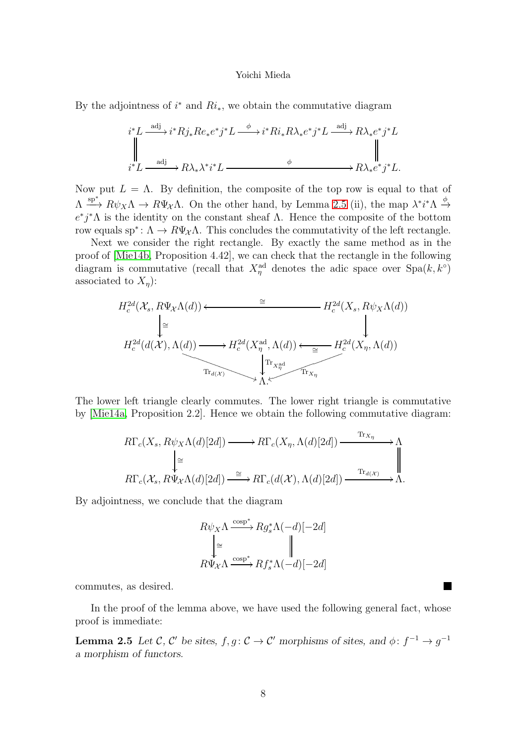By the adjointness of $i^*$ and $Ri_*$, we obtain the commutative diagram

$$\begin{array}{ccccccc}
i^*L & \xrightarrow{\text{adj}} & i^*Rj_*Re_*e^*j^*L & \xrightarrow{\phi} & i^*Ri_*R\lambda_*e^*j^*L & \xrightarrow{\text{adj}} & R\lambda_*e^*j^*L \\
\| & & & & & & \| \\
i^*L & \xrightarrow{\text{adj}} & R\lambda_*\lambda^*i^*L & & \xrightarrow{\phi} & & R\lambda_*e^*j^*L.
\end{array}$$

Now put $L = \Lambda$. By definition, the composite of the top row is equal to that of $\Lambda \xrightarrow{\mathrm{sp}^*} R\psi_X\Lambda \to R\Psi_{\mathcal{X}}\Lambda$. On the other hand, by Lemma 2.5 (ii), the map $\lambda^*i^*\Lambda \xrightarrow{\phi} e^*j^*\Lambda$ is the identity on the constant sheaf $\Lambda$. Hence the composite of the bottom row equals $\mathrm{sp}^*\colon \Lambda \to R\Psi_{\mathcal{X}}\Lambda$. This concludes the commutativity of the left rectangle.

Next we consider the right rectangle. By exactly the same method as in the proof of [Mie14b, Proposition 4.42], we can check that the rectangle in the following diagram is commutative (recall that $X_\eta^{\mathrm{ad}}$ denotes the adic space over $\mathrm{Spa}(k, k^\circ)$ associated to $X_\eta$):

$$\begin{array}{ccccc}
H_c^{2d}(\mathcal{X}_s, R\Psi_{\mathcal{X}}\Lambda(d)) & & \xleftarrow{\cong} & & H_c^{2d}(X_s, R\psi_X\Lambda(d)) \\
\downarrow{\cong} & & & & \downarrow \\
H_c^{2d}(d(\mathcal{X}), \Lambda(d)) & \longrightarrow & H_c^{2d}(X_\eta^{\mathrm{ad}}, \Lambda(d)) & \xleftarrow{\cong} & H_c^{2d}(X_\eta, \Lambda(d)) \\
& \searrow_{\mathrm{Tr}_{d(\mathcal{X})}} & \downarrow{\mathrm{Tr}_{X_\eta^{\mathrm{ad}}}} & \swarrow_{\mathrm{Tr}_{X_\eta}} & \\
& & \Lambda. & &
\end{array}$$

The lower left triangle clearly commutes. The lower right triangle is commutative by [Mie14a, Proposition 2.2]. Hence we obtain the following commutative diagram:

$$\begin{array}{ccccc}
R\Gamma_c(X_s, R\psi_X\Lambda(d)[2d]) & \longrightarrow & R\Gamma_c(X_\eta, \Lambda(d)[2d]) & \xrightarrow{\mathrm{Tr}_{X_\eta}} & \Lambda \\
\downarrow{\cong} & & & & \| \\
R\Gamma_c(\mathcal{X}_s, R\Psi_{\mathcal{X}}\Lambda(d)[2d]) & \xrightarrow{\cong} & R\Gamma_c(d(\mathcal{X}), \Lambda(d)[2d]) & \xrightarrow{\mathrm{Tr}_{d(\mathcal{X})}} & \Lambda.
\end{array}$$

By adjointness, we conclude that the diagram

$$\begin{array}{ccc}
R\psi_X\Lambda & \xrightarrow{\mathrm{cosp}^*} & Rg_s^*\Lambda(-d)[-2d] \\
\downarrow{\cong} & & \| \\
R\Psi_{\mathcal{X}}\Lambda & \xrightarrow{\mathrm{cosp}^*} & Rf_s^*\Lambda(-d)[-2d]
\end{array}$$

commutes, as desired. ■

In the proof of the lemma above, we have used the following general fact, whose proof is immediate:

**Lemma 2.5** *Let $\mathcal{C}$, $\mathcal{C}'$ be sites, $f, g\colon \mathcal{C} \to \mathcal{C}'$ morphisms of sites, and $\phi\colon f^{-1} \to g^{-1}$ a morphism of functors.*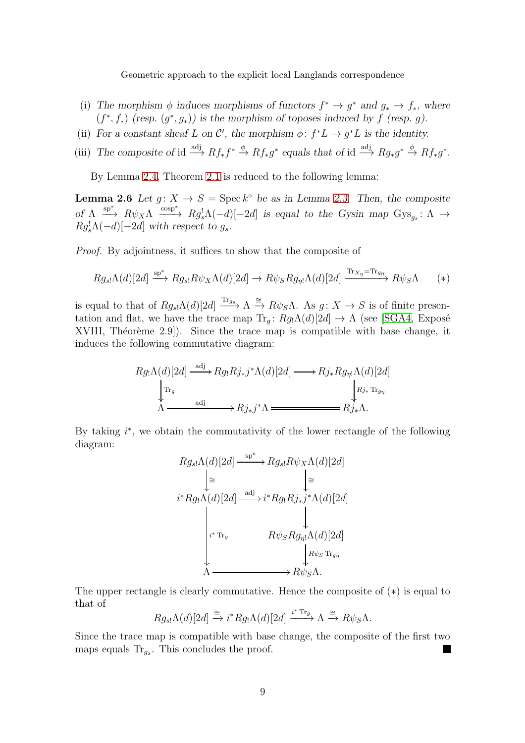(i) *The morphism $\phi$ induces morphisms of functors $f^* \to g^*$ and $g_* \to f_*$, where $(f^*, f_*)$ (resp. $(g^*, g_*)$) is the morphism of toposes induced by $f$ (resp. $g$).*

(ii) *For a constant sheaf $L$ on $\mathcal{C}'$, the morphism $\phi\colon f^*L \to g^*L$ is the identity.*

(iii) *The composite of $\mathrm{id} \xrightarrow{\mathrm{adj}} Rf_*f^* \xrightarrow{\phi} Rf_*g^*$ equals that of $\mathrm{id} \xrightarrow{\mathrm{adj}} Rg_*g^* \xrightarrow{\phi} Rf_*g^*$.*

By Lemma 2.4, Theorem 2.1 is reduced to the following lemma:

**Lemma 2.6** *Let $g\colon X \to S = \operatorname{Spec} k^\circ$ be as in Lemma 2.3. Then, the composite of $\Lambda \xrightarrow{\mathrm{sp}^*} R\psi_X\Lambda \xrightarrow{\mathrm{cosp}^*} Rg_s^!\Lambda(-d)[-2d]$ is equal to the Gysin map $\mathrm{Gys}_{g_s}\colon \Lambda \to Rg_s^!\Lambda(-d)[-2d]$ with respect to $g_s$.*

*Proof.* By adjointness, it suffices to show that the composite of

$$Rg_{s!}\Lambda(d)[2d] \xrightarrow{\mathrm{sp}^*} Rg_{s!}R\psi_X\Lambda(d)[2d] \to R\psi_S Rg_{\eta!}\Lambda(d)[2d] \xrightarrow{\mathrm{Tr}_{X_\eta}=\mathrm{Tr}_{g_\eta}} R\psi_S\Lambda \qquad (*)$$

is equal to that of $Rg_{s!}\Lambda(d)[2d] \xrightarrow{\mathrm{Tr}_{g_s}} \Lambda \xrightarrow{\cong} R\psi_S\Lambda$. As $g\colon X \to S$ is of finite presentation and flat, we have the trace map $\mathrm{Tr}_g\colon Rg_!\Lambda(d)[2d] \to \Lambda$ (see [SGA4, Exposé XVIII, Théorème 2.9]). Since the trace map is compatible with base change, it induces the following commutative diagram:

$$\begin{array}{ccccc}
Rg_!\Lambda(d)[2d] & \xrightarrow{\mathrm{adj}} & Rg_!Rj_*j^*\Lambda(d)[2d] & \longrightarrow & Rj_*Rg_{\eta!}\Lambda(d)[2d] \\
\Big\downarrow{\scriptstyle \mathrm{Tr}_g} & & & & \Big\downarrow{\scriptstyle Rj_*\mathrm{Tr}_{g_\eta}} \\
\Lambda & \xrightarrow{\mathrm{adj}} & Rj_*j^*\Lambda & = & Rj_*\Lambda.
\end{array}$$

By taking $i^*$, we obtain the commutativity of the lower rectangle of the following diagram:

$$\begin{array}{ccc}
Rg_{s!}\Lambda(d)[2d] & \xrightarrow{\mathrm{sp}^*} & Rg_{s!}R\psi_X\Lambda(d)[2d] \\
\Big\downarrow{\scriptstyle \cong} & & \Big\downarrow{\scriptstyle \cong} \\
i^*Rg_!\Lambda(d)[2d] & \xrightarrow{\mathrm{adj}} & i^*Rg_!Rj_*j^*\Lambda(d)[2d] \\
\Big\downarrow & & \Big\downarrow \\
 & & R\psi_S Rg_{\eta!}\Lambda(d)[2d] \\
\Big\downarrow{\scriptstyle i^*\mathrm{Tr}_g} & & \Big\downarrow{\scriptstyle R\psi_S\mathrm{Tr}_{g_\eta}} \\
\Lambda & \longrightarrow & R\psi_S\Lambda.
\end{array}$$

The upper rectangle is clearly commutative. Hence the composite of $(*)$ is equal to that of

$$Rg_{s!}\Lambda(d)[2d] \xrightarrow{\cong} i^*Rg_!\Lambda(d)[2d] \xrightarrow{i^*\mathrm{Tr}_g} \Lambda \xrightarrow{\cong} R\psi_S\Lambda.$$

Since the trace map is compatible with base change, the composite of the first two maps equals $\mathrm{Tr}_{g_s}$. This concludes the proof. ∎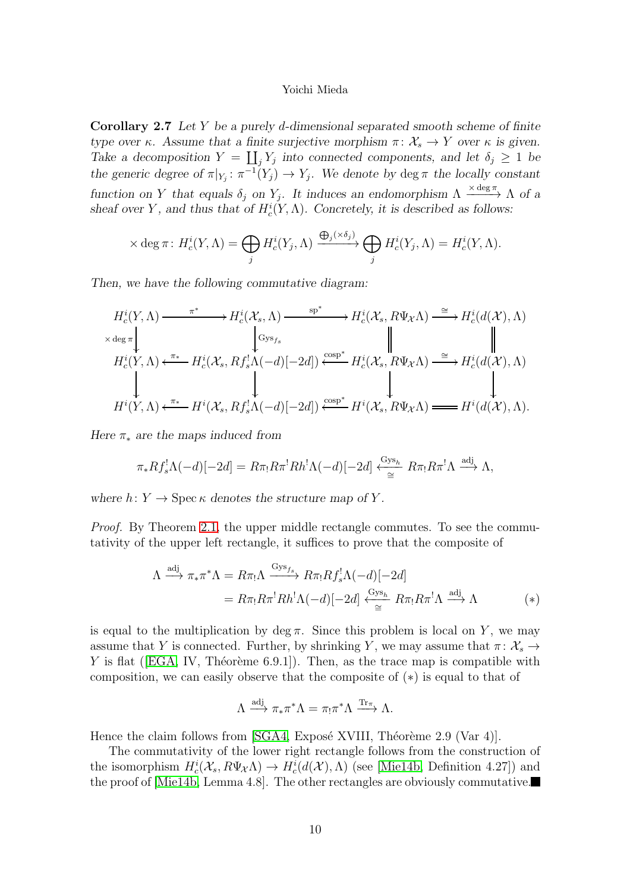**Corollary 2.7** *Let $Y$ be a purely $d$-dimensional separated smooth scheme of finite type over $\kappa$. Assume that a finite surjective morphism $\pi\colon \mathcal{X}_s \to Y$ over $\kappa$ is given. Take a decomposition $Y = \coprod_j Y_j$ into connected components, and let $\delta_j \geq 1$ be the generic degree of $\pi|_{Y_j}\colon \pi^{-1}(Y_j) \to Y_j$. We denote by $\deg \pi$ the locally constant function on $Y$ that equals $\delta_j$ on $Y_j$. It induces an endomorphism $\Lambda \xrightarrow{\times \deg \pi} \Lambda$ of a sheaf over $Y$, and thus that of $H^i_c(Y, \Lambda)$. Concretely, it is described as follows:*

$$\times \deg \pi\colon H^i_c(Y, \Lambda) = \bigoplus_j H^i_c(Y_j, \Lambda) \xrightarrow{\bigoplus_j (\times \delta_j)} \bigoplus_j H^i_c(Y_j, \Lambda) = H^i_c(Y, \Lambda).$$

*Then, we have the following commutative diagram:*

$$\begin{array}{ccccccc}
H^i_c(Y,\Lambda) & \xrightarrow{\pi^*} & H^i_c(\mathcal{X}_s,\Lambda) & \xrightarrow{\mathrm{sp}^*} & H^i_c(\mathcal{X}_s, R\Psi_{\mathcal{X}}\Lambda) & \xrightarrow{\cong} & H^i_c(d(\mathcal{X}),\Lambda) \\
\downarrow{\scriptstyle \times \deg \pi} & & \downarrow{\scriptstyle \mathrm{Gys}_{f_s}} & & \| & & \| \\
H^i_c(Y,\Lambda) & \xleftarrow{\pi_*} & H^i_c(\mathcal{X}_s, Rf_s^!\Lambda(-d)[-2d]) & \xleftarrow{\mathrm{cosp}^*} & H^i_c(\mathcal{X}_s, R\Psi_{\mathcal{X}}\Lambda) & \xrightarrow{\cong} & H^i_c(d(\mathcal{X}),\Lambda) \\
\downarrow & & \downarrow & & \downarrow & & \downarrow \\
H^i(Y,\Lambda) & \xleftarrow{\pi_*} & H^i(\mathcal{X}_s, Rf_s^!\Lambda(-d)[-2d]) & \xleftarrow{\mathrm{cosp}^*} & H^i(\mathcal{X}_s, R\Psi_{\mathcal{X}}\Lambda) & = & H^i(d(\mathcal{X}),\Lambda).
\end{array}$$

*Here $\pi_*$ are the maps induced from*

$$\pi_* Rf_s^!\Lambda(-d)[-2d] = R\pi_! R\pi^! Rh^!\Lambda(-d)[-2d] \xleftarrow[\cong]{\mathrm{Gys}_h} R\pi_! R\pi^!\Lambda \xrightarrow{\mathrm{adj}} \Lambda,$$

*where $h\colon Y \to \operatorname{Spec}\kappa$ denotes the structure map of $Y$.*

*Proof.* By Theorem 2.1, the upper middle rectangle commutes. To see the commutativity of the upper left rectangle, it suffices to prove that the composite of

$$\begin{aligned}
\Lambda \xrightarrow{\mathrm{adj}} \pi_*\pi^*\Lambda = R\pi_!\Lambda &\xrightarrow{\mathrm{Gys}_{f_s}} R\pi_! Rf_s^!\Lambda(-d)[-2d] \\
&= R\pi_! R\pi^! Rh^!\Lambda(-d)[-2d] \xleftarrow[\cong]{\mathrm{Gys}_h} R\pi_! R\pi^!\Lambda \xrightarrow{\mathrm{adj}} \Lambda \qquad (*)
\end{aligned}$$

is equal to the multiplication by $\deg \pi$. Since this problem is local on $Y$, we may assume that $Y$ is connected. Further, by shrinking $Y$, we may assume that $\pi\colon \mathcal{X}_s \to Y$ is flat ([EGA, IV, Théorème 6.9.1]). Then, as the trace map is compatible with composition, we can easily observe that the composite of $(*)$ is equal to that of

$$\Lambda \xrightarrow{\mathrm{adj}} \pi_*\pi^*\Lambda = \pi_!\pi^*\Lambda \xrightarrow{\mathrm{Tr}_\pi} \Lambda.$$

Hence the claim follows from [SGA4, Exposé XVIII, Théorème 2.9 (Var 4)].

The commutativity of the lower right rectangle follows from the construction of the isomorphism $H^i_c(\mathcal{X}_s, R\Psi_{\mathcal{X}}\Lambda) \to H^i_c(d(\mathcal{X}),\Lambda)$ (see [Mie14b, Definition 4.27]) and the proof of [Mie14b, Lemma 4.8]. The other rectangles are obviously commutative. ■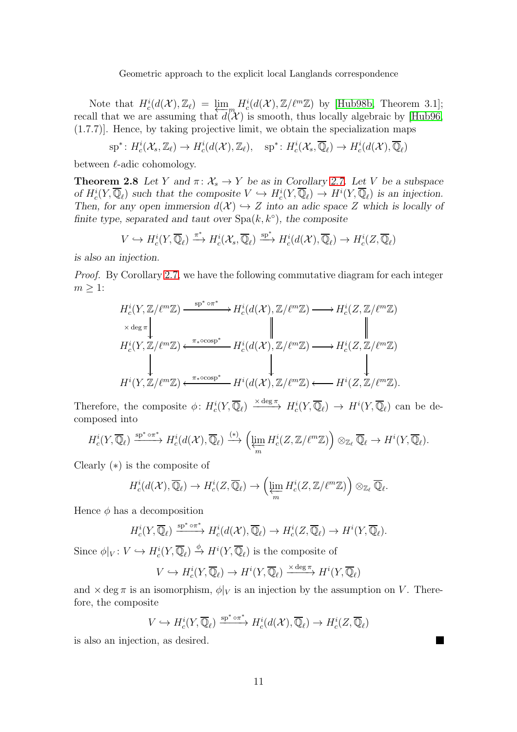Note that $H^i_c(d(\mathcal{X}), \mathbb{Z}_\ell) = \varprojlim_m H^i_c(d(\mathcal{X}), \mathbb{Z}/\ell^m\mathbb{Z})$ by [Hub98b, Theorem 3.1]; recall that we are assuming that $d(\mathcal{X})$ is smooth, thus locally algebraic by [Hub96, (1.7.7)]. Hence, by taking projective limit, we obtain the specialization maps

$$\mathrm{sp}^*\colon H^i_c(\mathcal{X}_s, \mathbb{Z}_\ell) \to H^i_c(d(\mathcal{X}), \mathbb{Z}_\ell), \quad \mathrm{sp}^*\colon H^i_c(\mathcal{X}_s, \overline{\mathbb{Q}}_\ell) \to H^i_c(d(\mathcal{X}), \overline{\mathbb{Q}}_\ell)$$

between $\ell$-adic cohomology.

**Theorem 2.8** *Let $Y$ and $\pi\colon \mathcal{X}_s \to Y$ be as in Corollary 2.7. Let $V$ be a subspace of $H^i_c(Y, \overline{\mathbb{Q}}_\ell)$ such that the composite $V \hookrightarrow H^i_c(Y, \overline{\mathbb{Q}}_\ell) \to H^i(Y, \overline{\mathbb{Q}}_\ell)$ is an injection. Then, for any open immersion $d(\mathcal{X}) \hookrightarrow Z$ into an adic space $Z$ which is locally of finite type, separated and taut over $\mathrm{Spa}(k, k^\circ)$, the composite*

$$V \hookrightarrow H^i_c(Y, \overline{\mathbb{Q}}_\ell) \xrightarrow{\pi^*} H^i_c(\mathcal{X}_s, \overline{\mathbb{Q}}_\ell) \xrightarrow{\mathrm{sp}^*} H^i_c(d(\mathcal{X}), \overline{\mathbb{Q}}_\ell) \to H^i_c(Z, \overline{\mathbb{Q}}_\ell)$$

*is also an injection.*

*Proof.* By Corollary 2.7, we have the following commutative diagram for each integer $m \geq 1$:

$$\begin{array}{ccccc}
H^i_c(Y, \mathbb{Z}/\ell^m\mathbb{Z}) & \xrightarrow{\mathrm{sp}^* \circ \pi^*} & H^i_c(d(\mathcal{X}), \mathbb{Z}/\ell^m\mathbb{Z}) & \longrightarrow & H^i_c(Z, \mathbb{Z}/\ell^m\mathbb{Z}) \\
\downarrow {\scriptstyle \times \deg \pi} & & \| & & \| \\
H^i_c(Y, \mathbb{Z}/\ell^m\mathbb{Z}) & \xleftarrow{\pi_* \circ \mathrm{cosp}^*} & H^i_c(d(\mathcal{X}), \mathbb{Z}/\ell^m\mathbb{Z}) & \longrightarrow & H^i_c(Z, \mathbb{Z}/\ell^m\mathbb{Z}) \\
\downarrow & & \downarrow & & \downarrow \\
H^i(Y, \mathbb{Z}/\ell^m\mathbb{Z}) & \xleftarrow{\pi_* \circ \mathrm{cosp}^*} & H^i(d(\mathcal{X}), \mathbb{Z}/\ell^m\mathbb{Z}) & \longleftarrow & H^i(Z, \mathbb{Z}/\ell^m\mathbb{Z}).
\end{array}$$

Therefore, the composite $\phi\colon H^i_c(Y, \overline{\mathbb{Q}}_\ell) \xrightarrow{\times \deg \pi} H^i_c(Y, \overline{\mathbb{Q}}_\ell) \to H^i(Y, \overline{\mathbb{Q}}_\ell)$ can be decomposed into

$$H^i_c(Y, \overline{\mathbb{Q}}_\ell) \xrightarrow{\mathrm{sp}^* \circ \pi^*} H^i_c(d(\mathcal{X}), \overline{\mathbb{Q}}_\ell) \xrightarrow{(*)} \Big(\varprojlim_m H^i_c(Z, \mathbb{Z}/\ell^m\mathbb{Z})\Big) \otimes_{\mathbb{Z}_\ell} \overline{\mathbb{Q}}_\ell \to H^i(Y, \overline{\mathbb{Q}}_\ell).$$

Clearly $(*)$ is the composite of

$$H^i_c(d(\mathcal{X}), \overline{\mathbb{Q}}_\ell) \to H^i_c(Z, \overline{\mathbb{Q}}_\ell) \to \Big(\varprojlim_m H^i_c(Z, \mathbb{Z}/\ell^m\mathbb{Z})\Big) \otimes_{\mathbb{Z}_\ell} \overline{\mathbb{Q}}_\ell.$$

Hence $\phi$ has a decomposition

$$H^i_c(Y, \overline{\mathbb{Q}}_\ell) \xrightarrow{\mathrm{sp}^* \circ \pi^*} H^i_c(d(\mathcal{X}), \overline{\mathbb{Q}}_\ell) \to H^i_c(Z, \overline{\mathbb{Q}}_\ell) \to H^i(Y, \overline{\mathbb{Q}}_\ell).$$

Since $\phi|_V\colon V \hookrightarrow H^i_c(Y, \overline{\mathbb{Q}}_\ell) \xrightarrow{\phi} H^i(Y, \overline{\mathbb{Q}}_\ell)$ is the composite of

$$V \hookrightarrow H^i_c(Y, \overline{\mathbb{Q}}_\ell) \to H^i(Y, \overline{\mathbb{Q}}_\ell) \xrightarrow{\times \deg \pi} H^i(Y, \overline{\mathbb{Q}}_\ell)$$

and $\times \deg \pi$ is an isomorphism, $\phi|_V$ is an injection by the assumption on $V$. Therefore, the composite

$$V \hookrightarrow H^i_c(Y, \overline{\mathbb{Q}}_\ell) \xrightarrow{\mathrm{sp}^* \circ \pi^*} H^i_c(d(\mathcal{X}), \overline{\mathbb{Q}}_\ell) \to H^i_c(Z, \overline{\mathbb{Q}}_\ell)$$

is also an injection, as desired. ■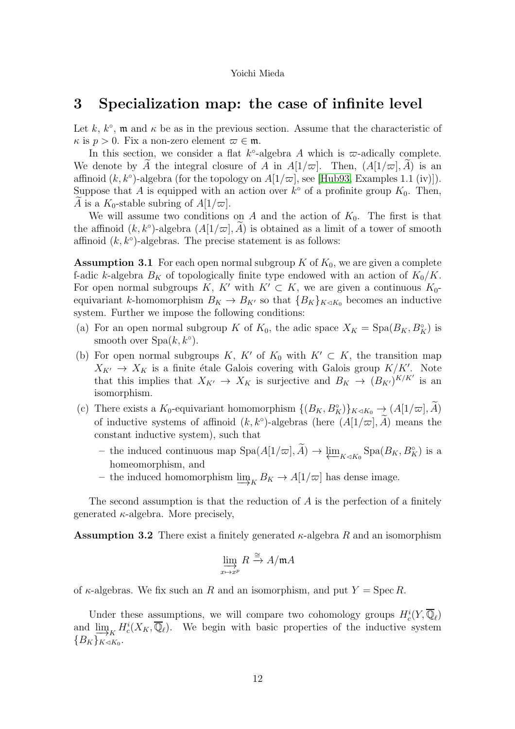# 3 Specialization map: the case of infinite level

Let $k$, $k^\circ$, $\mathfrak{m}$ and $\kappa$ be as in the previous section. Assume that the characteristic of $\kappa$ is $p > 0$. Fix a non-zero element $\varpi \in \mathfrak{m}$.

In this section, we consider a flat $k^\circ$-algebra $A$ which is $\varpi$-adically complete. We denote by $\widetilde{A}$ the integral closure of $A$ in $A[1/\varpi]$. Then, $(A[1/\varpi], \widetilde{A})$ is an affinoid $(k, k^\circ)$-algebra (for the topology on $A[1/\varpi]$, see [Hub93, Examples 1.1 (iv)]). Suppose that $A$ is equipped with an action over $k^\circ$ of a profinite group $K_0$. Then, $\widetilde{A}$ is a $K_0$-stable subring of $A[1/\varpi]$.

We will assume two conditions on $A$ and the action of $K_0$. The first is that the affinoid $(k, k^\circ)$-algebra $(A[1/\varpi], \widetilde{A})$ is obtained as a limit of a tower of smooth affinoid $(k, k^\circ)$-algebras. The precise statement is as follows:

**Assumption 3.1** For each open normal subgroup $K$ of $K_0$, we are given a complete f-adic $k$-algebra $B_K$ of topologically finite type endowed with an action of $K_0/K$. For open normal subgroups $K$, $K'$ with $K' \subset K$, we are given a continuous $K_0$-equivariant $k$-homomorphism $B_K \to B_{K'}$ so that $\{B_K\}_{K \lhd K_0}$ becomes an inductive system. Further we impose the following conditions:

(a) For an open normal subgroup $K$ of $K_0$, the adic space $X_K = \operatorname{Spa}(B_K, B_K^\circ)$ is smooth over $\operatorname{Spa}(k, k^\circ)$.

(b) For open normal subgroups $K$, $K'$ of $K_0$ with $K' \subset K$, the transition map $X_{K'} \to X_K$ is a finite étale Galois covering with Galois group $K/K'$. Note that this implies that $X_{K'} \to X_K$ is surjective and $B_K \to (B_{K'})^{K/K'}$ is an isomorphism.

(c) There exists a $K_0$-equivariant homomorphism $\{(B_K, B_K^\circ)\}_{K \lhd K_0} \to (A[1/\varpi], \widetilde{A})$ of inductive systems of affinoid $(k, k^\circ)$-algebras (here $(A[1/\varpi], \widetilde{A})$ means the constant inductive system), such that

– the induced continuous map $\operatorname{Spa}(A[1/\varpi], \widetilde{A}) \to \varprojlim_{K \lhd K_0} \operatorname{Spa}(B_K, B_K^\circ)$ is a homeomorphism, and

– the induced homomorphism $\varinjlim_K B_K \to A[1/\varpi]$ has dense image.

The second assumption is that the reduction of $A$ is the perfection of a finitely generated $\kappa$-algebra. More precisely,

**Assumption 3.2** There exist a finitely generated $\kappa$-algebra $R$ and an isomorphism

$$\varinjlim_{x \mapsto x^p} R \xrightarrow{\cong} A/\mathfrak{m}A$$

of $\kappa$-algebras. We fix such an $R$ and an isomorphism, and put $Y = \operatorname{Spec} R$.

Under these assumptions, we will compare two cohomology groups $H_c^i(Y, \overline{\mathbb{Q}}_\ell)$ and $\varinjlim_K H_c^i(X_K, \overline{\mathbb{Q}}_\ell)$. We begin with basic properties of the inductive system $\{B_K\}_{K \lhd K_0}$.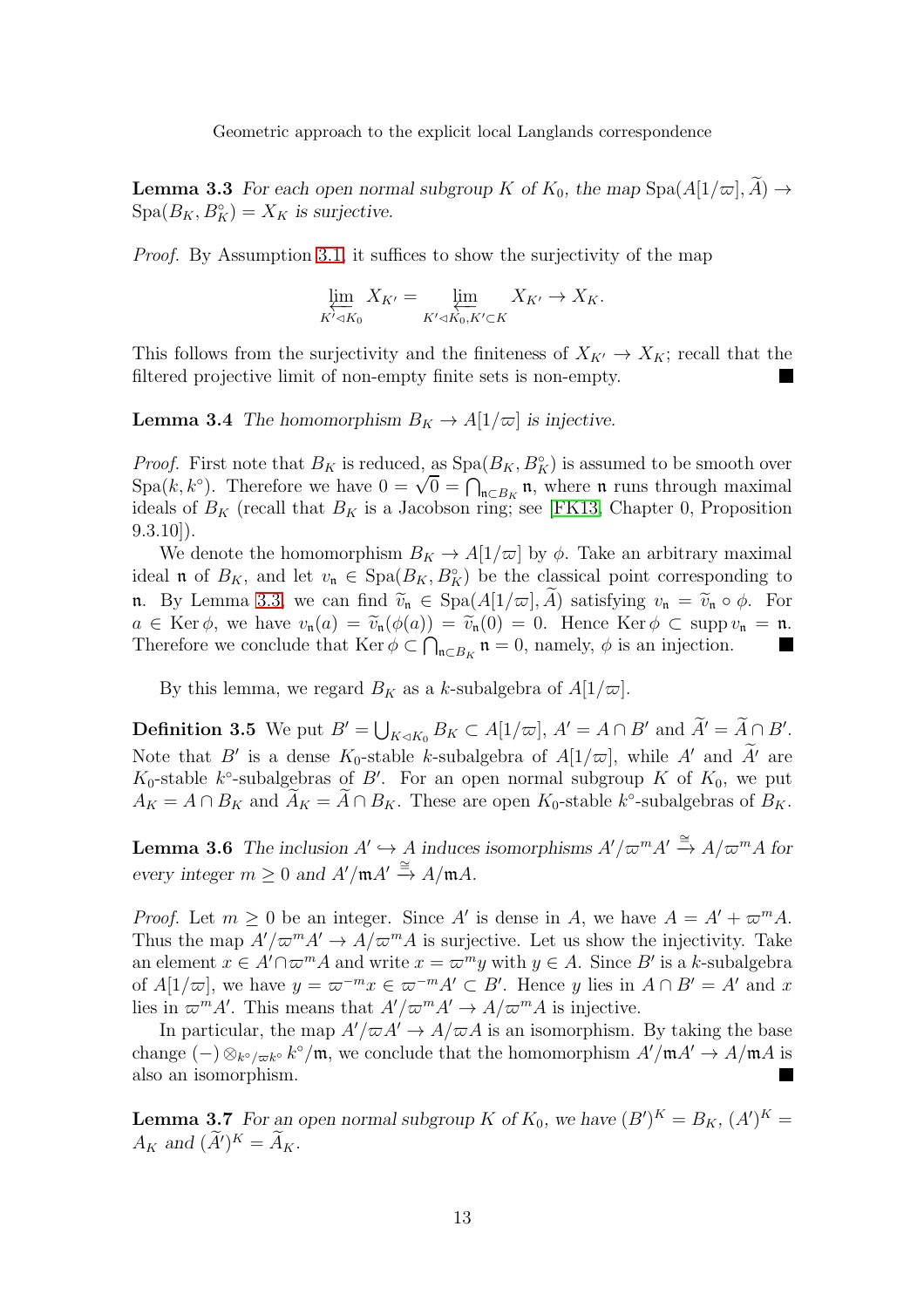**Lemma 3.3** *For each open normal subgroup $K$ of $K_0$, the map $\operatorname{Spa}(A[1/\varpi], \widetilde{A}) \to \operatorname{Spa}(B_K, B_K^\circ) = X_K$ is surjective.*

*Proof.* By Assumption 3.1, it suffices to show the surjectivity of the map

$$\varprojlim_{K' \lhd K_0} X_{K'} = \varprojlim_{K' \lhd K_0, K' \subset K} X_{K'} \to X_K.$$

This follows from the surjectivity and the finiteness of $X_{K'} \to X_K$; recall that the filtered projective limit of non-empty finite sets is non-empty. ■

**Lemma 3.4** *The homomorphism $B_K \to A[1/\varpi]$ is injective.*

*Proof.* First note that $B_K$ is reduced, as $\operatorname{Spa}(B_K, B_K^\circ)$ is assumed to be smooth over $\operatorname{Spa}(k, k^\circ)$. Therefore we have $0 = \sqrt{0} = \bigcap_{\mathfrak{n} \subset B_K} \mathfrak{n}$, where $\mathfrak{n}$ runs through maximal ideals of $B_K$ (recall that $B_K$ is a Jacobson ring; see [FK13, Chapter 0, Proposition 9.3.10]).

We denote the homomorphism $B_K \to A[1/\varpi]$ by $\phi$. Take an arbitrary maximal ideal $\mathfrak{n}$ of $B_K$, and let $v_\mathfrak{n} \in \operatorname{Spa}(B_K, B_K^\circ)$ be the classical point corresponding to $\mathfrak{n}$. By Lemma 3.3, we can find $\widetilde{v}_\mathfrak{n} \in \operatorname{Spa}(A[1/\varpi], \widetilde{A})$ satisfying $v_\mathfrak{n} = \widetilde{v}_\mathfrak{n} \circ \phi$. For $a \in \operatorname{Ker} \phi$, we have $v_\mathfrak{n}(a) = \widetilde{v}_\mathfrak{n}(\phi(a)) = \widetilde{v}_\mathfrak{n}(0) = 0$. Hence $\operatorname{Ker} \phi \subset \operatorname{supp} v_\mathfrak{n} = \mathfrak{n}$. Therefore we conclude that $\operatorname{Ker} \phi \subset \bigcap_{\mathfrak{n} \subset B_K} \mathfrak{n} = 0$, namely, $\phi$ is an injection. ■

By this lemma, we regard $B_K$ as a $k$-subalgebra of $A[1/\varpi]$.

**Definition 3.5** We put $B' = \bigcup_{K \lhd K_0} B_K \subset A[1/\varpi]$, $A' = A \cap B'$ and $\widetilde{A}' = \widetilde{A} \cap B'$. Note that $B'$ is a dense $K_0$-stable $k$-subalgebra of $A[1/\varpi]$, while $A'$ and $\widetilde{A}'$ are $K_0$-stable $k^\circ$-subalgebras of $B'$. For an open normal subgroup $K$ of $K_0$, we put $A_K = A \cap B_K$ and $\widetilde{A}_K = \widetilde{A} \cap B_K$. These are open $K_0$-stable $k^\circ$-subalgebras of $B_K$.

**Lemma 3.6** *The inclusion $A' \hookrightarrow A$ induces isomorphisms $A'/\varpi^m A' \xrightarrow{\cong} A/\varpi^m A$ for every integer $m \geq 0$ and $A'/\mathfrak{m}A' \xrightarrow{\cong} A/\mathfrak{m}A$.*

*Proof.* Let $m \geq 0$ be an integer. Since $A'$ is dense in $A$, we have $A = A' + \varpi^m A$. Thus the map $A'/\varpi^m A' \to A/\varpi^m A$ is surjective. Let us show the injectivity. Take an element $x \in A' \cap \varpi^m A$ and write $x = \varpi^m y$ with $y \in A$. Since $B'$ is a $k$-subalgebra of $A[1/\varpi]$, we have $y = \varpi^{-m} x \in \varpi^{-m} A' \subset B'$. Hence $y$ lies in $A \cap B' = A'$ and $x$ lies in $\varpi^m A'$. This means that $A'/\varpi^m A' \to A/\varpi^m A$ is injective.

In particular, the map $A'/\varpi A' \to A/\varpi A$ is an isomorphism. By taking the base change $(-) \otimes_{k^\circ/\varpi k^\circ} k^\circ/\mathfrak{m}$, we conclude that the homomorphism $A'/\mathfrak{m}A' \to A/\mathfrak{m}A$ is also an isomorphism. ■

**Lemma 3.7** *For an open normal subgroup $K$ of $K_0$, we have $(B')^K = B_K$, $(A')^K = A_K$ and $(\widetilde{A}')^K = \widetilde{A}_K$.*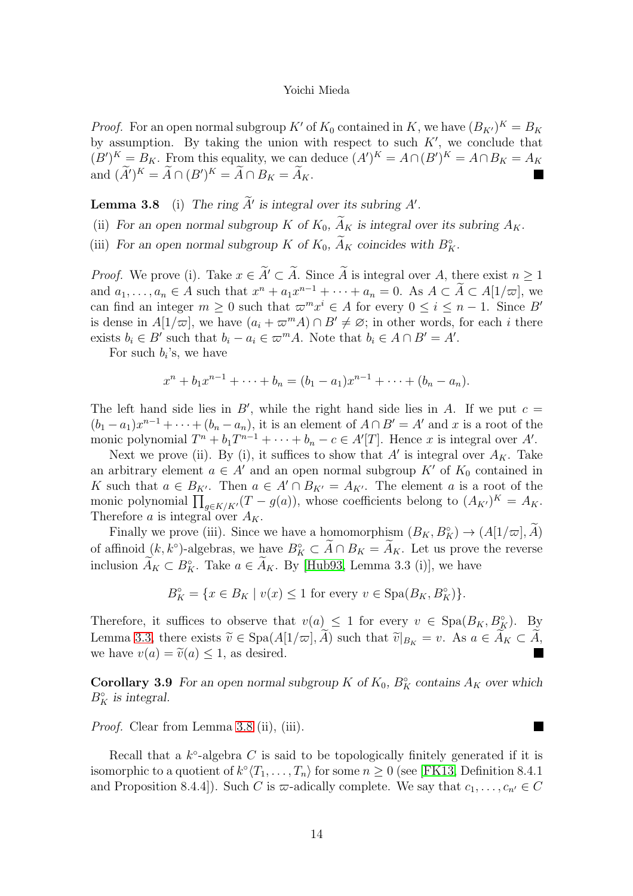*Proof.* For an open normal subgroup $K'$ of $K_0$ contained in $K$, we have $(B_{K'})^K = B_K$ by assumption. By taking the union with respect to such $K'$, we conclude that $(B')^K = B_K$. From this equality, we can deduce $(A')^K = A \cap (B')^K = A \cap B_K = A_K$ and $(\widetilde{A}')^K = \widetilde{A} \cap (B')^K = \widetilde{A} \cap B_K = \widetilde{A}_K$. ■

**Lemma 3.8** (i) *The ring $\widetilde{A}'$ is integral over its subring $A'$.*

(ii) *For an open normal subgroup $K$ of $K_0$, $\widetilde{A}_K$ is integral over its subring $A_K$.*

(iii) *For an open normal subgroup $K$ of $K_0$, $\widetilde{A}_K$ coincides with $B_K^\circ$.*

*Proof.* We prove (i). Take $x \in \widetilde{A}' \subset \widetilde{A}$. Since $\widetilde{A}$ is integral over $A$, there exist $n \geq 1$ and $a_1, \ldots, a_n \in A$ such that $x^n + a_1 x^{n-1} + \cdots + a_n = 0$. As $A \subset \widetilde{A} \subset A[1/\varpi]$, we can find an integer $m \geq 0$ such that $\varpi^m x^i \in A$ for every $0 \leq i \leq n-1$. Since $B'$ is dense in $A[1/\varpi]$, we have $(a_i + \varpi^m A) \cap B' \neq \varnothing$; in other words, for each $i$ there exists $b_i \in B'$ such that $b_i - a_i \in \varpi^m A$. Note that $b_i \in A \cap B' = A'$.

For such $b_i$'s, we have

$$x^n + b_1 x^{n-1} + \cdots + b_n = (b_1 - a_1)x^{n-1} + \cdots + (b_n - a_n).$$

The left hand side lies in $B'$, while the right hand side lies in $A$. If we put $c = (b_1 - a_1)x^{n-1} + \cdots + (b_n - a_n)$, it is an element of $A \cap B' = A'$ and $x$ is a root of the monic polynomial $T^n + b_1 T^{n-1} + \cdots + b_n - c \in A'[T]$. Hence $x$ is integral over $A'$.

Next we prove (ii). By (i), it suffices to show that $A'$ is integral over $A_K$. Take an arbitrary element $a \in A'$ and an open normal subgroup $K'$ of $K_0$ contained in $K$ such that $a \in B_{K'}$. Then $a \in A' \cap B_{K'} = A_{K'}$. The element $a$ is a root of the monic polynomial $\prod_{g \in K/K'}(T - g(a))$, whose coefficients belong to $(A_{K'})^K = A_K$. Therefore $a$ is integral over $A_K$.

Finally we prove (iii). Since we have a homomorphism $(B_K, B_K^\circ) \to (A[1/\varpi], \widetilde{A})$ of affinoid $(k, k^\circ)$-algebras, we have $B_K^\circ \subset \widetilde{A} \cap B_K = \widetilde{A}_K$. Let us prove the reverse inclusion $\widetilde{A}_K \subset B_K^\circ$. Take $a \in \widetilde{A}_K$. By [Hub93, Lemma 3.3 (i)], we have

$$B_K^\circ = \{x \in B_K \mid v(x) \leq 1 \text{ for every } v \in \operatorname{Spa}(B_K, B_K^\circ)\}.$$

Therefore, it suffices to observe that $v(a) \leq 1$ for every $v \in \operatorname{Spa}(B_K, B_K^\circ)$. By Lemma 3.3, there exists $\widetilde{v} \in \operatorname{Spa}(A[1/\varpi], \widetilde{A})$ such that $\widetilde{v}|_{B_K} = v$. As $a \in \widetilde{A}_K \subset \widetilde{A}$, we have $v(a) = \widetilde{v}(a) \leq 1$, as desired. ■

**Corollary 3.9** *For an open normal subgroup $K$ of $K_0$, $B_K^\circ$ contains $A_K$ over which $B_K^\circ$ is integral.*

*Proof.* Clear from Lemma 3.8 (ii), (iii). ■

Recall that a $k^\circ$-algebra $C$ is said to be topologically finitely generated if it is isomorphic to a quotient of $k^\circ\langle T_1, \ldots, T_n\rangle$ for some $n \geq 0$ (see [FK13, Definition 8.4.1 and Proposition 8.4.4]). Such $C$ is $\varpi$-adically complete. We say that $c_1, \ldots, c_{n'} \in C$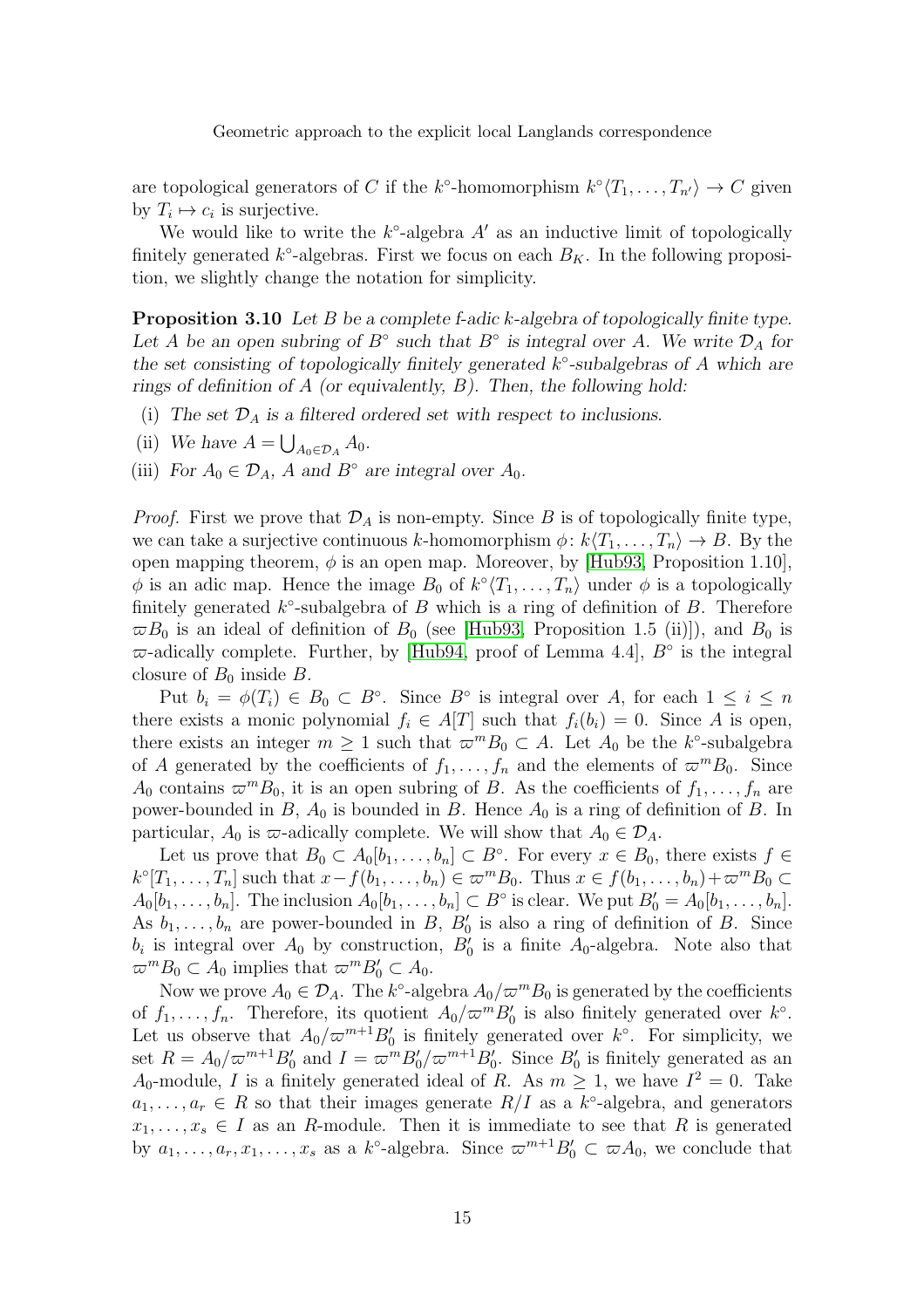are topological generators of $C$ if the $k^\circ$-homomorphism $k^\circ\langle T_1, \ldots, T_{n'}\rangle \to C$ given by $T_i \mapsto c_i$ is surjective.

We would like to write the $k^\circ$-algebra $A'$ as an inductive limit of topologically finitely generated $k^\circ$-algebras. First we focus on each $B_K$. In the following proposition, we slightly change the notation for simplicity.

**Proposition 3.10** *Let $B$ be a complete f-adic $k$-algebra of topologically finite type. Let $A$ be an open subring of $B^\circ$ such that $B^\circ$ is integral over $A$. We write $\mathcal{D}_A$ for the set consisting of topologically finitely generated $k^\circ$-subalgebras of $A$ which are rings of definition of $A$ (or equivalently, $B$). Then, the following hold:*

(i) *The set $\mathcal{D}_A$ is a filtered ordered set with respect to inclusions.*

(ii) *We have $A = \bigcup_{A_0 \in \mathcal{D}_A} A_0$.*

(iii) *For $A_0 \in \mathcal{D}_A$, $A$ and $B^\circ$ are integral over $A_0$.*

*Proof.* First we prove that $\mathcal{D}_A$ is non-empty. Since $B$ is of topologically finite type, we can take a surjective continuous $k$-homomorphism $\phi\colon k\langle T_1, \ldots, T_n\rangle \to B$. By the open mapping theorem, $\phi$ is an open map. Moreover, by [Hub93, Proposition 1.10], $\phi$ is an adic map. Hence the image $B_0$ of $k^\circ\langle T_1, \ldots, T_n\rangle$ under $\phi$ is a topologically finitely generated $k^\circ$-subalgebra of $B$ which is a ring of definition of $B$. Therefore $\varpi B_0$ is an ideal of definition of $B_0$ (see [Hub93, Proposition 1.5 (ii)]), and $B_0$ is $\varpi$-adically complete. Further, by [Hub94, proof of Lemma 4.4], $B^\circ$ is the integral closure of $B_0$ inside $B$.

Put $b_i = \phi(T_i) \in B_0 \subset B^\circ$. Since $B^\circ$ is integral over $A$, for each $1 \leq i \leq n$ there exists a monic polynomial $f_i \in A[T]$ such that $f_i(b_i) = 0$. Since $A$ is open, there exists an integer $m \geq 1$ such that $\varpi^m B_0 \subset A$. Let $A_0$ be the $k^\circ$-subalgebra of $A$ generated by the coefficients of $f_1, \ldots, f_n$ and the elements of $\varpi^m B_0$. Since $A_0$ contains $\varpi^m B_0$, it is an open subring of $B$. As the coefficients of $f_1, \ldots, f_n$ are power-bounded in $B$, $A_0$ is bounded in $B$. Hence $A_0$ is a ring of definition of $B$. In particular, $A_0$ is $\varpi$-adically complete. We will show that $A_0 \in \mathcal{D}_A$.

Let us prove that $B_0 \subset A_0[b_1, \ldots, b_n] \subset B^\circ$. For every $x \in B_0$, there exists $f \in k^\circ[T_1, \ldots, T_n]$ such that $x - f(b_1, \ldots, b_n) \in \varpi^m B_0$. Thus $x \in f(b_1, \ldots, b_n) + \varpi^m B_0 \subset A_0[b_1, \ldots, b_n]$. The inclusion $A_0[b_1, \ldots, b_n] \subset B^\circ$ is clear. We put $B_0' = A_0[b_1, \ldots, b_n]$. As $b_1, \ldots, b_n$ are power-bounded in $B$, $B_0'$ is also a ring of definition of $B$. Since $b_i$ is integral over $A_0$ by construction, $B_0'$ is a finite $A_0$-algebra. Note also that $\varpi^m B_0 \subset A_0$ implies that $\varpi^m B_0' \subset A_0$.

Now we prove $A_0 \in \mathcal{D}_A$. The $k^\circ$-algebra $A_0/\varpi^m B_0$ is generated by the coefficients of $f_1, \ldots, f_n$. Therefore, its quotient $A_0/\varpi^m B_0'$ is also finitely generated over $k^\circ$. Let us observe that $A_0/\varpi^{m+1} B_0'$ is finitely generated over $k^\circ$. For simplicity, we set $R = A_0/\varpi^{m+1} B_0'$ and $I = \varpi^m B_0'/\varpi^{m+1} B_0'$. Since $B_0'$ is finitely generated as an $A_0$-module, $I$ is a finitely generated ideal of $R$. As $m \geq 1$, we have $I^2 = 0$. Take $a_1, \ldots, a_r \in R$ so that their images generate $R/I$ as a $k^\circ$-algebra, and generators $x_1, \ldots, x_s \in I$ as an $R$-module. Then it is immediate to see that $R$ is generated by $a_1, \ldots, a_r, x_1, \ldots, x_s$ as a $k^\circ$-algebra. Since $\varpi^{m+1} B_0' \subset \varpi A_0$, we conclude that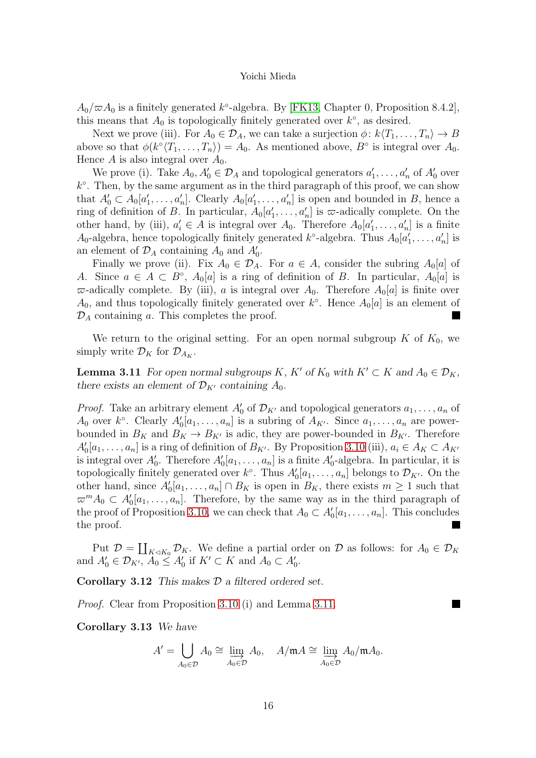$A_0/\varpi A_0$ is a finitely generated $k^\circ$-algebra. By [FK13, Chapter 0, Proposition 8.4.2], this means that $A_0$ is topologically finitely generated over $k^\circ$, as desired.

Next we prove (iii). For $A_0 \in \mathcal{D}_A$, we can take a surjection $\phi\colon k\langle T_1,\ldots,T_n\rangle \to B$ above so that $\phi(k^\circ\langle T_1,\ldots,T_n\rangle) = A_0$. As mentioned above, $B^\circ$ is integral over $A_0$. Hence $A$ is also integral over $A_0$.

We prove (i). Take $A_0, A_0' \in \mathcal{D}_A$ and topological generators $a_1',\ldots,a_n'$ of $A_0'$ over $k^\circ$. Then, by the same argument as in the third paragraph of this proof, we can show that $A_0' \subset A_0[a_1',\ldots,a_n']$. Clearly $A_0[a_1',\ldots,a_n']$ is open and bounded in $B$, hence a ring of definition of $B$. In particular, $A_0[a_1',\ldots,a_n']$ is $\varpi$-adically complete. On the other hand, by (iii), $a_i' \in A$ is integral over $A_0$. Therefore $A_0[a_1',\ldots,a_n']$ is a finite $A_0$-algebra, hence topologically finitely generated $k^\circ$-algebra. Thus $A_0[a_1',\ldots,a_n']$ is an element of $\mathcal{D}_A$ containing $A_0$ and $A_0'$.

Finally we prove (ii). Fix $A_0 \in \mathcal{D}_A$. For $a \in A$, consider the subring $A_0[a]$ of $A$. Since $a \in A \subset B^\circ$, $A_0[a]$ is a ring of definition of $B$. In particular, $A_0[a]$ is $\varpi$-adically complete. By (iii), $a$ is integral over $A_0$. Therefore $A_0[a]$ is finite over $A_0$, and thus topologically finitely generated over $k^\circ$. Hence $A_0[a]$ is an element of $\mathcal{D}_A$ containing $a$. This completes the proof. ∎

We return to the original setting. For an open normal subgroup $K$ of $K_0$, we simply write $\mathcal{D}_K$ for $\mathcal{D}_{A_K}$.

**Lemma 3.11** *For open normal subgroups $K$, $K'$ of $K_0$ with $K' \subset K$ and $A_0 \in \mathcal{D}_K$, there exists an element of $\mathcal{D}_{K'}$ containing $A_0$.*

*Proof.* Take an arbitrary element $A_0'$ of $\mathcal{D}_{K'}$ and topological generators $a_1,\ldots,a_n$ of $A_0$ over $k^\circ$. Clearly $A_0'[a_1,\ldots,a_n]$ is a subring of $A_{K'}$. Since $a_1,\ldots,a_n$ are power-bounded in $B_K$ and $B_K \to B_{K'}$ is adic, they are power-bounded in $B_{K'}$. Therefore $A_0'[a_1,\ldots,a_n]$ is a ring of definition of $B_{K'}$. By Proposition 3.10 (iii), $a_i \in A_K \subset A_{K'}$ is integral over $A_0'$. Therefore $A_0'[a_1,\ldots,a_n]$ is a finite $A_0'$-algebra. In particular, it is topologically finitely generated over $k^\circ$. Thus $A_0'[a_1,\ldots,a_n]$ belongs to $\mathcal{D}_{K'}$. On the other hand, since $A_0'[a_1,\ldots,a_n] \cap B_K$ is open in $B_K$, there exists $m \geq 1$ such that $\varpi^m A_0 \subset A_0'[a_1,\ldots,a_n]$. Therefore, by the same way as in the third paragraph of the proof of Proposition 3.10, we can check that $A_0 \subset A_0'[a_1,\ldots,a_n]$. This concludes the proof. ∎

Put $\mathcal{D} = \coprod_{K \lhd K_0} \mathcal{D}_K$. We define a partial order on $\mathcal{D}$ as follows: for $A_0 \in \mathcal{D}_K$ and $A_0' \in \mathcal{D}_{K'}$, $A_0 \leq A_0'$ if $K' \subset K$ and $A_0 \subset A_0'$.

**Corollary 3.12** *This makes $\mathcal{D}$ a filtered ordered set.*

*Proof.* Clear from Proposition 3.10 (i) and Lemma 3.11. ∎

**Corollary 3.13** *We have*

$$A' = \bigcup_{A_0 \in \mathcal{D}} A_0 \cong \varinjlim_{A_0 \in \mathcal{D}} A_0, \quad A/\mathfrak{m}A \cong \varinjlim_{A_0 \in \mathcal{D}} A_0/\mathfrak{m}A_0.$$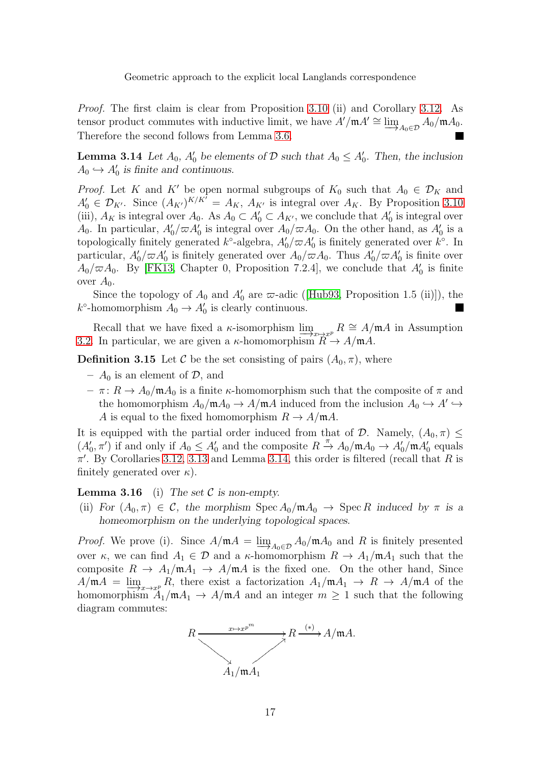*Proof.* The first claim is clear from Proposition 3.10 (ii) and Corollary 3.12. As tensor product commutes with inductive limit, we have $A'/\mathfrak{m}A' \cong \varinjlim_{A_0 \in \mathcal{D}} A_0/\mathfrak{m}A_0$. Therefore the second follows from Lemma 3.6. ■

**Lemma 3.14** *Let $A_0$, $A_0'$ be elements of $\mathcal{D}$ such that $A_0 \leq A_0'$. Then, the inclusion $A_0 \hookrightarrow A_0'$ is finite and continuous.*

*Proof.* Let $K$ and $K'$ be open normal subgroups of $K_0$ such that $A_0 \in \mathcal{D}_K$ and $A_0' \in \mathcal{D}_{K'}$. Since $(A_{K'})^{K/K'} = A_K$, $A_{K'}$ is integral over $A_K$. By Proposition 3.10 (iii), $A_K$ is integral over $A_0$. As $A_0 \subset A_0' \subset A_{K'}$, we conclude that $A_0'$ is integral over $A_0$. In particular, $A_0'/\varpi A_0'$ is integral over $A_0/\varpi A_0$. On the other hand, as $A_0'$ is a topologically finitely generated $k^\circ$-algebra, $A_0'/\varpi A_0'$ is finitely generated over $k^\circ$. In particular, $A_0'/\varpi A_0'$ is finitely generated over $A_0/\varpi A_0$. Thus $A_0'/\varpi A_0'$ is finite over $A_0/\varpi A_0$. By [FK13, Chapter 0, Proposition 7.2.4], we conclude that $A_0'$ is finite over $A_0$.

Since the topology of $A_0$ and $A_0'$ are $\varpi$-adic ([Hub93, Proposition 1.5 (ii)]), the $k^\circ$-homomorphism $A_0 \to A_0'$ is clearly continuous. ■

Recall that we have fixed a $\kappa$-isomorphism $\varinjlim_{x \mapsto x^p} R \cong A/\mathfrak{m}A$ in Assumption 3.2. In particular, we are given a $\kappa$-homomorphism $R \to A/\mathfrak{m}A$.

**Definition 3.15** Let $\mathcal{C}$ be the set consisting of pairs $(A_0, \pi)$, where

- $A_0$ is an element of $\mathcal{D}$, and
- $\pi\colon R \to A_0/\mathfrak{m}A_0$ is a finite $\kappa$-homomorphism such that the composite of $\pi$ and the homomorphism $A_0/\mathfrak{m}A_0 \to A/\mathfrak{m}A$ induced from the inclusion $A_0 \hookrightarrow A' \hookrightarrow A$ is equal to the fixed homomorphism $R \to A/\mathfrak{m}A$.

It is equipped with the partial order induced from that of $\mathcal{D}$. Namely, $(A_0, \pi) \leq (A_0', \pi')$ if and only if $A_0 \leq A_0'$ and the composite $R \xrightarrow{\pi} A_0/\mathfrak{m}A_0 \to A_0'/\mathfrak{m}A_0'$ equals $\pi'$. By Corollaries 3.12, 3.13 and Lemma 3.14, this order is filtered (recall that $R$ is finitely generated over $\kappa$).

**Lemma 3.16** (i) *The set $\mathcal{C}$ is non-empty.*

(ii) *For $(A_0, \pi) \in \mathcal{C}$, the morphism $\operatorname{Spec} A_0/\mathfrak{m}A_0 \to \operatorname{Spec} R$ induced by $\pi$ is a homeomorphism on the underlying topological spaces.*

*Proof.* We prove (i). Since $A/\mathfrak{m}A = \varinjlim_{A_0 \in \mathcal{D}} A_0/\mathfrak{m}A_0$ and $R$ is finitely presented over $\kappa$, we can find $A_1 \in \mathcal{D}$ and a $\kappa$-homomorphism $R \to A_1/\mathfrak{m}A_1$ such that the composite $R \to A_1/\mathfrak{m}A_1 \to A/\mathfrak{m}A$ is the fixed one. On the other hand, Since $A/\mathfrak{m}A = \varinjlim_{x \to x^p} R$, there exist a factorization $A_1/\mathfrak{m}A_1 \to R \to A/\mathfrak{m}A$ of the homomorphism $A_1/\mathfrak{m}A_1 \to A/\mathfrak{m}A$ and an integer $m \geq 1$ such that the following diagram commutes:

$$\begin{array}{ccccc} R & \xrightarrow{x \mapsto x^{p^m}} & R & \xrightarrow{(*)} & A/\mathfrak{m}A. \\ & \searrow & \nearrow & & \\ & & A_1/\mathfrak{m}A_1 & & \end{array}$$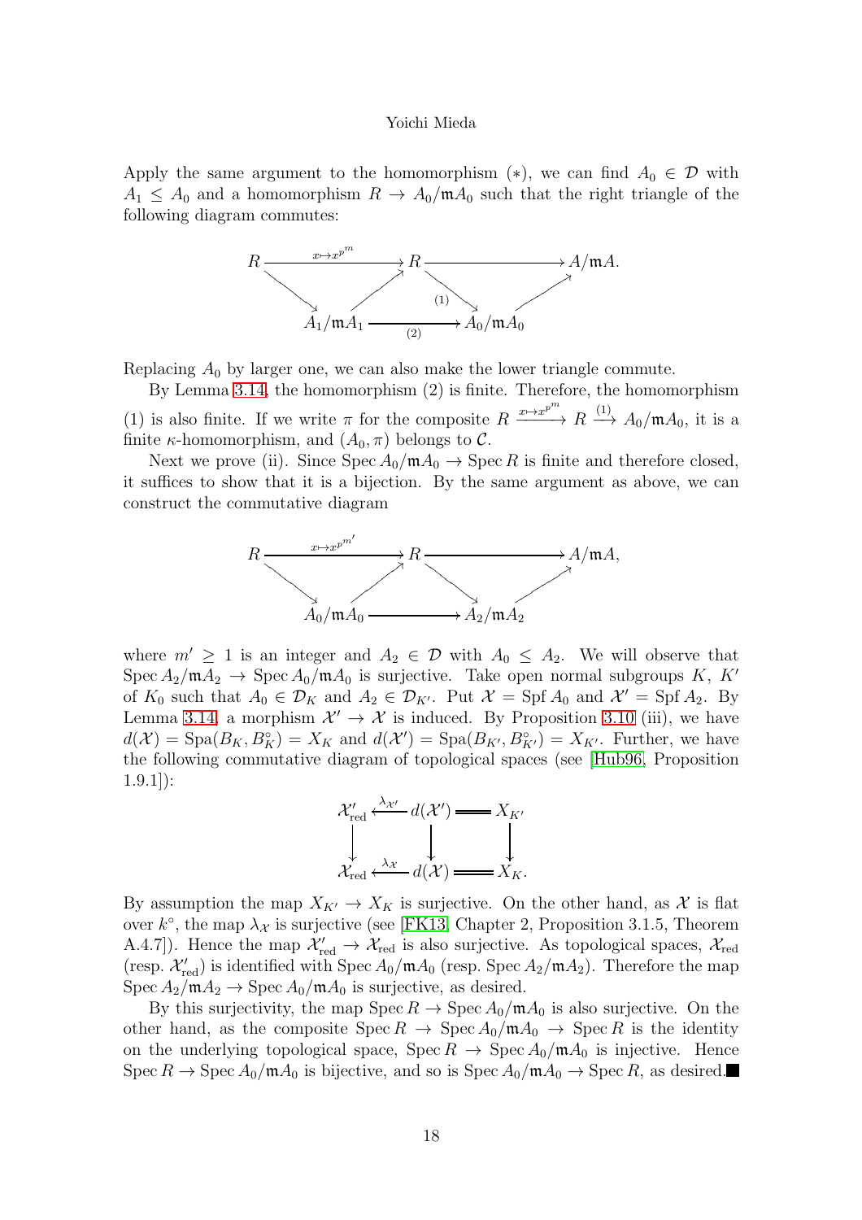Apply the same argument to the homomorphism $(*)$, we can find $A_0 \in \mathcal{D}$ with $A_1 \leq A_0$ and a homomorphism $R \to A_0/\mathfrak{m}A_0$ such that the right triangle of the following diagram commutes:

$$
\begin{array}{ccccc}
R & \xrightarrow{x \mapsto x^{p^m}} & R & \longrightarrow & A/\mathfrak{m}A. \\
& \searrow \quad \nearrow & & \overset{(1)}{\searrow} \quad \nearrow & \\
& A_1/\mathfrak{m}A_1 & \xrightarrow[(2)]{} & A_0/\mathfrak{m}A_0 &
\end{array}
$$

Replacing $A_0$ by larger one, we can also make the lower triangle commute.

By Lemma 3.14, the homomorphism (2) is finite. Therefore, the homomorphism (1) is also finite. If we write $\pi$ for the composite $R \xrightarrow{x \mapsto x^{p^m}} R \xrightarrow{(1)} A_0/\mathfrak{m}A_0$, it is a finite $\kappa$-homomorphism, and $(A_0, \pi)$ belongs to $\mathcal{C}$.

Next we prove (ii). Since $\operatorname{Spec} A_0/\mathfrak{m}A_0 \to \operatorname{Spec} R$ is finite and therefore closed, it suffices to show that it is a bijection. By the same argument as above, we can construct the commutative diagram

$$
\begin{array}{ccccc}
R & \xrightarrow{x \mapsto x^{p^{m'}}} & R & \longrightarrow & A/\mathfrak{m}A, \\
& \searrow \quad \nearrow & & \searrow \quad \nearrow & \\
& A_0/\mathfrak{m}A_0 & \longrightarrow & A_2/\mathfrak{m}A_2 &
\end{array}
$$

where $m' \geq 1$ is an integer and $A_2 \in \mathcal{D}$ with $A_0 \leq A_2$. We will observe that $\operatorname{Spec} A_2/\mathfrak{m}A_2 \to \operatorname{Spec} A_0/\mathfrak{m}A_0$ is surjective. Take open normal subgroups $K$, $K'$ of $K_0$ such that $A_0 \in \mathcal{D}_K$ and $A_2 \in \mathcal{D}_{K'}$. Put $\mathcal{X} = \operatorname{Spf} A_0$ and $\mathcal{X}' = \operatorname{Spf} A_2$. By Lemma 3.14, a morphism $\mathcal{X}' \to \mathcal{X}$ is induced. By Proposition 3.10 (iii), we have $d(\mathcal{X}) = \operatorname{Spa}(B_K, B_K^\circ) = X_K$ and $d(\mathcal{X}') = \operatorname{Spa}(B_{K'}, B_{K'}^\circ) = X_{K'}$. Further, we have the following commutative diagram of topological spaces (see [Hub96, Proposition 1.9.1]):

$$
\begin{array}{ccccc}
\mathcal{X}'_{\mathrm{red}} & \xleftarrow{\lambda_{\mathcal{X}'}} & d(\mathcal{X}') & = & X_{K'} \\
\downarrow & & \downarrow & & \downarrow \\
\mathcal{X}_{\mathrm{red}} & \xleftarrow{\lambda_{\mathcal{X}}} & d(\mathcal{X}) & = & X_K.
\end{array}
$$

By assumption the map $X_{K'} \to X_K$ is surjective. On the other hand, as $\mathcal{X}$ is flat over $k^\circ$, the map $\lambda_{\mathcal{X}}$ is surjective (see [FK13, Chapter 2, Proposition 3.1.5, Theorem A.4.7]). Hence the map $\mathcal{X}'_{\mathrm{red}} \to \mathcal{X}_{\mathrm{red}}$ is also surjective. As topological spaces, $\mathcal{X}_{\mathrm{red}}$ (resp. $\mathcal{X}'_{\mathrm{red}}$) is identified with $\operatorname{Spec} A_0/\mathfrak{m}A_0$ (resp. $\operatorname{Spec} A_2/\mathfrak{m}A_2$). Therefore the map $\operatorname{Spec} A_2/\mathfrak{m}A_2 \to \operatorname{Spec} A_0/\mathfrak{m}A_0$ is surjective, as desired.

By this surjectivity, the map $\operatorname{Spec} R \to \operatorname{Spec} A_0/\mathfrak{m}A_0$ is also surjective. On the other hand, as the composite $\operatorname{Spec} R \to \operatorname{Spec} A_0/\mathfrak{m}A_0 \to \operatorname{Spec} R$ is the identity on the underlying topological space, $\operatorname{Spec} R \to \operatorname{Spec} A_0/\mathfrak{m}A_0$ is injective. Hence $\operatorname{Spec} R \to \operatorname{Spec} A_0/\mathfrak{m}A_0$ is bijective, and so is $\operatorname{Spec} A_0/\mathfrak{m}A_0 \to \operatorname{Spec} R$, as desired. ∎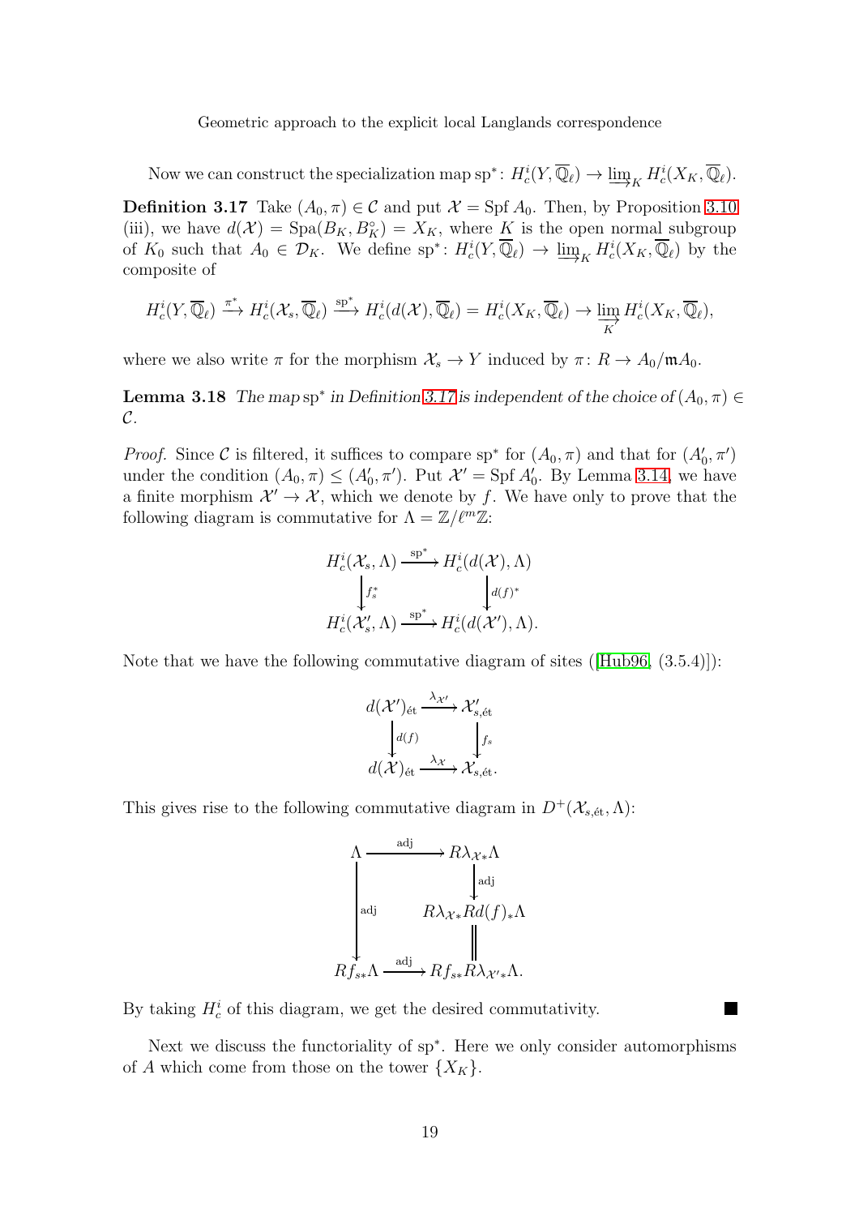Now we can construct the specialization map $\mathrm{sp}^*\colon H^i_c(Y,\overline{\mathbb{Q}}_\ell)\to \varinjlim_K H^i_c(X_K,\overline{\mathbb{Q}}_\ell)$.

**Definition 3.17** Take $(A_0,\pi)\in\mathcal{C}$ and put $\mathcal{X}=\operatorname{Spf} A_0$. Then, by Proposition 3.10 (iii), we have $d(\mathcal{X})=\operatorname{Spa}(B_K,B_K^\circ)=X_K$, where $K$ is the open normal subgroup of $K_0$ such that $A_0\in\mathcal{D}_K$. We define $\mathrm{sp}^*\colon H^i_c(Y,\overline{\mathbb{Q}}_\ell)\to \varinjlim_K H^i_c(X_K,\overline{\mathbb{Q}}_\ell)$ by the composite of

$$H^i_c(Y,\overline{\mathbb{Q}}_\ell)\xrightarrow{\pi^*}H^i_c(\mathcal{X}_s,\overline{\mathbb{Q}}_\ell)\xrightarrow{\mathrm{sp}^*}H^i_c(d(\mathcal{X}),\overline{\mathbb{Q}}_\ell)=H^i_c(X_K,\overline{\mathbb{Q}}_\ell)\to\varinjlim_K H^i_c(X_K,\overline{\mathbb{Q}}_\ell),$$

where we also write $\pi$ for the morphism $\mathcal{X}_s\to Y$ induced by $\pi\colon R\to A_0/\mathfrak{m}A_0$.

**Lemma 3.18** *The map* $\mathrm{sp}^*$ *in Definition 3.17 is independent of the choice of* $(A_0,\pi)\in\mathcal{C}$.

*Proof.* Since $\mathcal{C}$ is filtered, it suffices to compare $\mathrm{sp}^*$ for $(A_0,\pi)$ and that for $(A_0',\pi')$ under the condition $(A_0,\pi)\le(A_0',\pi')$. Put $\mathcal{X}'=\operatorname{Spf} A_0'$. By Lemma 3.14, we have a finite morphism $\mathcal{X}'\to\mathcal{X}$, which we denote by $f$. We have only to prove that the following diagram is commutative for $\Lambda=\mathbb{Z}/\ell^m\mathbb{Z}$:

$$\begin{array}{ccc}
H^i_c(\mathcal{X}_s,\Lambda) & \xrightarrow{\mathrm{sp}^*} & H^i_c(d(\mathcal{X}),\Lambda)\\
\big\downarrow{\scriptstyle f_s^*} & & \big\downarrow{\scriptstyle d(f)^*}\\
H^i_c(\mathcal{X}'_s,\Lambda) & \xrightarrow{\mathrm{sp}^*} & H^i_c(d(\mathcal{X}'),\Lambda).
\end{array}$$

Note that we have the following commutative diagram of sites ([Hub96, (3.5.4)]):

$$\begin{array}{ccc}
d(\mathcal{X}')_{\text{ét}} & \xrightarrow{\lambda_{\mathcal{X}'}} & \mathcal{X}'_{s,\text{ét}}\\
\big\downarrow{\scriptstyle d(f)} & & \big\downarrow{\scriptstyle f_s}\\
d(\mathcal{X})_{\text{ét}} & \xrightarrow{\lambda_{\mathcal{X}}} & \mathcal{X}_{s,\text{ét}}.
\end{array}$$

This gives rise to the following commutative diagram in $D^+(\mathcal{X}_{s,\text{ét}},\Lambda)$:

$$\begin{array}{ccc}
\Lambda & \xrightarrow{\mathrm{adj}} & R\lambda_{\mathcal{X}*}\Lambda\\
 & & \big\downarrow{\scriptstyle \mathrm{adj}}\\
\big\downarrow{\scriptstyle \mathrm{adj}} & & R\lambda_{\mathcal{X}*}Rd(f)_*\Lambda\\
 & & \|\\
Rf_{s*}\Lambda & \xrightarrow{\mathrm{adj}} & Rf_{s*}R\lambda_{\mathcal{X}'*}\Lambda.
\end{array}$$

By taking $H^i_c$ of this diagram, we get the desired commutativity. ■

Next we discuss the functoriality of $\mathrm{sp}^*$. Here we only consider automorphisms of $A$ which come from those on the tower $\{X_K\}$.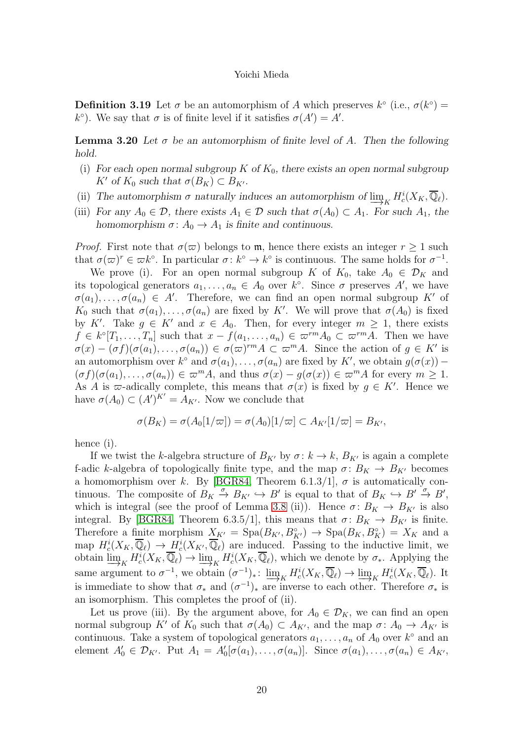**Definition 3.19** Let $\sigma$ be an automorphism of $A$ which preserves $k^\circ$ (i.e., $\sigma(k^\circ) = k^\circ$). We say that $\sigma$ is of finite level if it satisfies $\sigma(A') = A'$.

**Lemma 3.20** *Let $\sigma$ be an automorphism of finite level of $A$. Then the following hold.*

- (i) *For each open normal subgroup $K$ of $K_0$, there exists an open normal subgroup $K'$ of $K_0$ such that $\sigma(B_K) \subset B_{K'}$.*
- (ii) *The automorphism $\sigma$ naturally induces an automorphism of $\varinjlim_K H^i_c(X_K, \overline{\mathbb{Q}}_\ell)$.*
- (iii) *For any $A_0 \in \mathcal{D}$, there exists $A_1 \in \mathcal{D}$ such that $\sigma(A_0) \subset A_1$. For such $A_1$, the homomorphism $\sigma\colon A_0 \to A_1$ is finite and continuous.*

*Proof.* First note that $\sigma(\varpi)$ belongs to $\mathfrak{m}$, hence there exists an integer $r \geq 1$ such that $\sigma(\varpi)^r \in \varpi k^\circ$. In particular $\sigma\colon k^\circ \to k^\circ$ is continuous. The same holds for $\sigma^{-1}$.

We prove (i). For an open normal subgroup $K$ of $K_0$, take $A_0 \in \mathcal{D}_K$ and its topological generators $a_1, \ldots, a_n \in A_0$ over $k^\circ$. Since $\sigma$ preserves $A'$, we have $\sigma(a_1), \ldots, \sigma(a_n) \in A'$. Therefore, we can find an open normal subgroup $K'$ of $K_0$ such that $\sigma(a_1), \ldots, \sigma(a_n)$ are fixed by $K'$. We will prove that $\sigma(A_0)$ is fixed by $K'$. Take $g \in K'$ and $x \in A_0$. Then, for every integer $m \geq 1$, there exists $f \in k^\circ[T_1, \ldots, T_n]$ such that $x - f(a_1, \ldots, a_n) \in \varpi^{rm} A_0 \subset \varpi^{rm} A$. Then we have $\sigma(x) - (\sigma f)(\sigma(a_1), \ldots, \sigma(a_n)) \in \sigma(\varpi)^{rm} A \subset \varpi^m A$. Since the action of $g \in K'$ is an automorphism over $k^\circ$ and $\sigma(a_1), \ldots, \sigma(a_n)$ are fixed by $K'$, we obtain $g(\sigma(x)) - (\sigma f)(\sigma(a_1), \ldots, \sigma(a_n)) \in \varpi^m A$, and thus $\sigma(x) - g(\sigma(x)) \in \varpi^m A$ for every $m \geq 1$. As $A$ is $\varpi$-adically complete, this means that $\sigma(x)$ is fixed by $g \in K'$. Hence we have $\sigma(A_0) \subset (A')^{K'} = A_{K'}$. Now we conclude that

$$\sigma(B_K) = \sigma(A_0[1/\varpi]) = \sigma(A_0)[1/\varpi] \subset A_{K'}[1/\varpi] = B_{K'},$$

hence (i).

If we twist the $k$-algebra structure of $B_{K'}$ by $\sigma\colon k \to k$, $B_{K'}$ is again a complete f-adic $k$-algebra of topologically finite type, and the map $\sigma\colon B_K \to B_{K'}$ becomes a homomorphism over $k$. By [BGR84, Theorem 6.1.3/1], $\sigma$ is automatically continuous. The composite of $B_K \xrightarrow{\sigma} B_{K'} \hookrightarrow B'$ is equal to that of $B_K \hookrightarrow B' \xrightarrow{\sigma} B'$, which is integral (see the proof of Lemma 3.8 (ii)). Hence $\sigma\colon B_K \to B_{K'}$ is also integral. By [BGR84, Theorem 6.3.5/1], this means that $\sigma\colon B_K \to B_{K'}$ is finite. Therefore a finite morphism $X_{K'} = \operatorname{Spa}(B_{K'}, B^\circ_{K'}) \to \operatorname{Spa}(B_K, B^\circ_K) = X_K$ and a map $H^i_c(X_K, \overline{\mathbb{Q}}_\ell) \to H^i_c(X_{K'}, \overline{\mathbb{Q}}_\ell)$ are induced. Passing to the inductive limit, we obtain $\varinjlim_K H^i_c(X_K, \overline{\mathbb{Q}}_\ell) \to \varinjlim_K H^i_c(X_K, \overline{\mathbb{Q}}_\ell)$, which we denote by $\sigma_*$. Applying the same argument to $\sigma^{-1}$, we obtain $(\sigma^{-1})_*\colon \varinjlim_K H^i_c(X_K, \overline{\mathbb{Q}}_\ell) \to \varinjlim_K H^i_c(X_K, \overline{\mathbb{Q}}_\ell)$. It is immediate to show that $\sigma_*$ and $(\sigma^{-1})_*$ are inverse to each other. Therefore $\sigma_*$ is an isomorphism. This completes the proof of (ii).

Let us prove (iii). By the argument above, for $A_0 \in \mathcal{D}_K$, we can find an open normal subgroup $K'$ of $K_0$ such that $\sigma(A_0) \subset A_{K'}$, and the map $\sigma\colon A_0 \to A_{K'}$ is continuous. Take a system of topological generators $a_1, \ldots, a_n$ of $A_0$ over $k^\circ$ and an element $A'_0 \in \mathcal{D}_{K'}$. Put $A_1 = A'_0[\sigma(a_1), \ldots, \sigma(a_n)]$. Since $\sigma(a_1), \ldots, \sigma(a_n) \in A_{K'}$,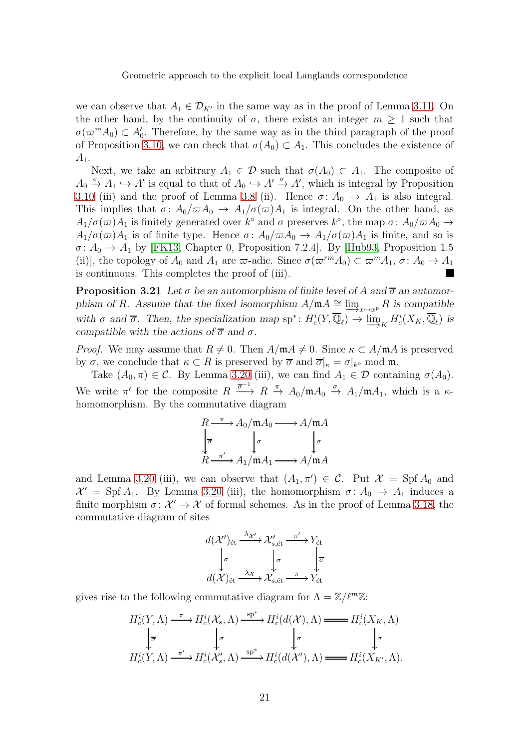we can observe that $A_1 \in \mathcal{D}_{K'}$ in the same way as in the proof of Lemma 3.11. On the other hand, by the continuity of $\sigma$, there exists an integer $m \geq 1$ such that $\sigma(\varpi^m A_0) \subset A'_0$. Therefore, by the same way as in the third paragraph of the proof of Proposition 3.10, we can check that $\sigma(A_0) \subset A_1$. This concludes the existence of $A_1$.

Next, we take an arbitrary $A_1 \in \mathcal{D}$ such that $\sigma(A_0) \subset A_1$. The composite of $A_0 \xrightarrow{\sigma} A_1 \hookrightarrow A'$ is equal to that of $A_0 \hookrightarrow A' \xrightarrow{\sigma} A'$, which is integral by Proposition 3.10 (iii) and the proof of Lemma 3.8 (ii). Hence $\sigma \colon A_0 \to A_1$ is also integral. This implies that $\sigma \colon A_0/\varpi A_0 \to A_1/\sigma(\varpi)A_1$ is integral. On the other hand, as $A_1/\sigma(\varpi)A_1$ is finitely generated over $k^\circ$ and $\sigma$ preserves $k^\circ$, the map $\sigma \colon A_0/\varpi A_0 \to A_1/\sigma(\varpi)A_1$ is of finite type. Hence $\sigma \colon A_0/\varpi A_0 \to A_1/\sigma(\varpi)A_1$ is finite, and so is $\sigma \colon A_0 \to A_1$ by [FK13, Chapter 0, Proposition 7.2.4]. By [Hub93, Proposition 1.5 (ii)], the topology of $A_0$ and $A_1$ are $\varpi$-adic. Since $\sigma(\varpi^{rm} A_0) \subset \varpi^m A_1$, $\sigma \colon A_0 \to A_1$ is continuous. This completes the proof of (iii). ∎

**Proposition 3.21** *Let $\sigma$ be an automorphism of finite level of $A$ and $\overline{\sigma}$ an automorphism of $R$. Assume that the fixed isomorphism $A/\mathfrak{m}A \cong \varinjlim_{x\mapsto x^p} R$ is compatible with $\sigma$ and $\overline{\sigma}$. Then, the specialization map $\mathrm{sp}^*\colon H^i_c(Y,\overline{\mathbb{Q}}_\ell) \to \varinjlim_K H^i_c(X_K,\overline{\mathbb{Q}}_\ell)$ is compatible with the actions of $\overline{\sigma}$ and $\sigma$.*

*Proof.* We may assume that $R \neq 0$. Then $A/\mathfrak{m}A \neq 0$. Since $\kappa \subset A/\mathfrak{m}A$ is preserved by $\sigma$, we conclude that $\kappa \subset R$ is preserved by $\overline{\sigma}$ and $\overline{\sigma}|_\kappa = \sigma|_{k^\circ} \bmod \mathfrak{m}$.

Take $(A_0,\pi) \in \mathcal{C}$. By Lemma 3.20 (iii), we can find $A_1 \in \mathcal{D}$ containing $\sigma(A_0)$. We write $\pi'$ for the composite $R \xrightarrow{\overline{\sigma}^{-1}} R \xrightarrow{\pi} A_0/\mathfrak{m}A_0 \xrightarrow{\sigma} A_1/\mathfrak{m}A_1$, which is a $\kappa$-homomorphism. By the commutative diagram

$$\begin{array}{ccccc} R & \xrightarrow{\pi} & A_0/\mathfrak{m}A_0 & \longrightarrow & A/\mathfrak{m}A \\ \downarrow{\scriptstyle \overline{\sigma}} & & \downarrow{\scriptstyle \sigma} & & \downarrow{\scriptstyle \sigma} \\ R & \xrightarrow{\pi'} & A_1/\mathfrak{m}A_1 & \longrightarrow & A/\mathfrak{m}A \end{array}$$

and Lemma 3.20 (iii), we can observe that $(A_1,\pi') \in \mathcal{C}$. Put $\mathcal{X} = \operatorname{Spf} A_0$ and $\mathcal{X}' = \operatorname{Spf} A_1$. By Lemma 3.20 (iii), the homomorphism $\sigma \colon A_0 \to A_1$ induces a finite morphism $\sigma \colon \mathcal{X}' \to \mathcal{X}$ of formal schemes. As in the proof of Lemma 3.18, the commutative diagram of sites

$$\begin{array}{ccccc} d(\mathcal{X}')_{\text{ét}} & \xrightarrow{\lambda_{\mathcal{X}'}} & \mathcal{X}'_{s,\text{ét}} & \xrightarrow{\pi'} & Y_{\text{ét}} \\ \downarrow{\scriptstyle \sigma} & & \downarrow{\scriptstyle \sigma} & & \downarrow{\scriptstyle \overline{\sigma}} \\ d(\mathcal{X})_{\text{ét}} & \xrightarrow{\lambda_{\mathcal{X}}} & \mathcal{X}_{s,\text{ét}} & \xrightarrow{\pi} & Y_{\text{ét}} \end{array}$$

gives rise to the following commutative diagram for $\Lambda = \mathbb{Z}/\ell^m\mathbb{Z}$:

$$\begin{array}{ccccccc} H^i_c(Y,\Lambda) & \xrightarrow{\pi} & H^i_c(\mathcal{X}_s,\Lambda) & \xrightarrow{\mathrm{sp}^*} & H^i_c(d(\mathcal{X}),\Lambda) & = & H^i_c(X_K,\Lambda) \\ \downarrow{\scriptstyle \overline{\sigma}} & & \downarrow{\scriptstyle \sigma} & & \downarrow{\scriptstyle \sigma} & & \downarrow{\scriptstyle \sigma} \\ H^i_c(Y,\Lambda) & \xrightarrow{\pi'} & H^i_c(\mathcal{X}'_s,\Lambda) & \xrightarrow{\mathrm{sp}^*} & H^i_c(d(\mathcal{X}'),\Lambda) & = & H^i_c(X_{K'},\Lambda). \end{array}$$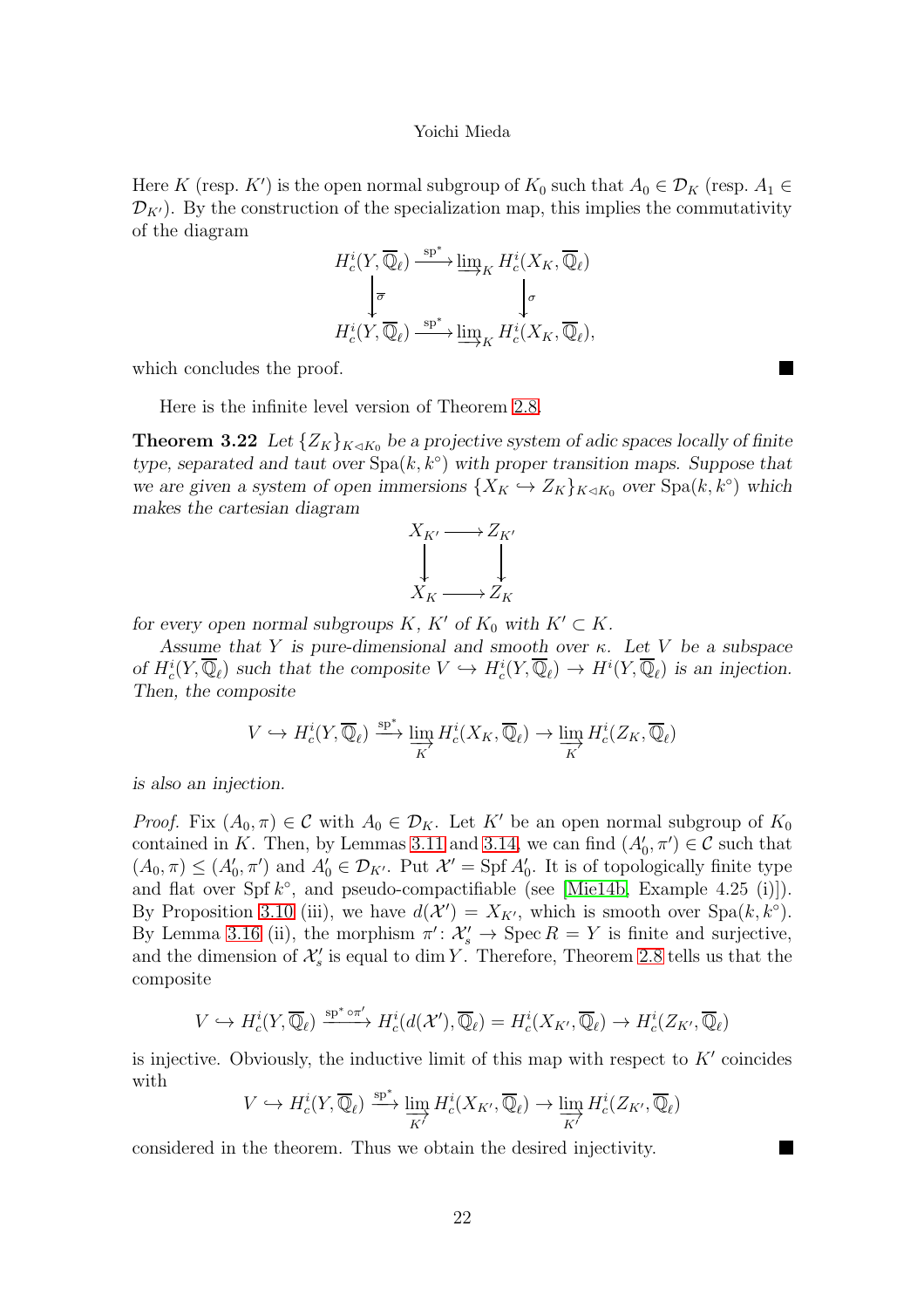Here $K$ (resp. $K'$) is the open normal subgroup of $K_0$ such that $A_0 \in \mathcal{D}_K$ (resp. $A_1 \in \mathcal{D}_{K'}$). By the construction of the specialization map, this implies the commutativity of the diagram

$$\begin{array}{ccc} H^i_c(Y, \overline{\mathbb{Q}}_\ell) & \xrightarrow{\mathrm{sp}^*} & \varinjlim_K H^i_c(X_K, \overline{\mathbb{Q}}_\ell) \\ \downarrow{\scriptstyle \overline{\sigma}} & & \downarrow{\scriptstyle \sigma} \\ H^i_c(Y, \overline{\mathbb{Q}}_\ell) & \xrightarrow{\mathrm{sp}^*} & \varinjlim_K H^i_c(X_K, \overline{\mathbb{Q}}_\ell), \end{array}$$

which concludes the proof. ■

Here is the infinite level version of Theorem 2.8.

**Theorem 3.22** *Let $\{Z_K\}_{K \lhd K_0}$ be a projective system of adic spaces locally of finite type, separated and taut over $\mathrm{Spa}(k, k^\circ)$ with proper transition maps. Suppose that we are given a system of open immersions $\{X_K \hookrightarrow Z_K\}_{K \lhd K_0}$ over $\mathrm{Spa}(k, k^\circ)$ which makes the cartesian diagram*

$$\begin{array}{ccc} X_{K'} & \longrightarrow & Z_{K'} \\ \downarrow & & \downarrow \\ X_K & \longrightarrow & Z_K \end{array}$$

*for every open normal subgroups $K$, $K'$ of $K_0$ with $K' \subset K$.*

*Assume that $Y$ is pure-dimensional and smooth over $\kappa$. Let $V$ be a subspace of $H^i_c(Y, \overline{\mathbb{Q}}_\ell)$ such that the composite $V \hookrightarrow H^i_c(Y, \overline{\mathbb{Q}}_\ell) \to H^i(Y, \overline{\mathbb{Q}}_\ell)$ is an injection. Then, the composite*

$$V \hookrightarrow H^i_c(Y, \overline{\mathbb{Q}}_\ell) \xrightarrow{\mathrm{sp}^*} \varinjlim_K H^i_c(X_K, \overline{\mathbb{Q}}_\ell) \to \varinjlim_K H^i_c(Z_K, \overline{\mathbb{Q}}_\ell)$$

*is also an injection.*

*Proof.* Fix $(A_0, \pi) \in \mathcal{C}$ with $A_0 \in \mathcal{D}_K$. Let $K'$ be an open normal subgroup of $K_0$ contained in $K$. Then, by Lemmas 3.11 and 3.14, we can find $(A_0', \pi') \in \mathcal{C}$ such that $(A_0, \pi) \le (A_0', \pi')$ and $A_0' \in \mathcal{D}_{K'}$. Put $\mathcal{X}' = \mathrm{Spf}\, A_0'$. It is of topologically finite type and flat over $\mathrm{Spf}\, k^\circ$, and pseudo-compactifiable (see [Mie14b, Example 4.25 (i)]). By Proposition 3.10 (iii), we have $d(\mathcal{X}') = X_{K'}$, which is smooth over $\mathrm{Spa}(k, k^\circ)$. By Lemma 3.16 (ii), the morphism $\pi' \colon \mathcal{X}'_s \to \mathrm{Spec}\, R = Y$ is finite and surjective, and the dimension of $\mathcal{X}'_s$ is equal to $\dim Y$. Therefore, Theorem 2.8 tells us that the composite

$$V \hookrightarrow H^i_c(Y, \overline{\mathbb{Q}}_\ell) \xrightarrow{\mathrm{sp}^* \circ \pi'} H^i_c(d(\mathcal{X}'), \overline{\mathbb{Q}}_\ell) = H^i_c(X_{K'}, \overline{\mathbb{Q}}_\ell) \to H^i_c(Z_{K'}, \overline{\mathbb{Q}}_\ell)$$

is injective. Obviously, the inductive limit of this map with respect to $K'$ coincides with

$$V \hookrightarrow H^i_c(Y, \overline{\mathbb{Q}}_\ell) \xrightarrow{\mathrm{sp}^*} \varinjlim_{K'} H^i_c(X_{K'}, \overline{\mathbb{Q}}_\ell) \to \varinjlim_{K'} H^i_c(Z_{K'}, \overline{\mathbb{Q}}_\ell)$$

considered in the theorem. Thus we obtain the desired injectivity. ■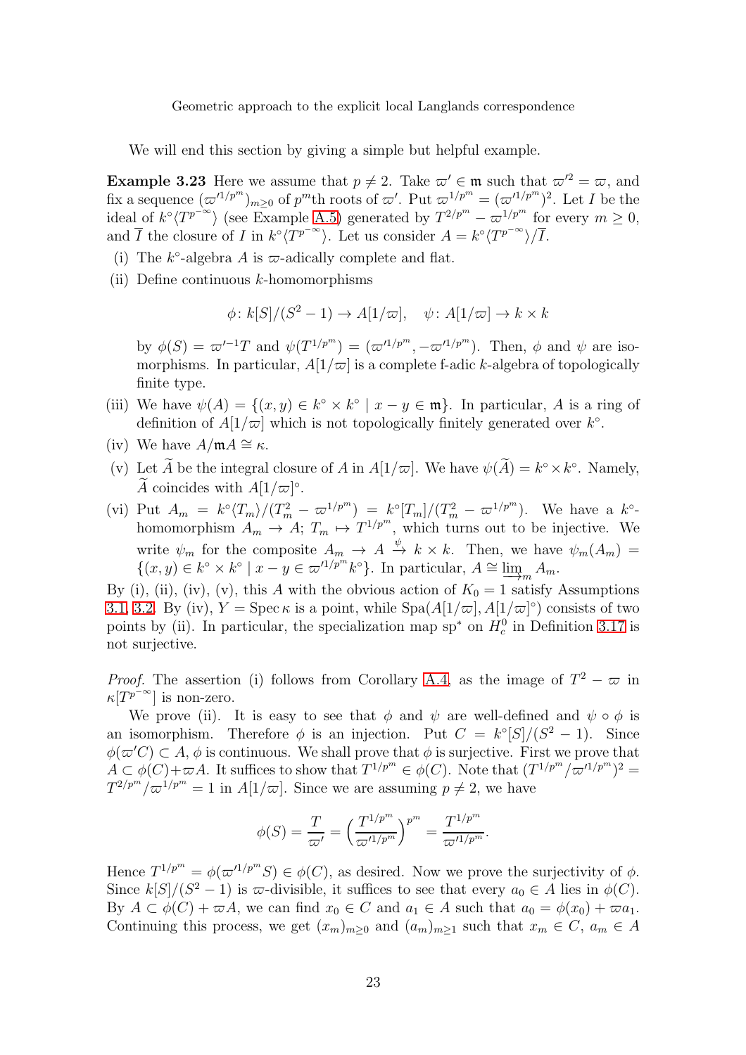We will end this section by giving a simple but helpful example.

**Example 3.23** Here we assume that $p \neq 2$. Take $\varpi' \in \mathfrak{m}$ such that $\varpi'^2 = \varpi$, and fix a sequence $(\varpi'^{1/p^m})_{m\geq 0}$ of $p^m$th roots of $\varpi'$. Put $\varpi^{1/p^m} = (\varpi'^{1/p^m})^2$. Let $I$ be the ideal of $k^\circ\langle T^{p^{-\infty}}\rangle$ (see Example A.5) generated by $T^{2/p^m} - \varpi^{1/p^m}$ for every $m \geq 0$, and $\overline{I}$ the closure of $I$ in $k^\circ\langle T^{p^{-\infty}}\rangle$. Let us consider $A = k^\circ\langle T^{p^{-\infty}}\rangle/\overline{I}$.

(i) The $k^\circ$-algebra $A$ is $\varpi$-adically complete and flat.

(ii) Define continuous $k$-homomorphisms

$$\phi\colon k[S]/(S^2-1) \to A[1/\varpi], \quad \psi\colon A[1/\varpi] \to k \times k$$

by $\phi(S) = \varpi'^{-1}T$ and $\psi(T^{1/p^m}) = (\varpi'^{1/p^m}, -\varpi'^{1/p^m})$. Then, $\phi$ and $\psi$ are isomorphisms. In particular, $A[1/\varpi]$ is a complete f-adic $k$-algebra of topologically finite type.

(iii) We have $\psi(A) = \{(x,y) \in k^\circ \times k^\circ \mid x - y \in \mathfrak{m}\}$. In particular, $A$ is a ring of definition of $A[1/\varpi]$ which is not topologically finitely generated over $k^\circ$.

(iv) We have $A/\mathfrak{m}A \cong \kappa$.

(v) Let $\widetilde{A}$ be the integral closure of $A$ in $A[1/\varpi]$. We have $\psi(\widetilde{A}) = k^\circ \times k^\circ$. Namely, $\widetilde{A}$ coincides with $A[1/\varpi]^\circ$.

(vi) Put $A_m = k^\circ\langle T_m\rangle/(T_m^2 - \varpi^{1/p^m}) = k^\circ[T_m]/(T_m^2 - \varpi^{1/p^m})$. We have a $k^\circ$-homomorphism $A_m \to A$; $T_m \mapsto T^{1/p^m}$, which turns out to be injective. We write $\psi_m$ for the composite $A_m \to A \xrightarrow{\psi} k \times k$. Then, we have $\psi_m(A_m) = \{(x,y) \in k^\circ \times k^\circ \mid x - y \in \varpi'^{1/p^m}k^\circ\}$. In particular, $A \cong \varinjlim_m A_m$.

By (i), (ii), (iv), (v), this $A$ with the obvious action of $K_0 = 1$ satisfy Assumptions 3.1, 3.2. By (iv), $Y = \operatorname{Spec}\kappa$ is a point, while $\operatorname{Spa}(A[1/\varpi], A[1/\varpi]^\circ)$ consists of two points by (ii). In particular, the specialization map $\mathrm{sp}^*$ on $H_c^0$ in Definition 3.17 is not surjective.

*Proof.* The assertion (i) follows from Corollary A.4, as the image of $T^2 - \varpi$ in $\kappa[T^{p^{-\infty}}]$ is non-zero.

We prove (ii). It is easy to see that $\phi$ and $\psi$ are well-defined and $\psi \circ \phi$ is an isomorphism. Therefore $\phi$ is an injection. Put $C = k^\circ[S]/(S^2-1)$. Since $\phi(\varpi' C) \subset A$, $\phi$ is continuous. We shall prove that $\phi$ is surjective. First we prove that $A \subset \phi(C) + \varpi A$. It suffices to show that $T^{1/p^m} \in \phi(C)$. Note that $(T^{1/p^m}/\varpi'^{1/p^m})^2 = T^{2/p^m}/\varpi^{1/p^m} = 1$ in $A[1/\varpi]$. Since we are assuming $p \neq 2$, we have

$$\phi(S) = \frac{T}{\varpi'} = \Bigl(\frac{T^{1/p^m}}{\varpi'^{1/p^m}}\Bigr)^{p^m} = \frac{T^{1/p^m}}{\varpi'^{1/p^m}}.$$

Hence $T^{1/p^m} = \phi(\varpi'^{1/p^m}S) \in \phi(C)$, as desired. Now we prove the surjectivity of $\phi$. Since $k[S]/(S^2-1)$ is $\varpi$-divisible, it suffices to see that every $a_0 \in A$ lies in $\phi(C)$. By $A \subset \phi(C) + \varpi A$, we can find $x_0 \in C$ and $a_1 \in A$ such that $a_0 = \phi(x_0) + \varpi a_1$. Continuing this process, we get $(x_m)_{m\geq 0}$ and $(a_m)_{m\geq 1}$ such that $x_m \in C$, $a_m \in A$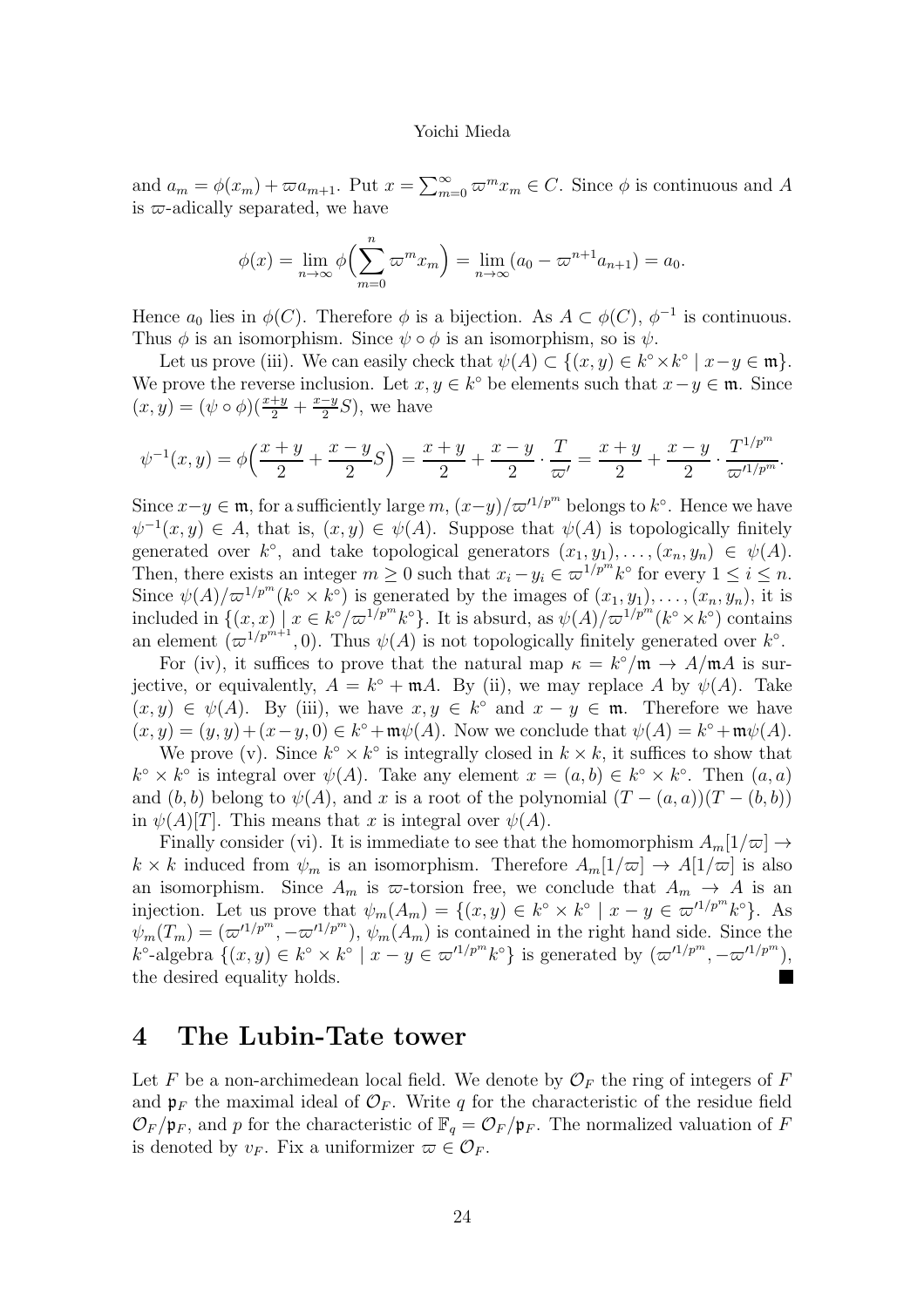and $a_m = \phi(x_m) + \varpi a_{m+1}$. Put $x = \sum_{m=0}^{\infty} \varpi^m x_m \in C$. Since $\phi$ is continuous and $A$ is $\varpi$-adically separated, we have

$$\phi(x) = \lim_{n\to\infty} \phi\Bigl(\sum_{m=0}^{n} \varpi^m x_m\Bigr) = \lim_{n\to\infty} (a_0 - \varpi^{n+1} a_{n+1}) = a_0.$$

Hence $a_0$ lies in $\phi(C)$. Therefore $\phi$ is a bijection. As $A \subset \phi(C)$, $\phi^{-1}$ is continuous. Thus $\phi$ is an isomorphism. Since $\psi \circ \phi$ is an isomorphism, so is $\psi$.

Let us prove (iii). We can easily check that $\psi(A) \subset \{(x,y) \in k^\circ \times k^\circ \mid x - y \in \mathfrak{m}\}$. We prove the reverse inclusion. Let $x, y \in k^\circ$ be elements such that $x - y \in \mathfrak{m}$. Since $(x,y) = (\psi \circ \phi)(\frac{x+y}{2} + \frac{x-y}{2}S)$, we have

$$\psi^{-1}(x,y) = \phi\Bigl(\frac{x+y}{2} + \frac{x-y}{2}S\Bigr) = \frac{x+y}{2} + \frac{x-y}{2} \cdot \frac{T}{\varpi'} = \frac{x+y}{2} + \frac{x-y}{2} \cdot \frac{T^{1/p^m}}{\varpi'^{1/p^m}}.$$

Since $x-y \in \mathfrak{m}$, for a sufficiently large $m$, $(x-y)/\varpi'^{1/p^m}$ belongs to $k^\circ$. Hence we have $\psi^{-1}(x,y) \in A$, that is, $(x,y) \in \psi(A)$. Suppose that $\psi(A)$ is topologically finitely generated over $k^\circ$, and take topological generators $(x_1, y_1), \ldots, (x_n, y_n) \in \psi(A)$. Then, there exists an integer $m \geq 0$ such that $x_i - y_i \in \varpi^{1/p^m} k^\circ$ for every $1 \leq i \leq n$. Since $\psi(A)/\varpi^{1/p^m}(k^\circ \times k^\circ)$ is generated by the images of $(x_1, y_1), \ldots, (x_n, y_n)$, it is included in $\{(x,x) \mid x \in k^\circ/\varpi^{1/p^m} k^\circ\}$. It is absurd, as $\psi(A)/\varpi^{1/p^m}(k^\circ \times k^\circ)$ contains an element $(\varpi^{1/p^{m+1}}, 0)$. Thus $\psi(A)$ is not topologically finitely generated over $k^\circ$.

For (iv), it suffices to prove that the natural map $\kappa = k^\circ/\mathfrak{m} \to A/\mathfrak{m}A$ is surjective, or equivalently, $A = k^\circ + \mathfrak{m}A$. By (ii), we may replace $A$ by $\psi(A)$. Take $(x,y) \in \psi(A)$. By (iii), we have $x, y \in k^\circ$ and $x - y \in \mathfrak{m}$. Therefore we have $(x,y) = (y,y) + (x-y, 0) \in k^\circ + \mathfrak{m}\psi(A)$. Now we conclude that $\psi(A) = k^\circ + \mathfrak{m}\psi(A)$.

We prove (v). Since $k^\circ \times k^\circ$ is integrally closed in $k \times k$, it suffices to show that $k^\circ \times k^\circ$ is integral over $\psi(A)$. Take any element $x = (a,b) \in k^\circ \times k^\circ$. Then $(a,a)$ and $(b,b)$ belong to $\psi(A)$, and $x$ is a root of the polynomial $(T - (a,a))(T - (b,b))$ in $\psi(A)[T]$. This means that $x$ is integral over $\psi(A)$.

Finally consider (vi). It is immediate to see that the homomorphism $A_m[1/\varpi] \to k \times k$ induced from $\psi_m$ is an isomorphism. Therefore $A_m[1/\varpi] \to A[1/\varpi]$ is also an isomorphism. Since $A_m$ is $\varpi$-torsion free, we conclude that $A_m \to A$ is an injection. Let us prove that $\psi_m(A_m) = \{(x,y) \in k^\circ \times k^\circ \mid x - y \in \varpi'^{1/p^m} k^\circ\}$. As $\psi_m(T_m) = (\varpi'^{1/p^m}, -\varpi'^{1/p^m})$, $\psi_m(A_m)$ is contained in the right hand side. Since the $k^\circ$-algebra $\{(x,y) \in k^\circ \times k^\circ \mid x - y \in \varpi'^{1/p^m} k^\circ\}$ is generated by $(\varpi'^{1/p^m}, -\varpi'^{1/p^m})$, the desired equality holds. ∎

# 4 The Lubin-Tate tower

Let $F$ be a non-archimedean local field. We denote by $\mathcal{O}_F$ the ring of integers of $F$ and $\mathfrak{p}_F$ the maximal ideal of $\mathcal{O}_F$. Write $q$ for the characteristic of the residue field $\mathcal{O}_F/\mathfrak{p}_F$, and $p$ for the characteristic of $\mathbb{F}_q = \mathcal{O}_F/\mathfrak{p}_F$. The normalized valuation of $F$ is denoted by $v_F$. Fix a uniformizer $\varpi \in \mathcal{O}_F$.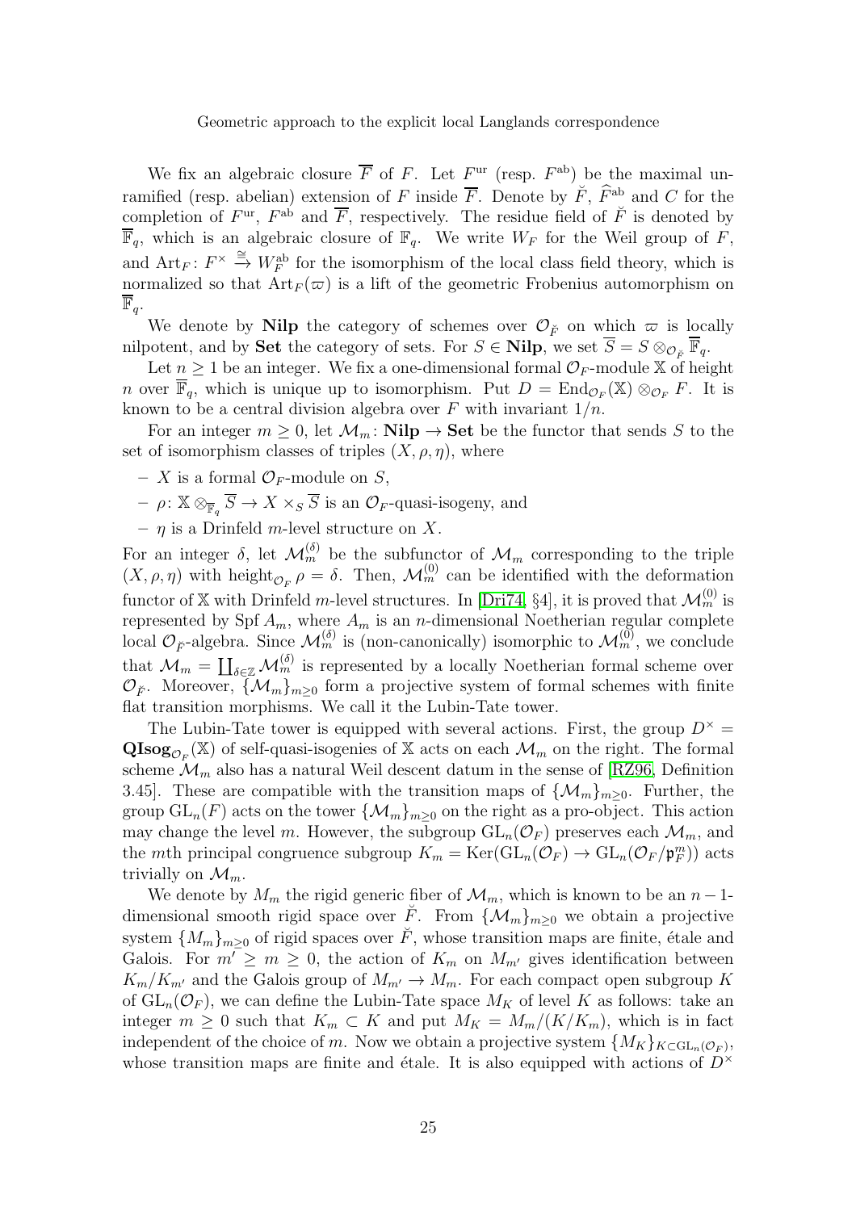We fix an algebraic closure $\overline{F}$ of $F$. Let $F^{\mathrm{ur}}$ (resp. $F^{\mathrm{ab}}$) be the maximal unramified (resp. abelian) extension of $F$ inside $\overline{F}$. Denote by $\breve{F}$, $\widehat{F}^{\mathrm{ab}}$ and $C$ for the completion of $F^{\mathrm{ur}}$, $F^{\mathrm{ab}}$ and $\overline{F}$, respectively. The residue field of $\breve{F}$ is denoted by $\overline{\mathbb{F}}_q$, which is an algebraic closure of $\mathbb{F}_q$. We write $W_F$ for the Weil group of $F$, and $\mathrm{Art}_F\colon F^\times \xrightarrow{\cong} W_F^{\mathrm{ab}}$ for the isomorphism of the local class field theory, which is normalized so that $\mathrm{Art}_F(\varpi)$ is a lift of the geometric Frobenius automorphism on $\overline{\mathbb{F}}_q$.

We denote by **Nilp** the category of schemes over $\mathcal{O}_{\breve{F}}$ on which $\varpi$ is locally nilpotent, and by **Set** the category of sets. For $S \in \mathbf{Nilp}$, we set $\overline{S} = S \otimes_{\mathcal{O}_{\breve{F}}} \overline{\mathbb{F}}_q$.

Let $n \geq 1$ be an integer. We fix a one-dimensional formal $\mathcal{O}_F$-module $\mathbb{X}$ of height $n$ over $\overline{\mathbb{F}}_q$, which is unique up to isomorphism. Put $D = \mathrm{End}_{\mathcal{O}_F}(\mathbb{X}) \otimes_{\mathcal{O}_F} F$. It is known to be a central division algebra over $F$ with invariant $1/n$.

For an integer $m \geq 0$, let $\mathcal{M}_m\colon \mathbf{Nilp} \to \mathbf{Set}$ be the functor that sends $S$ to the set of isomorphism classes of triples $(X, \rho, \eta)$, where

- $X$ is a formal $\mathcal{O}_F$-module on $S$,
- $\rho\colon \mathbb{X} \otimes_{\overline{\mathbb{F}}_q} \overline{S} \to X \times_S \overline{S}$ is an $\mathcal{O}_F$-quasi-isogeny, and
- $\eta$ is a Drinfeld $m$-level structure on $X$.

For an integer $\delta$, let $\mathcal{M}_m^{(\delta)}$ be the subfunctor of $\mathcal{M}_m$ corresponding to the triple $(X, \rho, \eta)$ with $\mathrm{height}_{\mathcal{O}_F} \rho = \delta$. Then, $\mathcal{M}_m^{(0)}$ can be identified with the deformation functor of $\mathbb{X}$ with Drinfeld $m$-level structures. In [Dri74, §4], it is proved that $\mathcal{M}_m^{(0)}$ is represented by $\mathrm{Spf}\, A_m$, where $A_m$ is an $n$-dimensional Noetherian regular complete local $\mathcal{O}_{\breve{F}}$-algebra. Since $\mathcal{M}_m^{(\delta)}$ is (non-canonically) isomorphic to $\mathcal{M}_m^{(0)}$, we conclude that $\mathcal{M}_m = \coprod_{\delta \in \mathbb{Z}} \mathcal{M}_m^{(\delta)}$ is represented by a locally Noetherian formal scheme over $\mathcal{O}_{\breve{F}}$. Moreover, $\{\mathcal{M}_m\}_{m \geq 0}$ form a projective system of formal schemes with finite flat transition morphisms. We call it the Lubin-Tate tower.

The Lubin-Tate tower is equipped with several actions. First, the group $D^\times = \mathbf{QIsog}_{\mathcal{O}_F}(\mathbb{X})$ of self-quasi-isogenies of $\mathbb{X}$ acts on each $\mathcal{M}_m$ on the right. The formal scheme $\mathcal{M}_m$ also has a natural Weil descent datum in the sense of [RZ96, Definition 3.45]. These are compatible with the transition maps of $\{\mathcal{M}_m\}_{m \geq 0}$. Further, the group $\mathrm{GL}_n(F)$ acts on the tower $\{\mathcal{M}_m\}_{m \geq 0}$ on the right as a pro-object. This action may change the level $m$. However, the subgroup $\mathrm{GL}_n(\mathcal{O}_F)$ preserves each $\mathcal{M}_m$, and the $m$th principal congruence subgroup $K_m = \mathrm{Ker}(\mathrm{GL}_n(\mathcal{O}_F) \to \mathrm{GL}_n(\mathcal{O}_F/\mathfrak{p}_F^m))$ acts trivially on $\mathcal{M}_m$.

We denote by $M_m$ the rigid generic fiber of $\mathcal{M}_m$, which is known to be an $n-1$-dimensional smooth rigid space over $\breve{F}$. From $\{\mathcal{M}_m\}_{m \geq 0}$ we obtain a projective system $\{M_m\}_{m \geq 0}$ of rigid spaces over $\breve{F}$, whose transition maps are finite, étale and Galois. For $m' \geq m \geq 0$, the action of $K_m$ on $M_{m'}$ gives identification between $K_m/K_{m'}$ and the Galois group of $M_{m'} \to M_m$. For each compact open subgroup $K$ of $\mathrm{GL}_n(\mathcal{O}_F)$, we can define the Lubin-Tate space $M_K$ of level $K$ as follows: take an integer $m \geq 0$ such that $K_m \subset K$ and put $M_K = M_m/(K/K_m)$, which is in fact independent of the choice of $m$. Now we obtain a projective system $\{M_K\}_{K \subset \mathrm{GL}_n(\mathcal{O}_F)}$, whose transition maps are finite and étale. It is also equipped with actions of $D^\times$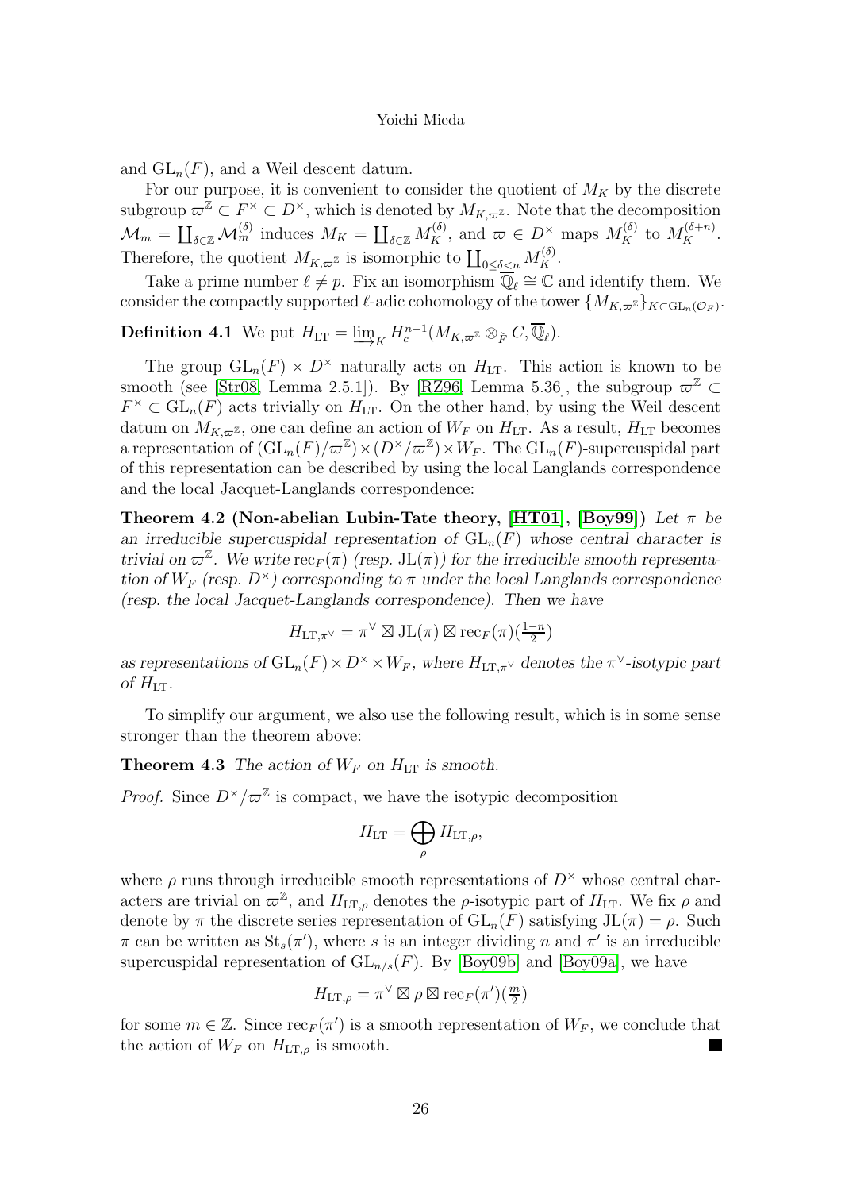and $\mathrm{GL}_n(F)$, and a Weil descent datum.

For our purpose, it is convenient to consider the quotient of $M_K$ by the discrete subgroup $\varpi^{\mathbb{Z}} \subset F^\times \subset D^\times$, which is denoted by $M_{K,\varpi^{\mathbb{Z}}}$. Note that the decomposition $\mathcal{M}_m = \coprod_{\delta\in\mathbb{Z}} \mathcal{M}_m^{(\delta)}$ induces $M_K = \coprod_{\delta\in\mathbb{Z}} M_K^{(\delta)}$, and $\varpi \in D^\times$ maps $M_K^{(\delta)}$ to $M_K^{(\delta+n)}$. Therefore, the quotient $M_{K,\varpi^{\mathbb{Z}}}$ is isomorphic to $\coprod_{0\le\delta<n} M_K^{(\delta)}$.

Take a prime number $\ell \neq p$. Fix an isomorphism $\overline{\mathbb{Q}}_\ell \cong \mathbb{C}$ and identify them. We consider the compactly supported $\ell$-adic cohomology of the tower $\{M_{K,\varpi^{\mathbb{Z}}}\}_{K\subset \mathrm{GL}_n(\mathcal{O}_F)}$.

**Definition 4.1** We put $H_{\mathrm{LT}} = \varinjlim_K H_c^{n-1}(M_{K,\varpi^{\mathbb{Z}}} \otimes_{\breve{F}} C, \overline{\mathbb{Q}}_\ell)$.

The group $\mathrm{GL}_n(F) \times D^\times$ naturally acts on $H_{\mathrm{LT}}$. This action is known to be smooth (see [Str08, Lemma 2.5.1]). By [RZ96, Lemma 5.36], the subgroup $\varpi^{\mathbb{Z}} \subset F^\times \subset \mathrm{GL}_n(F)$ acts trivially on $H_{\mathrm{LT}}$. On the other hand, by using the Weil descent datum on $M_{K,\varpi^{\mathbb{Z}}}$, one can define an action of $W_F$ on $H_{\mathrm{LT}}$. As a result, $H_{\mathrm{LT}}$ becomes a representation of $(\mathrm{GL}_n(F)/\varpi^{\mathbb{Z}}) \times (D^\times/\varpi^{\mathbb{Z}}) \times W_F$. The $\mathrm{GL}_n(F)$-supercuspidal part of this representation can be described by using the local Langlands correspondence and the local Jacquet-Langlands correspondence:

**Theorem 4.2 (Non-abelian Lubin-Tate theory, [HT01], [Boy99])** *Let $\pi$ be an irreducible supercuspidal representation of $\mathrm{GL}_n(F)$ whose central character is trivial on $\varpi^{\mathbb{Z}}$. We write $\mathrm{rec}_F(\pi)$ (resp. $\mathrm{JL}(\pi)$) for the irreducible smooth representation of $W_F$ (resp. $D^\times$) corresponding to $\pi$ under the local Langlands correspondence (resp. the local Jacquet-Langlands correspondence). Then we have*

$$H_{\mathrm{LT},\pi^\vee} = \pi^\vee \boxtimes \mathrm{JL}(\pi) \boxtimes \mathrm{rec}_F(\pi)(\tfrac{1-n}{2})$$

*as representations of $\mathrm{GL}_n(F) \times D^\times \times W_F$, where $H_{\mathrm{LT},\pi^\vee}$ denotes the $\pi^\vee$-isotypic part of $H_{\mathrm{LT}}$.*

To simplify our argument, we also use the following result, which is in some sense stronger than the theorem above:

**Theorem 4.3** *The action of $W_F$ on $H_{\mathrm{LT}}$ is smooth.*

*Proof.* Since $D^\times/\varpi^{\mathbb{Z}}$ is compact, we have the isotypic decomposition

$$H_{\mathrm{LT}} = \bigoplus_\rho H_{\mathrm{LT},\rho},$$

where $\rho$ runs through irreducible smooth representations of $D^\times$ whose central characters are trivial on $\varpi^{\mathbb{Z}}$, and $H_{\mathrm{LT},\rho}$ denotes the $\rho$-isotypic part of $H_{\mathrm{LT}}$. We fix $\rho$ and denote by $\pi$ the discrete series representation of $\mathrm{GL}_n(F)$ satisfying $\mathrm{JL}(\pi) = \rho$. Such $\pi$ can be written as $\mathrm{St}_s(\pi')$, where $s$ is an integer dividing $n$ and $\pi'$ is an irreducible supercuspidal representation of $\mathrm{GL}_{n/s}(F)$. By [Boy09b] and [Boy09a], we have

$$H_{\mathrm{LT},\rho} = \pi^\vee \boxtimes \rho \boxtimes \mathrm{rec}_F(\pi')(\tfrac{m}{2})$$

for some $m \in \mathbb{Z}$. Since $\mathrm{rec}_F(\pi')$ is a smooth representation of $W_F$, we conclude that the action of $W_F$ on $H_{\mathrm{LT},\rho}$ is smooth. ■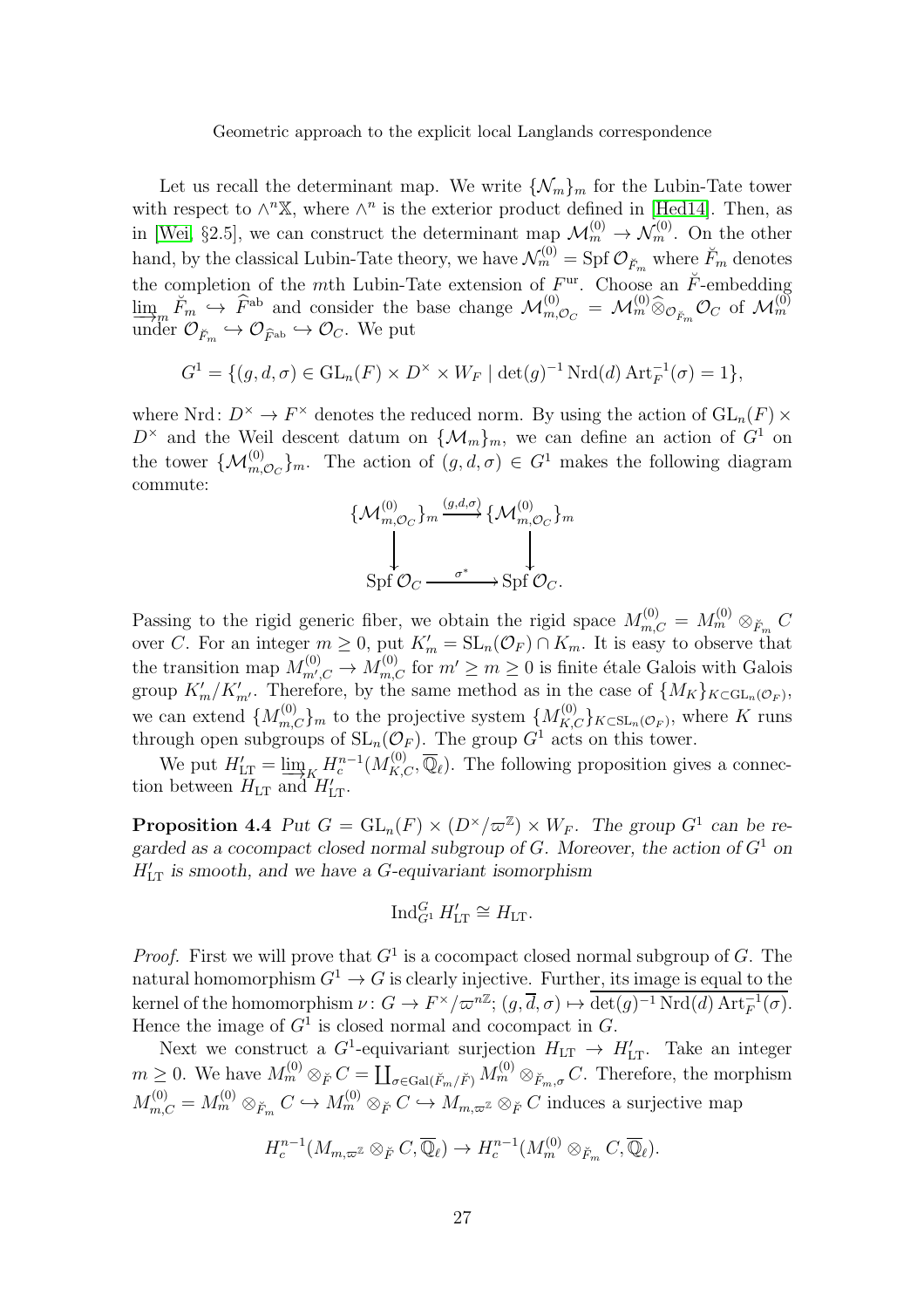Let us recall the determinant map. We write $\{\mathcal{N}_m\}_m$ for the Lubin-Tate tower with respect to $\wedge^n \mathbb{X}$, where $\wedge^n$ is the exterior product defined in [Hed14]. Then, as in [Wei, §2.5], we can construct the determinant map $\mathcal{M}_m^{(0)} \to \mathcal{N}_m^{(0)}$. On the other hand, by the classical Lubin-Tate theory, we have $\mathcal{N}_m^{(0)} = \operatorname{Spf} \mathcal{O}_{\breve{F}_m}$ where $\breve{F}_m$ denotes the completion of the $m$th Lubin-Tate extension of $F^{\mathrm{ur}}$. Choose an $\breve{F}$-embedding $\varinjlim_m \breve{F}_m \hookrightarrow \widehat{F}^{\mathrm{ab}}$ and consider the base change $\mathcal{M}_{m,\mathcal{O}_C}^{(0)} = \mathcal{M}_m^{(0)} \widehat{\otimes}_{\mathcal{O}_{\breve{F}_m}} \mathcal{O}_C$ of $\mathcal{M}_m^{(0)}$ under $\mathcal{O}_{\breve{F}_m} \hookrightarrow \mathcal{O}_{\widehat{F}^{\mathrm{ab}}} \hookrightarrow \mathcal{O}_C$. We put

$$G^1 = \{(g, d, \sigma) \in \mathrm{GL}_n(F) \times D^\times \times W_F \mid \det(g)^{-1} \operatorname{Nrd}(d) \operatorname{Art}_F^{-1}(\sigma) = 1\},$$

where $\operatorname{Nrd}\colon D^\times \to F^\times$ denotes the reduced norm. By using the action of $\mathrm{GL}_n(F) \times D^\times$ and the Weil descent datum on $\{\mathcal{M}_m\}_m$, we can define an action of $G^1$ on the tower $\{\mathcal{M}_{m,\mathcal{O}_C}^{(0)}\}_m$. The action of $(g, d, \sigma) \in G^1$ makes the following diagram commute:

$$\begin{array}{ccc}
\{\mathcal{M}_{m,\mathcal{O}_C}^{(0)}\}_m & \xrightarrow{(g,d,\sigma)} & \{\mathcal{M}_{m,\mathcal{O}_C}^{(0)}\}_m \\
\downarrow & & \downarrow \\
\operatorname{Spf} \mathcal{O}_C & \xrightarrow{\sigma^*} & \operatorname{Spf} \mathcal{O}_C.
\end{array}$$

Passing to the rigid generic fiber, we obtain the rigid space $M_{m,C}^{(0)} = M_m^{(0)} \otimes_{\breve{F}_m} C$ over $C$. For an integer $m \geq 0$, put $K'_m = \mathrm{SL}_n(\mathcal{O}_F) \cap K_m$. It is easy to observe that the transition map $M_{m',C}^{(0)} \to M_{m,C}^{(0)}$ for $m' \geq m \geq 0$ is finite étale Galois with Galois group $K'_m/K'_{m'}$. Therefore, by the same method as in the case of $\{M_K\}_{K \subset \mathrm{GL}_n(\mathcal{O}_F)}$, we can extend $\{M_{m,C}^{(0)}\}_m$ to the projective system $\{M_{K,C}^{(0)}\}_{K \subset \mathrm{SL}_n(\mathcal{O}_F)}$, where $K$ runs through open subgroups of $\mathrm{SL}_n(\mathcal{O}_F)$. The group $G^1$ acts on this tower.

We put $H'_{\mathrm{LT}} = \varinjlim_K H_c^{n-1}(M_{K,C}^{(0)}, \overline{\mathbb{Q}}_\ell)$. The following proposition gives a connection between $H_{\mathrm{LT}}$ and $H'_{\mathrm{LT}}$.

**Proposition 4.4** *Put $G = \mathrm{GL}_n(F) \times (D^\times/\varpi^{\mathbb{Z}}) \times W_F$. The group $G^1$ can be regarded as a cocompact closed normal subgroup of $G$. Moreover, the action of $G^1$ on $H'_{\mathrm{LT}}$ is smooth, and we have a $G$-equivariant isomorphism*

$$\operatorname{Ind}_{G^1}^G H'_{\mathrm{LT}} \cong H_{\mathrm{LT}}.$$

*Proof.* First we will prove that $G^1$ is a cocompact closed normal subgroup of $G$. The natural homomorphism $G^1 \to G$ is clearly injective. Further, its image is equal to the kernel of the homomorphism $\nu\colon G \to F^\times/\varpi^{n\mathbb{Z}}; (g, \overline{d}, \sigma) \mapsto \overline{\det(g)^{-1} \operatorname{Nrd}(d) \operatorname{Art}_F^{-1}(\sigma)}$. Hence the image of $G^1$ is closed normal and cocompact in $G$.

Next we construct a $G^1$-equivariant surjection $H_{\mathrm{LT}} \to H'_{\mathrm{LT}}$. Take an integer $m \geq 0$. We have $M_m^{(0)} \otimes_{\breve{F}} C = \coprod_{\sigma \in \mathrm{Gal}(\breve{F}_m/\breve{F})} M_m^{(0)} \otimes_{\breve{F}_m,\sigma} C$. Therefore, the morphism $M_{m,C}^{(0)} = M_m^{(0)} \otimes_{\breve{F}_m} C \hookrightarrow M_m^{(0)} \otimes_{\breve{F}} C \hookrightarrow M_{m,\varpi^{\mathbb{Z}}} \otimes_{\breve{F}} C$ induces a surjective map

$$H_c^{n-1}(M_{m,\varpi^{\mathbb{Z}}} \otimes_{\breve{F}} C, \overline{\mathbb{Q}}_\ell) \to H_c^{n-1}(M_m^{(0)} \otimes_{\breve{F}_m} C, \overline{\mathbb{Q}}_\ell).$$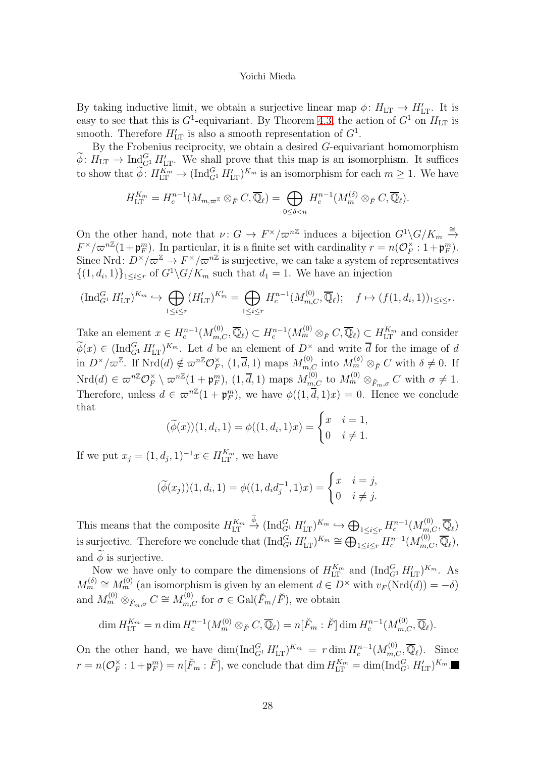By taking inductive limit, we obtain a surjective linear map $\phi\colon H_{\mathrm{LT}} \to H'_{\mathrm{LT}}$. It is easy to see that this is $G^1$-equivariant. By Theorem 4.3, the action of $G^1$ on $H_{\mathrm{LT}}$ is smooth. Therefore $H'_{\mathrm{LT}}$ is also a smooth representation of $G^1$.

By the Frobenius reciprocity, we obtain a desired $G$-equivariant homomorphism $\widetilde{\phi}\colon H_{\mathrm{LT}} \to \operatorname{Ind}_{G^1}^{G} H'_{\mathrm{LT}}$. We shall prove that this map is an isomorphism. It suffices to show that $\widetilde{\phi}\colon H_{\mathrm{LT}}^{K_m} \to (\operatorname{Ind}_{G^1}^{G} H'_{\mathrm{LT}})^{K_m}$ is an isomorphism for each $m \geq 1$. We have

$$H_{\mathrm{LT}}^{K_m} = H_c^{n-1}(M_{m,\varpi^{\mathbb{Z}}} \otimes_{\breve{F}} C, \overline{\mathbb{Q}}_\ell) = \bigoplus_{0\leq \delta<n} H_c^{n-1}(M_m^{(\delta)} \otimes_{\breve{F}} C, \overline{\mathbb{Q}}_\ell).$$

On the other hand, note that $\nu\colon G \to F^\times/\varpi^{n\mathbb{Z}}$ induces a bijection $G^1\backslash G/K_m \xrightarrow{\cong} F^\times/\varpi^{n\mathbb{Z}}(1+\mathfrak{p}_F^m)$. In particular, it is a finite set with cardinality $r = n(\mathcal{O}_F^\times : 1+\mathfrak{p}_F^m)$. Since $\operatorname{Nrd}\colon D^\times/\varpi^{\mathbb{Z}} \to F^\times/\varpi^{n\mathbb{Z}}$ is surjective, we can take a system of representatives $\{(1,d_i,1)\}_{1\leq i\leq r}$ of $G^1\backslash G/K_m$ such that $d_1 = 1$. We have an injection

$$(\operatorname{Ind}_{G^1}^{G} H'_{\mathrm{LT}})^{K_m} \hookrightarrow \bigoplus_{1\leq i\leq r} (H'_{\mathrm{LT}})^{K'_m} = \bigoplus_{1\leq i\leq r} H_c^{n-1}(M_{m,C}^{(0)}, \overline{\mathbb{Q}}_\ell); \quad f \mapsto (f(1,d_i,1))_{1\leq i\leq r}.$$

Take an element $x \in H_c^{n-1}(M_{m,C}^{(0)}, \overline{\mathbb{Q}}_\ell) \subset H_c^{n-1}(M_m^{(0)} \otimes_{\breve{F}} C, \overline{\mathbb{Q}}_\ell) \subset H_{\mathrm{LT}}^{K_m}$ and consider $\widetilde{\phi}(x) \in (\operatorname{Ind}_{G^1}^{G} H'_{\mathrm{LT}})^{K_m}$. Let $d$ be an element of $D^\times$ and write $\overline{d}$ for the image of $d$ in $D^\times/\varpi^{\mathbb{Z}}$. If $\operatorname{Nrd}(d) \notin \varpi^{n\mathbb{Z}}\mathcal{O}_F^\times$, $(1,\overline{d},1)$ maps $M_{m,C}^{(0)}$ into $M_m^{(\delta)} \otimes_{\breve{F}} C$ with $\delta \neq 0$. If $\operatorname{Nrd}(d) \in \varpi^{n\mathbb{Z}}\mathcal{O}_F^\times \setminus \varpi^{n\mathbb{Z}}(1+\mathfrak{p}_F^m)$, $(1,\overline{d},1)$ maps $M_{m,C}^{(0)}$ to $M_m^{(0)} \otimes_{\breve{F}_m,\sigma} C$ with $\sigma \neq 1$. Therefore, unless $d \in \varpi^{n\mathbb{Z}}(1+\mathfrak{p}_F^m)$, we have $\phi((1,\overline{d},1)x) = 0$. Hence we conclude that

$$(\widetilde{\phi}(x))(1,d_i,1) = \phi((1,d_i,1)x) = \begin{cases} x & i = 1, \\ 0 & i \neq 1. \end{cases}$$

If we put $x_j = (1,d_j,1)^{-1}x \in H_{\mathrm{LT}}^{K_m}$, we have

$$(\widetilde{\phi}(x_j))(1,d_i,1) = \phi((1,d_id_j^{-1},1)x) = \begin{cases} x & i = j, \\ 0 & i \neq j. \end{cases}$$

This means that the composite $H_{\mathrm{LT}}^{K_m} \xrightarrow{\widetilde{\phi}} (\operatorname{Ind}_{G^1}^{G} H'_{\mathrm{LT}})^{K_m} \hookrightarrow \bigoplus_{1\leq i\leq r} H_c^{n-1}(M_{m,C}^{(0)}, \overline{\mathbb{Q}}_\ell)$ is surjective. Therefore we conclude that $(\operatorname{Ind}_{G^1}^{G} H'_{\mathrm{LT}})^{K_m} \cong \bigoplus_{1\leq i\leq r} H_c^{n-1}(M_{m,C}^{(0)}, \overline{\mathbb{Q}}_\ell)$, and $\widetilde{\phi}$ is surjective.

Now we have only to compare the dimensions of $H_{\mathrm{LT}}^{K_m}$ and $(\operatorname{Ind}_{G^1}^{G} H'_{\mathrm{LT}})^{K_m}$. As $M_m^{(\delta)} \cong M_m^{(0)}$ (an isomorphism is given by an element $d \in D^\times$ with $v_F(\operatorname{Nrd}(d)) = -\delta$) and $M_m^{(0)} \otimes_{\breve{F}_m,\sigma} C \cong M_{m,C}^{(0)}$ for $\sigma \in \operatorname{Gal}(\breve{F}_m/\breve{F})$, we obtain

$$\dim H_{\mathrm{LT}}^{K_m} = n \dim H_c^{n-1}(M_m^{(0)} \otimes_{\breve{F}} C, \overline{\mathbb{Q}}_\ell) = n[\breve{F}_m : \breve{F}] \dim H_c^{n-1}(M_{m,C}^{(0)}, \overline{\mathbb{Q}}_\ell).$$

On the other hand, we have $\dim(\operatorname{Ind}_{G^1}^{G} H'_{\mathrm{LT}})^{K_m} = r \dim H_c^{n-1}(M_{m,C}^{(0)}, \overline{\mathbb{Q}}_\ell)$. Since $r = n(\mathcal{O}_F^\times : 1+\mathfrak{p}_F^m) = n[\breve{F}_m : \breve{F}]$, we conclude that $\dim H_{\mathrm{LT}}^{K_m} = \dim(\operatorname{Ind}_{G^1}^{G} H'_{\mathrm{LT}})^{K_m}$. ∎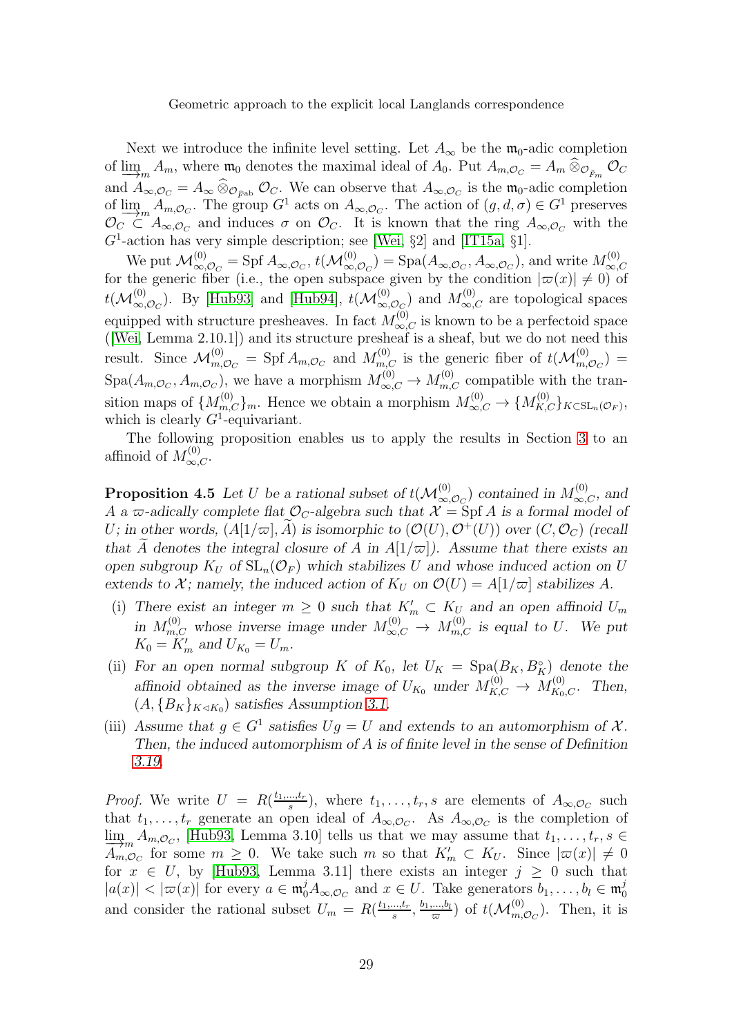Next we introduce the infinite level setting. Let $A_\infty$ be the $\mathfrak{m}_0$-adic completion of $\varinjlim_m A_m$, where $\mathfrak{m}_0$ denotes the maximal ideal of $A_0$. Put $A_{m,\mathcal{O}_C} = A_m \widehat{\otimes}_{\mathcal{O}_{\breve{F}_m}} \mathcal{O}_C$ and $A_{\infty,\mathcal{O}_C} = A_\infty \widehat{\otimes}_{\mathcal{O}_{\breve{F}^{\mathrm{ab}}}} \mathcal{O}_C$. We can observe that $A_{\infty,\mathcal{O}_C}$ is the $\mathfrak{m}_0$-adic completion of $\varinjlim_m A_{m,\mathcal{O}_C}$. The group $G^1$ acts on $A_{\infty,\mathcal{O}_C}$. The action of $(g,d,\sigma) \in G^1$ preserves $\mathcal{O}_C \subset A_{\infty,\mathcal{O}_C}$ and induces $\sigma$ on $\mathcal{O}_C$. It is known that the ring $A_{\infty,\mathcal{O}_C}$ with the $G^1$-action has very simple description; see [Wei, §2] and [IT15a, §1].

We put $\mathcal{M}^{(0)}_{\infty,\mathcal{O}_C} = \operatorname{Spf} A_{\infty,\mathcal{O}_C}$, $t(\mathcal{M}^{(0)}_{\infty,\mathcal{O}_C}) = \operatorname{Spa}(A_{\infty,\mathcal{O}_C}, A_{\infty,\mathcal{O}_C})$, and write $M^{(0)}_{\infty,C}$ for the generic fiber (i.e., the open subspace given by the condition $|\varpi(x)| \neq 0$) of $t(\mathcal{M}^{(0)}_{\infty,\mathcal{O}_C})$. By [Hub93] and [Hub94], $t(\mathcal{M}^{(0)}_{\infty,\mathcal{O}_C})$ and $M^{(0)}_{\infty,C}$ are topological spaces equipped with structure presheaves. In fact $M^{(0)}_{\infty,C}$ is known to be a perfectoid space ([Wei, Lemma 2.10.1]) and its structure presheaf is a sheaf, but we do not need this result. Since $\mathcal{M}^{(0)}_{m,\mathcal{O}_C} = \operatorname{Spf} A_{m,\mathcal{O}_C}$ and $M^{(0)}_{m,C}$ is the generic fiber of $t(\mathcal{M}^{(0)}_{m,\mathcal{O}_C}) = \operatorname{Spa}(A_{m,\mathcal{O}_C}, A_{m,\mathcal{O}_C})$, we have a morphism $M^{(0)}_{\infty,C} \to M^{(0)}_{m,C}$ compatible with the transition maps of $\{M^{(0)}_{m,C}\}_m$. Hence we obtain a morphism $M^{(0)}_{\infty,C} \to \{M^{(0)}_{K,C}\}_{K \subset \mathrm{SL}_n(\mathcal{O}_F)}$, which is clearly $G^1$-equivariant.

The following proposition enables us to apply the results in Section 3 to an affinoid of $M^{(0)}_{\infty,C}$.

**Proposition 4.5** *Let $U$ be a rational subset of $t(\mathcal{M}^{(0)}_{\infty,\mathcal{O}_C})$ contained in $M^{(0)}_{\infty,C}$, and $A$ a $\varpi$-adically complete flat $\mathcal{O}_C$-algebra such that $\mathcal{X} = \operatorname{Spf} A$ is a formal model of $U$; in other words, $(A[1/\varpi], \widetilde{A})$ is isomorphic to $(\mathcal{O}(U), \mathcal{O}^+(U))$ over $(C, \mathcal{O}_C)$ (recall that $\widetilde{A}$ denotes the integral closure of $A$ in $A[1/\varpi]$). Assume that there exists an open subgroup $K_U$ of $\mathrm{SL}_n(\mathcal{O}_F)$ which stabilizes $U$ and whose induced action on $U$ extends to $\mathcal{X}$; namely, the induced action of $K_U$ on $\mathcal{O}(U) = A[1/\varpi]$ stabilizes $A$.*

(i) *There exist an integer $m \geq 0$ such that $K'_m \subset K_U$ and an open affinoid $U_m$ in $M^{(0)}_{m,C}$ whose inverse image under $M^{(0)}_{\infty,C} \to M^{(0)}_{m,C}$ is equal to $U$. We put $K_0 = K'_m$ and $U_{K_0} = U_m$.*

(ii) *For an open normal subgroup $K$ of $K_0$, let $U_K = \operatorname{Spa}(B_K, B_K^\circ)$ denote the affinoid obtained as the inverse image of $U_{K_0}$ under $M^{(0)}_{K,C} \to M^{(0)}_{K_0,C}$. Then, $(A, \{B_K\}_{K \lhd K_0})$ satisfies Assumption 3.1.*

(iii) *Assume that $g \in G^1$ satisfies $Ug = U$ and extends to an automorphism of $\mathcal{X}$. Then, the induced automorphism of $A$ is of finite level in the sense of Definition 3.19.*

*Proof.* We write $U = R(\frac{t_1,\ldots,t_r}{s})$, where $t_1,\ldots,t_r,s$ are elements of $A_{\infty,\mathcal{O}_C}$ such that $t_1,\ldots,t_r$ generate an open ideal of $A_{\infty,\mathcal{O}_C}$. As $A_{\infty,\mathcal{O}_C}$ is the completion of $\varinjlim_m A_{m,\mathcal{O}_C}$, [Hub93, Lemma 3.10] tells us that we may assume that $t_1,\ldots,t_r,s \in A_{m,\mathcal{O}_C}$ for some $m \geq 0$. We take such $m$ so that $K'_m \subset K_U$. Since $|\varpi(x)| \neq 0$ for $x \in U$, by [Hub93, Lemma 3.11] there exists an integer $j \geq 0$ such that $|a(x)| < |\varpi(x)|$ for every $a \in \mathfrak{m}_0^j A_{\infty,\mathcal{O}_C}$ and $x \in U$. Take generators $b_1,\ldots,b_l \in \mathfrak{m}_0^j$ and consider the rational subset $U_m = R(\frac{t_1,\ldots,t_r}{s}, \frac{b_1,\ldots,b_l}{\varpi})$ of $t(\mathcal{M}^{(0)}_{m,\mathcal{O}_C})$. Then, it is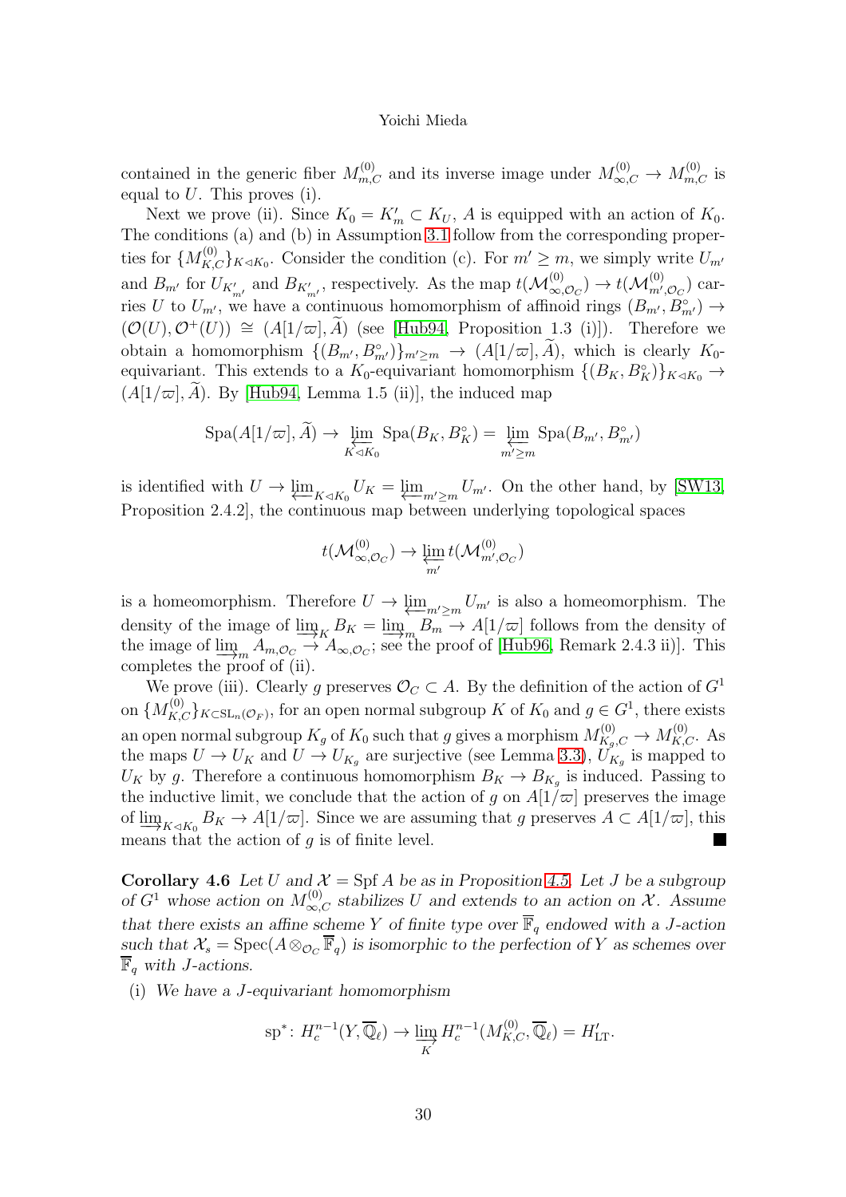contained in the generic fiber $M^{(0)}_{m,C}$ and its inverse image under $M^{(0)}_{\infty,C} \to M^{(0)}_{m,C}$ is equal to $U$. This proves (i).

Next we prove (ii). Since $K_0 = K'_m \subset K_U$, $A$ is equipped with an action of $K_0$. The conditions (a) and (b) in Assumption 3.1 follow from the corresponding properties for $\{M^{(0)}_{K,C}\}_{K \lhd K_0}$. Consider the condition (c). For $m' \geq m$, we simply write $U_{m'}$ and $B_{m'}$ for $U_{K'_{m'}}$ and $B_{K'_{m'}}$, respectively. As the map $t(\mathcal{M}^{(0)}_{\infty,\mathcal{O}_C}) \to t(\mathcal{M}^{(0)}_{m',\mathcal{O}_C})$ carries $U$ to $U_{m'}$, we have a continuous homomorphism of affinoid rings $(B_{m'}, B^{\circ}_{m'}) \to (\mathcal{O}(U), \mathcal{O}^+(U)) \cong (A[1/\varpi], \widetilde{A})$ (see [Hub94, Proposition 1.3 (i)]). Therefore we obtain a homomorphism $\{(B_{m'}, B^{\circ}_{m'})\}_{m' \geq m} \to (A[1/\varpi], \widetilde{A})$, which is clearly $K_0$-equivariant. This extends to a $K_0$-equivariant homomorphism $\{(B_K, B^{\circ}_K)\}_{K \lhd K_0} \to (A[1/\varpi], \widetilde{A})$. By [Hub94, Lemma 1.5 (ii)], the induced map

$$\operatorname{Spa}(A[1/\varpi], \widetilde{A}) \to \varprojlim_{K \lhd K_0} \operatorname{Spa}(B_K, B^{\circ}_K) = \varprojlim_{m' \geq m} \operatorname{Spa}(B_{m'}, B^{\circ}_{m'})$$

is identified with $U \to \varprojlim_{K \lhd K_0} U_K = \varprojlim_{m' \geq m} U_{m'}$. On the other hand, by [SW13, Proposition 2.4.2], the continuous map between underlying topological spaces

$$t(\mathcal{M}^{(0)}_{\infty,\mathcal{O}_C}) \to \varprojlim_{m'} t(\mathcal{M}^{(0)}_{m',\mathcal{O}_C})$$

is a homeomorphism. Therefore $U \to \varprojlim_{m' \geq m} U_{m'}$ is also a homeomorphism. The density of the image of $\varinjlim_K B_K = \varinjlim_m B_m \to A[1/\varpi]$ follows from the density of the image of $\varinjlim_m A_{m,\mathcal{O}_C} \to A_{\infty,\mathcal{O}_C}$; see the proof of [Hub96, Remark 2.4.3 ii)]. This completes the proof of (ii).

We prove (iii). Clearly $g$ preserves $\mathcal{O}_C \subset A$. By the definition of the action of $G^1$ on $\{M^{(0)}_{K,C}\}_{K \subset \mathrm{SL}_n(\mathcal{O}_F)}$, for an open normal subgroup $K$ of $K_0$ and $g \in G^1$, there exists an open normal subgroup $K_g$ of $K_0$ such that $g$ gives a morphism $M^{(0)}_{K_g,C} \to M^{(0)}_{K,C}$. As the maps $U \to U_K$ and $U \to U_{K_g}$ are surjective (see Lemma 3.3), $U_{K_g}$ is mapped to $U_K$ by $g$. Therefore a continuous homomorphism $B_K \to B_{K_g}$ is induced. Passing to the inductive limit, we conclude that the action of $g$ on $A[1/\varpi]$ preserves the image of $\varinjlim_{K \lhd K_0} B_K \to A[1/\varpi]$. Since we are assuming that $g$ preserves $A \subset A[1/\varpi]$, this means that the action of $g$ is of finite level. ■

**Corollary 4.6** *Let $U$ and $\mathcal{X} = \operatorname{Spf} A$ be as in Proposition 4.5. Let $J$ be a subgroup of $G^1$ whose action on $M^{(0)}_{\infty,C}$ stabilizes $U$ and extends to an action on $\mathcal{X}$. Assume that there exists an affine scheme $Y$ of finite type over $\overline{\mathbb{F}}_q$ endowed with a $J$-action such that $\mathcal{X}_s = \operatorname{Spec}(A \otimes_{\mathcal{O}_C} \overline{\mathbb{F}}_q)$ is isomorphic to the perfection of $Y$ as schemes over $\overline{\mathbb{F}}_q$ with $J$-actions.*

(i) *We have a $J$-equivariant homomorphism*

$$\mathrm{sp}^*\colon H^{n-1}_c(Y, \overline{\mathbb{Q}}_\ell) \to \varinjlim_{K} H^{n-1}_c(M^{(0)}_{K,C}, \overline{\mathbb{Q}}_\ell) = H'_{\mathrm{LT}}.$$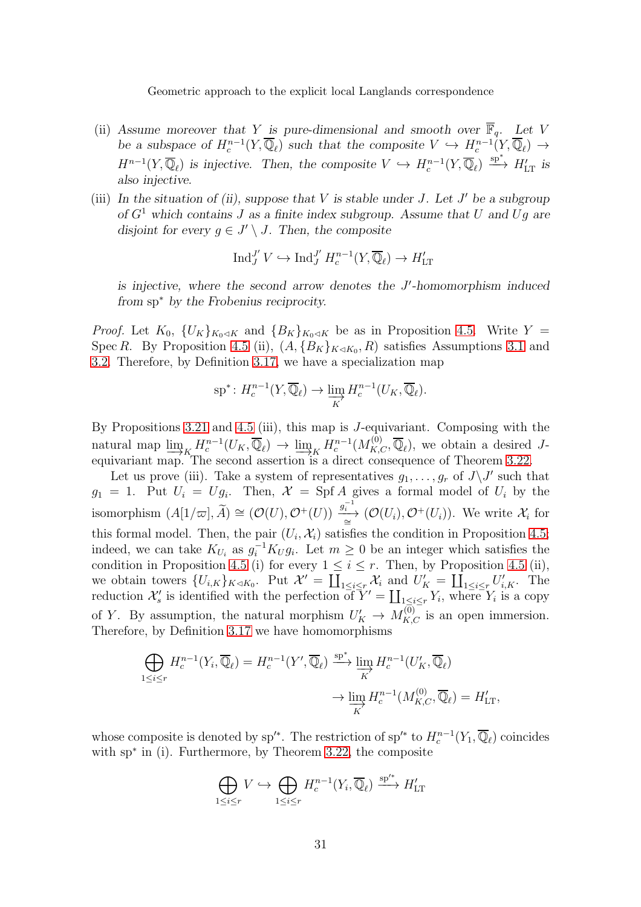(ii) *Assume moreover that $Y$ is pure-dimensional and smooth over $\overline{\mathbb{F}}_q$. Let $V$ be a subspace of $H_c^{n-1}(Y,\overline{\mathbb{Q}}_\ell)$ such that the composite $V \hookrightarrow H_c^{n-1}(Y,\overline{\mathbb{Q}}_\ell) \to H^{n-1}(Y,\overline{\mathbb{Q}}_\ell)$ is injective. Then, the composite $V \hookrightarrow H_c^{n-1}(Y,\overline{\mathbb{Q}}_\ell) \xrightarrow{\mathrm{sp}^*} H'_{\mathrm{LT}}$ is also injective.*

(iii) *In the situation of (ii), suppose that $V$ is stable under $J$. Let $J'$ be a subgroup of $G^1$ which contains $J$ as a finite index subgroup. Assume that $U$ and $Ug$ are disjoint for every $g \in J' \setminus J$. Then, the composite*

$$\operatorname{Ind}_J^{J'} V \hookrightarrow \operatorname{Ind}_J^{J'} H_c^{n-1}(Y,\overline{\mathbb{Q}}_\ell) \to H'_{\mathrm{LT}}$$

*is injective, where the second arrow denotes the $J'$-homomorphism induced from $\mathrm{sp}^*$ by the Frobenius reciprocity.*

*Proof.* Let $K_0$, $\{U_K\}_{K_0 \lhd K}$ and $\{B_K\}_{K_0\lhd K}$ be as in Proposition 4.5. Write $Y = \operatorname{Spec} R$. By Proposition 4.5 (ii), $(A, \{B_K\}_{K\lhd K_0}, R)$ satisfies Assumptions 3.1 and 3.2. Therefore, by Definition 3.17, we have a specialization map

$$\mathrm{sp}^*\colon H_c^{n-1}(Y,\overline{\mathbb{Q}}_\ell) \to \varinjlim_K H_c^{n-1}(U_K,\overline{\mathbb{Q}}_\ell).$$

By Propositions 3.21 and 4.5 (iii), this map is $J$-equivariant. Composing with the natural map $\varinjlim_K H_c^{n-1}(U_K,\overline{\mathbb{Q}}_\ell) \to \varinjlim_K H_c^{n-1}(M_{K,C}^{(0)},\overline{\mathbb{Q}}_\ell)$, we obtain a desired $J$-equivariant map. The second assertion is a direct consequence of Theorem 3.22.

Let us prove (iii). Take a system of representatives $g_1,\ldots,g_r$ of $J\backslash J'$ such that $g_1 = 1$. Put $U_i = Ug_i$. Then, $\mathcal{X} = \operatorname{Spf} A$ gives a formal model of $U_i$ by the isomorphism $(A[1/\varpi],\widetilde{A}) \cong (\mathcal{O}(U),\mathcal{O}^+(U)) \xrightarrow[\cong]{g_i^{-1}} (\mathcal{O}(U_i),\mathcal{O}^+(U_i))$. We write $\mathcal{X}_i$ for this formal model. Then, the pair $(U_i,\mathcal{X}_i)$ satisfies the condition in Proposition 4.5; indeed, we can take $K_{U_i}$ as $g_i^{-1}K_U g_i$. Let $m \geq 0$ be an integer which satisfies the condition in Proposition 4.5 (i) for every $1 \leq i \leq r$. Then, by Proposition 4.5 (ii), we obtain towers $\{U_{i,K}\}_{K\lhd K_0}$. Put $\mathcal{X}' = \coprod_{1\leq i\leq r}\mathcal{X}_i$ and $U'_K = \coprod_{1\leq i\leq r} U'_{i,K}$. The reduction $\mathcal{X}'_s$ is identified with the perfection of $Y' = \coprod_{1\leq i\leq r} Y_i$, where $Y_i$ is a copy of $Y$. By assumption, the natural morphism $U'_K \to M_{K,C}^{(0)}$ is an open immersion. Therefore, by Definition 3.17 we have homomorphisms

$$\bigoplus_{1\leq i\leq r} H_c^{n-1}(Y_i,\overline{\mathbb{Q}}_\ell) = H_c^{n-1}(Y',\overline{\mathbb{Q}}_\ell) \xrightarrow{\mathrm{sp}^*} \varinjlim_K H_c^{n-1}(U'_K,\overline{\mathbb{Q}}_\ell)$$
$$\to \varinjlim_K H_c^{n-1}(M_{K,C}^{(0)},\overline{\mathbb{Q}}_\ell) = H'_{\mathrm{LT}},$$

whose composite is denoted by $\mathrm{sp}'^*$. The restriction of $\mathrm{sp}'^*$ to $H_c^{n-1}(Y_1,\overline{\mathbb{Q}}_\ell)$ coincides with $\mathrm{sp}^*$ in (i). Furthermore, by Theorem 3.22, the composite

$$\bigoplus_{1\leq i\leq r} V \hookrightarrow \bigoplus_{1\leq i\leq r} H_c^{n-1}(Y_i,\overline{\mathbb{Q}}_\ell) \xrightarrow{\mathrm{sp}'^*} H'_{\mathrm{LT}}$$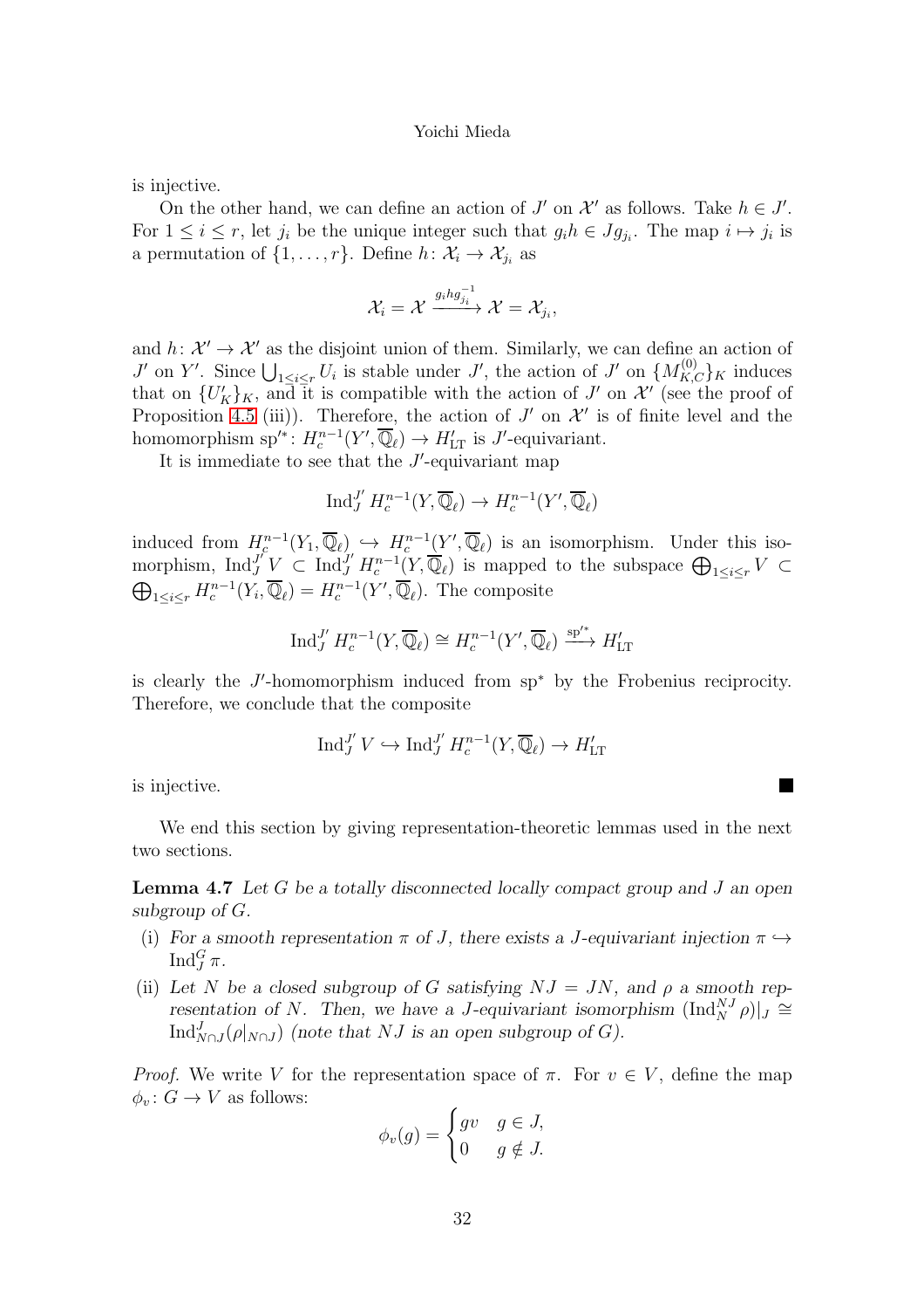is injective.

On the other hand, we can define an action of $J'$ on $\mathcal{X}'$ as follows. Take $h \in J'$. For $1 \le i \le r$, let $j_i$ be the unique integer such that $g_i h \in J g_{j_i}$. The map $i \mapsto j_i$ is a permutation of $\{1, \ldots, r\}$. Define $h\colon \mathcal{X}_i \to \mathcal{X}_{j_i}$ as

$$\mathcal{X}_i = \mathcal{X} \xrightarrow{g_i h g_{j_i}^{-1}} \mathcal{X} = \mathcal{X}_{j_i},$$

and $h\colon \mathcal{X}' \to \mathcal{X}'$ as the disjoint union of them. Similarly, we can define an action of $J'$ on $Y'$. Since $\bigcup_{1\le i\le r} U_i$ is stable under $J'$, the action of $J'$ on $\{M_{K,C}^{(0)}\}_K$ induces that on $\{U'_K\}_K$, and it is compatible with the action of $J'$ on $\mathcal{X}'$ (see the proof of Proposition 4.5 (iii)). Therefore, the action of $J'$ on $\mathcal{X}'$ is of finite level and the homomorphism $\mathrm{sp}'^*\colon H_c^{n-1}(Y', \overline{\mathbb{Q}}_\ell) \to H'_{\mathrm{LT}}$ is $J'$-equivariant.

It is immediate to see that the $J'$-equivariant map

$$\mathrm{Ind}_J^{J'} H_c^{n-1}(Y, \overline{\mathbb{Q}}_\ell) \to H_c^{n-1}(Y', \overline{\mathbb{Q}}_\ell)$$

induced from $H_c^{n-1}(Y_1, \overline{\mathbb{Q}}_\ell) \hookrightarrow H_c^{n-1}(Y', \overline{\mathbb{Q}}_\ell)$ is an isomorphism. Under this isomorphism, $\mathrm{Ind}_J^{J'} V \subset \mathrm{Ind}_J^{J'} H_c^{n-1}(Y, \overline{\mathbb{Q}}_\ell)$ is mapped to the subspace $\bigoplus_{1\le i\le r} V \subset \bigoplus_{1\le i\le r} H_c^{n-1}(Y_i, \overline{\mathbb{Q}}_\ell) = H_c^{n-1}(Y', \overline{\mathbb{Q}}_\ell)$. The composite

$$\mathrm{Ind}_J^{J'} H_c^{n-1}(Y, \overline{\mathbb{Q}}_\ell) \cong H_c^{n-1}(Y', \overline{\mathbb{Q}}_\ell) \xrightarrow{\mathrm{sp}'^*} H'_{\mathrm{LT}}$$

is clearly the $J'$-homomorphism induced from $\mathrm{sp}^*$ by the Frobenius reciprocity. Therefore, we conclude that the composite

$$\mathrm{Ind}_J^{J'} V \hookrightarrow \mathrm{Ind}_J^{J'} H_c^{n-1}(Y, \overline{\mathbb{Q}}_\ell) \to H'_{\mathrm{LT}}$$

is injective. ■

We end this section by giving representation-theoretic lemmas used in the next two sections.

**Lemma 4.7** *Let $G$ be a totally disconnected locally compact group and $J$ an open subgroup of $G$.*

(i) *For a smooth representation $\pi$ of $J$, there exists a $J$-equivariant injection $\pi \hookrightarrow \mathrm{Ind}_J^G \pi$.*

(ii) *Let $N$ be a closed subgroup of $G$ satisfying $NJ = JN$, and $\rho$ a smooth representation of $N$. Then, we have a $J$-equivariant isomorphism $(\mathrm{Ind}_N^{NJ} \rho)|_J \cong \mathrm{Ind}_{N\cap J}^J(\rho|_{N\cap J})$ (note that $NJ$ is an open subgroup of $G$).*

*Proof.* We write $V$ for the representation space of $\pi$. For $v \in V$, define the map $\phi_v\colon G \to V$ as follows:

$$\phi_v(g) = \begin{cases} gv & g \in J, \\ 0 & g \notin J. \end{cases}$$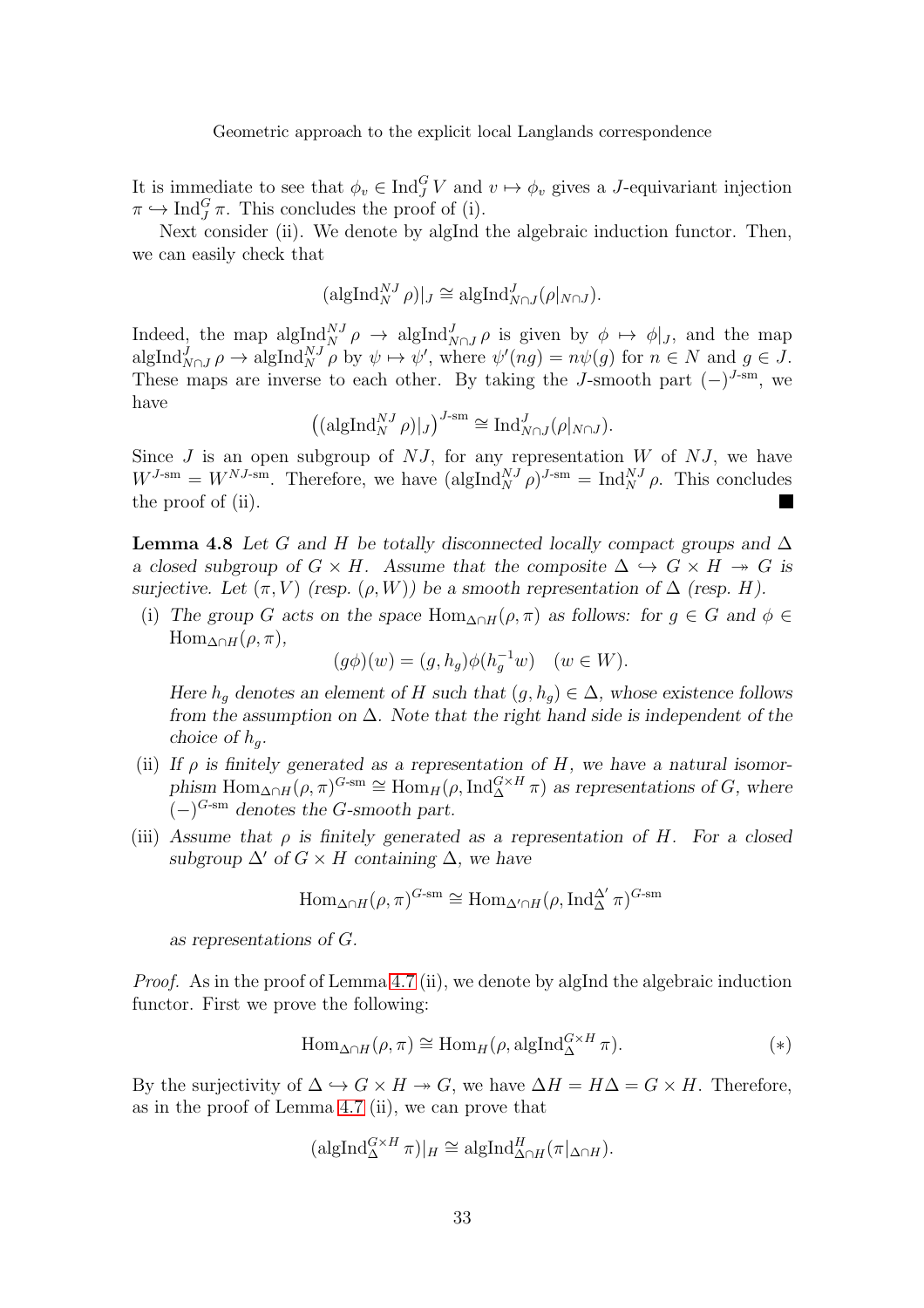It is immediate to see that $\phi_v \in \operatorname{Ind}_J^G V$ and $v \mapsto \phi_v$ gives a $J$-equivariant injection $\pi \hookrightarrow \operatorname{Ind}_J^G \pi$. This concludes the proof of (i).

Next consider (ii). We denote by algInd the algebraic induction functor. Then, we can easily check that

$$(\operatorname{algInd}_N^{NJ} \rho)|_J \cong \operatorname{algInd}_{N\cap J}^J (\rho|_{N\cap J}).$$

Indeed, the map $\operatorname{algInd}_N^{NJ} \rho \to \operatorname{algInd}_{N\cap J}^J \rho$ is given by $\phi \mapsto \phi|_J$, and the map $\operatorname{algInd}_{N\cap J}^J \rho \to \operatorname{algInd}_N^{NJ} \rho$ by $\psi \mapsto \psi'$, where $\psi'(ng) = n\psi(g)$ for $n \in N$ and $g \in J$. These maps are inverse to each other. By taking the $J$-smooth part $(-)^{J\text{-sm}}$, we have

$$\left((\operatorname{algInd}_N^{NJ} \rho)|_J\right)^{J\text{-sm}} \cong \operatorname{Ind}_{N\cap J}^J (\rho|_{N\cap J}).$$

Since $J$ is an open subgroup of $NJ$, for any representation $W$ of $NJ$, we have $W^{J\text{-sm}} = W^{NJ\text{-sm}}$. Therefore, we have $(\operatorname{algInd}_N^{NJ} \rho)^{J\text{-sm}} = \operatorname{Ind}_N^{NJ} \rho$. This concludes the proof of (ii). ∎

**Lemma 4.8** *Let $G$ and $H$ be totally disconnected locally compact groups and $\Delta$ a closed subgroup of $G \times H$. Assume that the composite $\Delta \hookrightarrow G \times H \twoheadrightarrow G$ is surjective. Let $(\pi, V)$ (resp. $(\rho, W)$) be a smooth representation of $\Delta$ (resp. $H$).*

(i) *The group $G$ acts on the space $\operatorname{Hom}_{\Delta\cap H}(\rho, \pi)$ as follows: for $g \in G$ and $\phi \in \operatorname{Hom}_{\Delta\cap H}(\rho, \pi)$,*

$$(g\phi)(w) = (g, h_g)\phi(h_g^{-1} w) \quad (w \in W).$$

*Here $h_g$ denotes an element of $H$ such that $(g, h_g) \in \Delta$, whose existence follows from the assumption on $\Delta$. Note that the right hand side is independent of the choice of $h_g$.*

(ii) *If $\rho$ is finitely generated as a representation of $H$, we have a natural isomorphism $\operatorname{Hom}_{\Delta\cap H}(\rho, \pi)^{G\text{-sm}} \cong \operatorname{Hom}_H(\rho, \operatorname{Ind}_\Delta^{G\times H} \pi)$ as representations of $G$, where $(-)^{G\text{-sm}}$ denotes the $G$-smooth part.*

(iii) *Assume that $\rho$ is finitely generated as a representation of $H$. For a closed subgroup $\Delta'$ of $G \times H$ containing $\Delta$, we have*

$$\operatorname{Hom}_{\Delta\cap H}(\rho, \pi)^{G\text{-sm}} \cong \operatorname{Hom}_{\Delta'\cap H}(\rho, \operatorname{Ind}_\Delta^{\Delta'} \pi)^{G\text{-sm}}$$

*as representations of $G$.*

*Proof.* As in the proof of Lemma 4.7 (ii), we denote by algInd the algebraic induction functor. First we prove the following:

$$\operatorname{Hom}_{\Delta\cap H}(\rho, \pi) \cong \operatorname{Hom}_H(\rho, \operatorname{algInd}_\Delta^{G\times H} \pi). \tag{$*$}$$

By the surjectivity of $\Delta \hookrightarrow G \times H \twoheadrightarrow G$, we have $\Delta H = H\Delta = G \times H$. Therefore, as in the proof of Lemma 4.7 (ii), we can prove that

$$(\operatorname{algInd}_\Delta^{G\times H} \pi)|_H \cong \operatorname{algInd}_{\Delta\cap H}^H (\pi|_{\Delta\cap H}).$$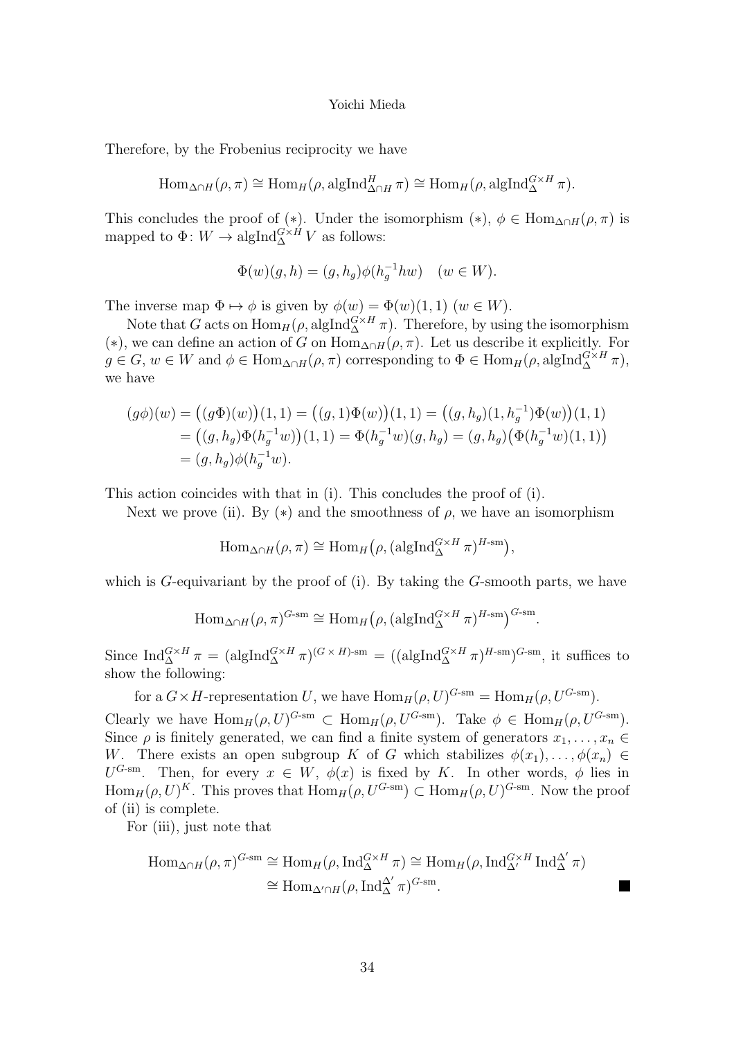Therefore, by the Frobenius reciprocity we have

$$\mathrm{Hom}_{\Delta\cap H}(\rho,\pi)\cong \mathrm{Hom}_H(\rho,\mathrm{algInd}^H_{\Delta\cap H}\pi)\cong \mathrm{Hom}_H(\rho,\mathrm{algInd}^{G\times H}_{\Delta}\pi).$$

This concludes the proof of $(*)$. Under the isomorphism $(*)$, $\phi\in\mathrm{Hom}_{\Delta\cap H}(\rho,\pi)$ is mapped to $\Phi\colon W\to \mathrm{algInd}^{G\times H}_{\Delta}V$ as follows:

$$\Phi(w)(g,h)=(g,h_g)\phi(h_g^{-1}hw)\quad (w\in W).$$

The inverse map $\Phi\mapsto\phi$ is given by $\phi(w)=\Phi(w)(1,1)$ $(w\in W)$.

Note that $G$ acts on $\mathrm{Hom}_H(\rho,\mathrm{algInd}^{G\times H}_{\Delta}\pi)$. Therefore, by using the isomorphism $(*)$, we can define an action of $G$ on $\mathrm{Hom}_{\Delta\cap H}(\rho,\pi)$. Let us describe it explicitly. For $g\in G$, $w\in W$ and $\phi\in\mathrm{Hom}_{\Delta\cap H}(\rho,\pi)$ corresponding to $\Phi\in\mathrm{Hom}_H(\rho,\mathrm{algInd}^{G\times H}_{\Delta}\pi)$, we have

$$\begin{aligned}(g\phi)(w)&=\bigl((g\Phi)(w)\bigr)(1,1)=\bigl((g,1)\Phi(w)\bigr)(1,1)=\bigl((g,h_g)(1,h_g^{-1})\Phi(w)\bigr)(1,1)\\&=\bigl((g,h_g)\Phi(h_g^{-1}w)\bigr)(1,1)=\Phi(h_g^{-1}w)(g,h_g)=(g,h_g)\bigl(\Phi(h_g^{-1}w)(1,1)\bigr)\\&=(g,h_g)\phi(h_g^{-1}w).\end{aligned}$$

This action coincides with that in (i). This concludes the proof of (i).

Next we prove (ii). By $(*)$ and the smoothness of $\rho$, we have an isomorphism

$$\mathrm{Hom}_{\Delta\cap H}(\rho,\pi)\cong \mathrm{Hom}_H\bigl(\rho,(\mathrm{algInd}^{G\times H}_{\Delta}\pi)^{H\text{-sm}}\bigr),$$

which is $G$-equivariant by the proof of (i). By taking the $G$-smooth parts, we have

$$\mathrm{Hom}_{\Delta\cap H}(\rho,\pi)^{G\text{-sm}}\cong \mathrm{Hom}_H\bigl(\rho,(\mathrm{algInd}^{G\times H}_{\Delta}\pi)^{H\text{-sm}}\bigr)^{G\text{-sm}}.$$

Since $\mathrm{Ind}^{G\times H}_{\Delta}\pi=(\mathrm{algInd}^{G\times H}_{\Delta}\pi)^{(G\times H)\text{-sm}}=((\mathrm{algInd}^{G\times H}_{\Delta}\pi)^{H\text{-sm}})^{G\text{-sm}}$, it suffices to show the following:

for a $G\times H$-representation $U$, we have $\mathrm{Hom}_H(\rho,U)^{G\text{-sm}}=\mathrm{Hom}_H(\rho,U^{G\text{-sm}})$.

Clearly we have $\mathrm{Hom}_H(\rho,U)^{G\text{-sm}}\subset\mathrm{Hom}_H(\rho,U^{G\text{-sm}})$. Take $\phi\in\mathrm{Hom}_H(\rho,U^{G\text{-sm}})$. Since $\rho$ is finitely generated, we can find a finite system of generators $x_1,\ldots,x_n\in W$. There exists an open subgroup $K$ of $G$ which stabilizes $\phi(x_1),\ldots,\phi(x_n)\in U^{G\text{-sm}}$. Then, for every $x\in W$, $\phi(x)$ is fixed by $K$. In other words, $\phi$ lies in $\mathrm{Hom}_H(\rho,U)^K$. This proves that $\mathrm{Hom}_H(\rho,U^{G\text{-sm}})\subset\mathrm{Hom}_H(\rho,U)^{G\text{-sm}}$. Now the proof of (ii) is complete.

For (iii), just note that

$$\begin{aligned}\mathrm{Hom}_{\Delta\cap H}(\rho,\pi)^{G\text{-sm}}&\cong\mathrm{Hom}_H(\rho,\mathrm{Ind}^{G\times H}_{\Delta}\pi)\cong\mathrm{Hom}_H(\rho,\mathrm{Ind}^{G\times H}_{\Delta'}\mathrm{Ind}^{\Delta'}_{\Delta}\pi)\\&\cong\mathrm{Hom}_{\Delta'\cap H}(\rho,\mathrm{Ind}^{\Delta'}_{\Delta}\pi)^{G\text{-sm}}.\end{aligned}$$

∎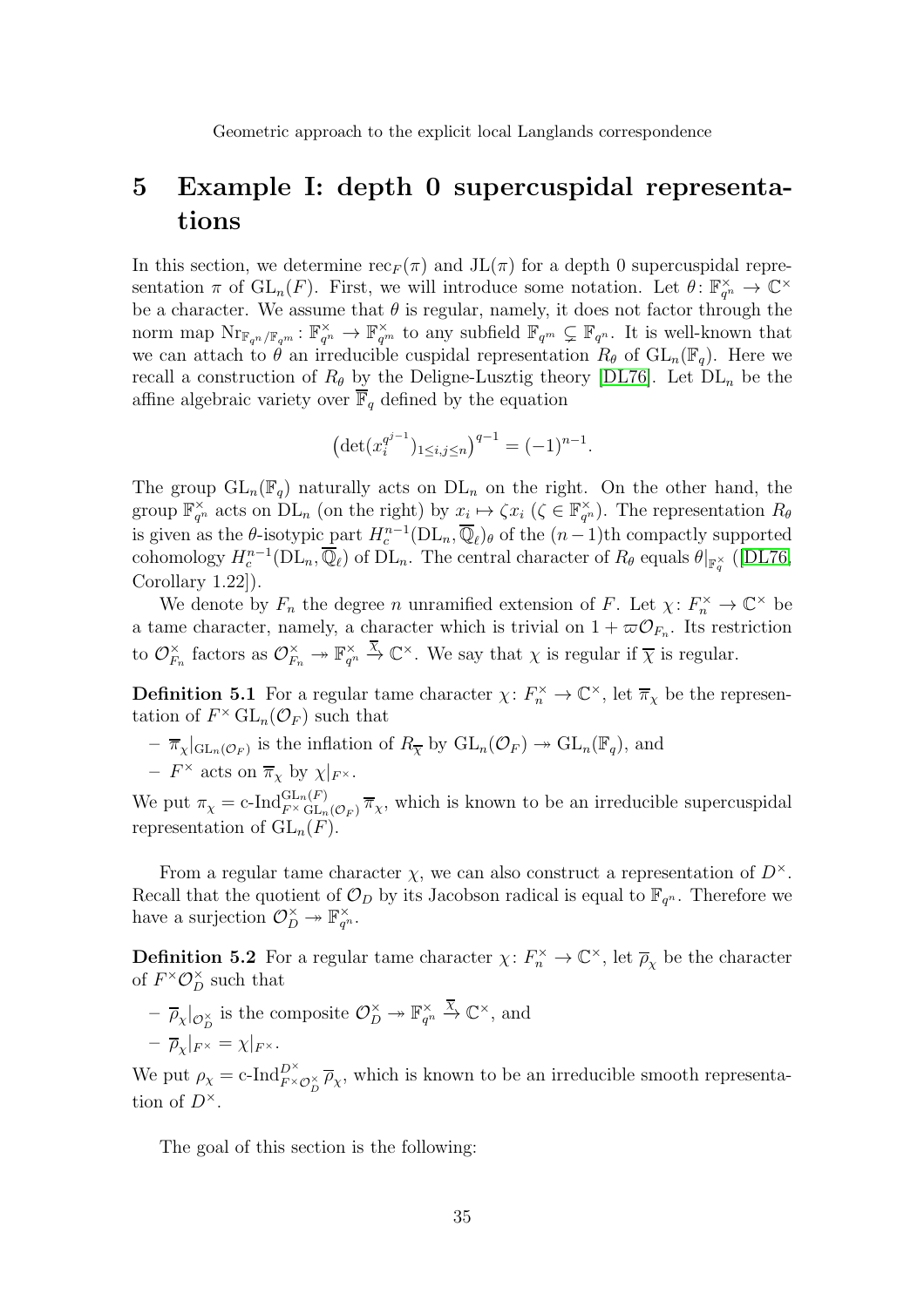# 5 Example I: depth 0 supercuspidal representations

In this section, we determine $\mathrm{rec}_F(\pi)$ and $\mathrm{JL}(\pi)$ for a depth 0 supercuspidal representation $\pi$ of $\mathrm{GL}_n(F)$. First, we will introduce some notation. Let $\theta\colon \mathbb{F}_{q^n}^\times \to \mathbb{C}^\times$ be a character. We assume that $\theta$ is regular, namely, it does not factor through the norm map $\mathrm{Nr}_{\mathbb{F}_{q^n}/\mathbb{F}_{q^m}}\colon \mathbb{F}_{q^n}^\times \to \mathbb{F}_{q^m}^\times$ to any subfield $\mathbb{F}_{q^m} \subsetneq \mathbb{F}_{q^n}$. It is well-known that we can attach to $\theta$ an irreducible cuspidal representation $R_\theta$ of $\mathrm{GL}_n(\mathbb{F}_q)$. Here we recall a construction of $R_\theta$ by the Deligne-Lusztig theory [DL76]. Let $\mathrm{DL}_n$ be the affine algebraic variety over $\overline{\mathbb{F}}_q$ defined by the equation

$$\bigl(\det(x_i^{q^{j-1}})_{1\le i,j\le n}\bigr)^{q-1} = (-1)^{n-1}.$$

The group $\mathrm{GL}_n(\mathbb{F}_q)$ naturally acts on $\mathrm{DL}_n$ on the right. On the other hand, the group $\mathbb{F}_{q^n}^\times$ acts on $\mathrm{DL}_n$ (on the right) by $x_i \mapsto \zeta x_i$ ($\zeta \in \mathbb{F}_{q^n}^\times$). The representation $R_\theta$ is given as the $\theta$-isotypic part $H_c^{n-1}(\mathrm{DL}_n, \overline{\mathbb{Q}}_\ell)_\theta$ of the $(n-1)$th compactly supported cohomology $H_c^{n-1}(\mathrm{DL}_n, \overline{\mathbb{Q}}_\ell)$ of $\mathrm{DL}_n$. The central character of $R_\theta$ equals $\theta|_{\mathbb{F}_q^\times}$ ([DL76, Corollary 1.22]).

We denote by $F_n$ the degree $n$ unramified extension of $F$. Let $\chi\colon F_n^\times \to \mathbb{C}^\times$ be a tame character, namely, a character which is trivial on $1+\varpi\mathcal{O}_{F_n}$. Its restriction to $\mathcal{O}_{F_n}^\times$ factors as $\mathcal{O}_{F_n}^\times \twoheadrightarrow \mathbb{F}_{q^n}^\times \xrightarrow{\overline{\chi}} \mathbb{C}^\times$. We say that $\chi$ is regular if $\overline{\chi}$ is regular.

**Definition 5.1** For a regular tame character $\chi\colon F_n^\times \to \mathbb{C}^\times$, let $\overline{\pi}_\chi$ be the representation of $F^\times \mathrm{GL}_n(\mathcal{O}_F)$ such that

- $\overline{\pi}_\chi|_{\mathrm{GL}_n(\mathcal{O}_F)}$ is the inflation of $R_{\overline{\chi}}$ by $\mathrm{GL}_n(\mathcal{O}_F) \twoheadrightarrow \mathrm{GL}_n(\mathbb{F}_q)$, and
- $F^\times$ acts on $\overline{\pi}_\chi$ by $\chi|_{F^\times}$.

We put $\pi_\chi = \text{c-Ind}_{F^\times \mathrm{GL}_n(\mathcal{O}_F)}^{\mathrm{GL}_n(F)} \overline{\pi}_\chi$, which is known to be an irreducible supercuspidal representation of $\mathrm{GL}_n(F)$.

From a regular tame character $\chi$, we can also construct a representation of $D^\times$. Recall that the quotient of $\mathcal{O}_D$ by its Jacobson radical is equal to $\mathbb{F}_{q^n}$. Therefore we have a surjection $\mathcal{O}_D^\times \twoheadrightarrow \mathbb{F}_{q^n}^\times$.

**Definition 5.2** For a regular tame character $\chi\colon F_n^\times \to \mathbb{C}^\times$, let $\overline{\rho}_\chi$ be the character of $F^\times\mathcal{O}_D^\times$ such that

- $\overline{\rho}_\chi|_{\mathcal{O}_D^\times}$ is the composite $\mathcal{O}_D^\times \twoheadrightarrow \mathbb{F}_{q^n}^\times \xrightarrow{\overline{\chi}} \mathbb{C}^\times$, and
- $\overline{\rho}_\chi|_{F^\times} = \chi|_{F^\times}$.

We put $\rho_\chi = \text{c-Ind}_{F^\times\mathcal{O}_D^\times}^{D^\times} \overline{\rho}_\chi$, which is known to be an irreducible smooth representation of $D^\times$.

The goal of this section is the following: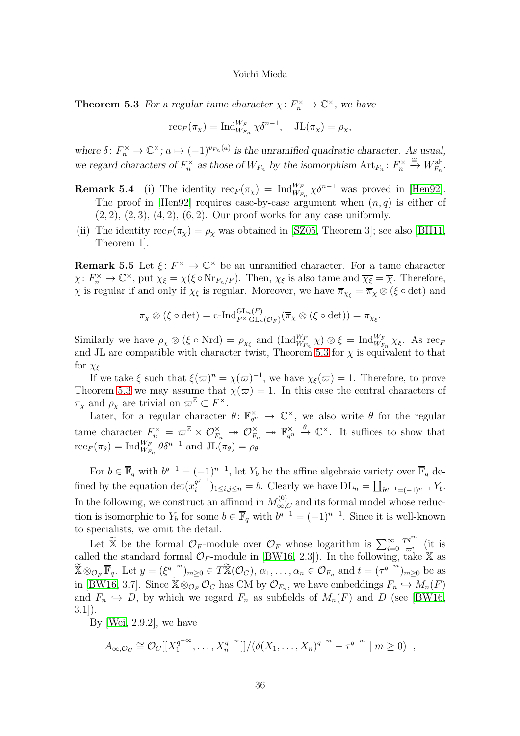**Theorem 5.3** *For a regular tame character $\chi\colon F_n^\times \to \mathbb{C}^\times$, we have*

$$\mathrm{rec}_F(\pi_\chi) = \mathrm{Ind}_{W_{F_n}}^{W_F} \chi\delta^{n-1}, \quad \mathrm{JL}(\pi_\chi) = \rho_\chi,$$

*where $\delta\colon F_n^\times \to \mathbb{C}^\times; a \mapsto (-1)^{v_{F_n}(a)}$ is the unramified quadratic character. As usual, we regard characters of $F_n^\times$ as those of $W_{F_n}$ by the isomorphism $\mathrm{Art}_{F_n}\colon F_n^\times \xrightarrow{\cong} W_{F_n}^{\mathrm{ab}}$.*

**Remark 5.4** (i) The identity $\mathrm{rec}_F(\pi_\chi) = \mathrm{Ind}_{W_{F_n}}^{W_F} \chi\delta^{n-1}$ was proved in [Hen92]. The proof in [Hen92] requires case-by-case argument when $(n,q)$ is either of $(2,2)$, $(2,3)$, $(4,2)$, $(6,2)$. Our proof works for any case uniformly.

(ii) The identity $\mathrm{rec}_F(\pi_\chi) = \rho_\chi$ was obtained in [SZ05, Theorem 3]; see also [BH11, Theorem 1].

**Remark 5.5** Let $\xi\colon F^\times \to \mathbb{C}^\times$ be an unramified character. For a tame character $\chi\colon F_n^\times \to \mathbb{C}^\times$, put $\chi_\xi = \chi(\xi \circ \mathrm{Nr}_{F_n/F})$. Then, $\chi_\xi$ is also tame and $\overline{\chi_\xi} = \overline{\chi}$. Therefore, $\chi$ is regular if and only if $\chi_\xi$ is regular. Moreover, we have $\overline{\pi}_{\chi_\xi} = \overline{\pi}_\chi \otimes (\xi \circ \det)$ and

$$\pi_\chi \otimes (\xi \circ \det) = \text{c-Ind}_{F^\times \mathrm{GL}_n(\mathcal{O}_F)}^{\mathrm{GL}_n(F)} (\overline{\pi}_\chi \otimes (\xi \circ \det)) = \pi_{\chi_\xi}.$$

Similarly we have $\rho_\chi \otimes (\xi \circ \mathrm{Nrd}) = \rho_{\chi_\xi}$ and $(\mathrm{Ind}_{W_{F_n}}^{W_F} \chi) \otimes \xi = \mathrm{Ind}_{W_{F_n}}^{W_F} \chi_\xi$. As $\mathrm{rec}_F$ and JL are compatible with character twist, Theorem 5.3 for $\chi$ is equivalent to that for $\chi_\xi$.

If we take $\xi$ such that $\xi(\varpi)^n = \chi(\varpi)^{-1}$, we have $\chi_\xi(\varpi) = 1$. Therefore, to prove Theorem 5.3 we may assume that $\chi(\varpi) = 1$. In this case the central characters of $\pi_\chi$ and $\rho_\chi$ are trivial on $\varpi^{\mathbb{Z}} \subset F^\times$.

Later, for a regular character $\theta\colon \mathbb{F}_{q^n}^\times \to \mathbb{C}^\times$, we also write $\theta$ for the regular tame character $F_n^\times = \varpi^{\mathbb{Z}} \times \mathcal{O}_{F_n}^\times \twoheadrightarrow \mathcal{O}_{F_n}^\times \twoheadrightarrow \mathbb{F}_{q^n}^\times \xrightarrow{\theta} \mathbb{C}^\times$. It suffices to show that $\mathrm{rec}_F(\pi_\theta) = \mathrm{Ind}_{W_{F_n}}^{W_F} \theta\delta^{n-1}$ and $\mathrm{JL}(\pi_\theta) = \rho_\theta$.

For $b \in \overline{\mathbb{F}}_q$ with $b^{q-1} = (-1)^{n-1}$, let $Y_b$ be the affine algebraic variety over $\overline{\mathbb{F}}_q$ defined by the equation $\det(x_i^{q^{j-1}})_{1\le i,j\le n} = b$. Clearly we have $\mathrm{DL}_n = \coprod_{b^{q-1}=(-1)^{n-1}} Y_b$. In the following, we construct an affinoid in $M_{\infty,C}^{(0)}$ and its formal model whose reduction is isomorphic to $Y_b$ for some $b \in \overline{\mathbb{F}}_q$ with $b^{q-1} = (-1)^{n-1}$. Since it is well-known to specialists, we omit the detail.

Let $\widetilde{\mathbb{X}}$ be the formal $\mathcal{O}_F$-module over $\mathcal{O}_F$ whose logarithm is $\sum_{i=0}^\infty \frac{T^{q^{in}}}{\varpi^i}$ (it is called the standard formal $\mathcal{O}_F$-module in [BW16, 2.3]). In the following, take $\mathbb{X}$ as $\widetilde{\mathbb{X}} \otimes_{\mathcal{O}_F} \overline{\mathbb{F}}_q$. Let $y = (\xi^{q^{-m}})_{m\ge 0} \in T\widetilde{\mathbb{X}}(\mathcal{O}_C)$, $\alpha_1, \ldots, \alpha_n \in \mathcal{O}_{F_n}$ and $t = (\tau^{q^{-m}})_{m\ge 0}$ be as in [BW16, 3.7]. Since $\widetilde{\mathbb{X}} \otimes_{\mathcal{O}_F} \mathcal{O}_C$ has CM by $\mathcal{O}_{F_n}$, we have embeddings $F_n \hookrightarrow M_n(F)$ and $F_n \hookrightarrow D$, by which we regard $F_n$ as subfields of $M_n(F)$ and $D$ (see [BW16, 3.1]).

By [Wei, 2.9.2], we have

$$A_{\infty,\mathcal{O}_C} \cong \mathcal{O}_C[[X_1^{q^{-\infty}}, \ldots, X_n^{q^{-\infty}}]]/(\delta(X_1, \ldots, X_n)^{q^{-m}} - \tau^{q^{-m}} \mid m \ge 0)^-,$$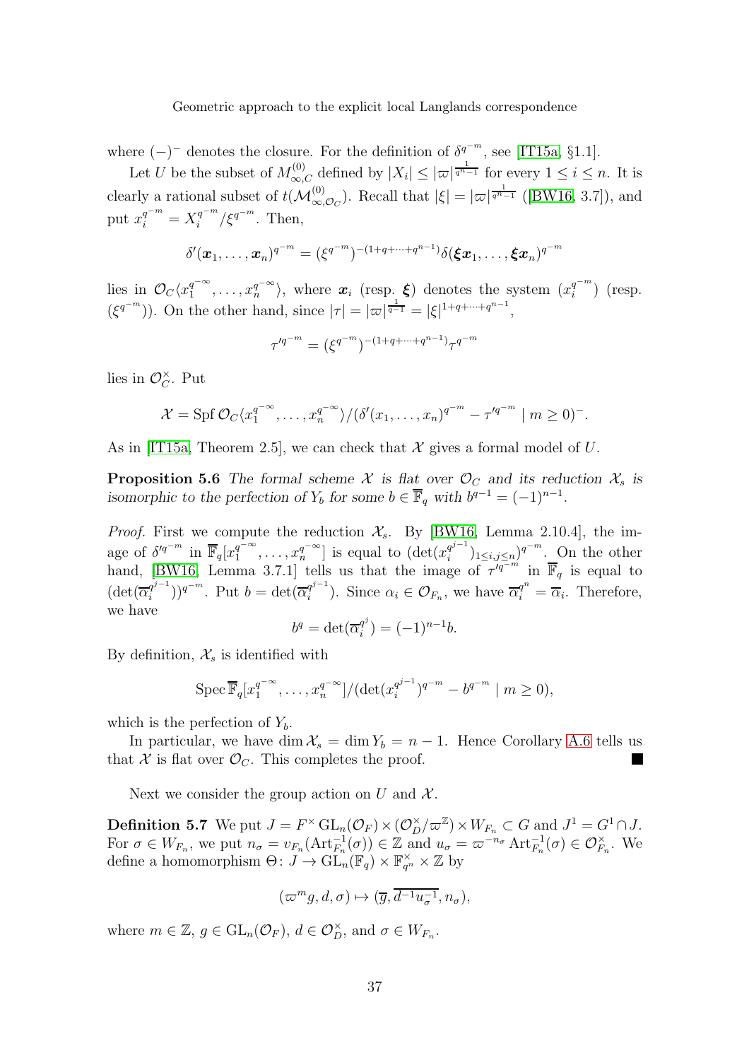where $(-)^{-}$ denotes the closure. For the definition of $\delta^{q^{-m}}$, see [IT15a, §1.1].

Let $U$ be the subset of $M^{(0)}_{\infty,C}$ defined by $|X_i| \leq |\varpi|^{\frac{1}{q^n-1}}$ for every $1 \leq i \leq n$. It is clearly a rational subset of $t(\mathcal{M}^{(0)}_{\infty,\mathcal{O}_C})$. Recall that $|\xi| = |\varpi|^{\frac{1}{q^n-1}}$ ([BW16, 3.7]), and put $x_i^{q^{-m}} = X_i^{q^{-m}}/\xi^{q^{-m}}$. Then,

$$\delta'(\boldsymbol{x}_1,\ldots,\boldsymbol{x}_n)^{q^{-m}} = (\xi^{q^{-m}})^{-(1+q+\cdots+q^{n-1})}\delta(\boldsymbol{\xi}\boldsymbol{x}_1,\ldots,\boldsymbol{\xi}\boldsymbol{x}_n)^{q^{-m}}$$

lies in $\mathcal{O}_C\langle x_1^{q^{-\infty}},\ldots,x_n^{q^{-\infty}}\rangle$, where $\boldsymbol{x}_i$ (resp. $\boldsymbol{\xi}$) denotes the system $(x_i^{q^{-m}})$ (resp. $(\xi^{q^{-m}})$). On the other hand, since $|\tau| = |\varpi|^{\frac{1}{q-1}} = |\xi|^{1+q+\cdots+q^{n-1}}$,

$$\tau'^{q^{-m}} = (\xi^{q^{-m}})^{-(1+q+\cdots+q^{n-1})}\tau^{q^{-m}}$$

lies in $\mathcal{O}_C^{\times}$. Put

$$\mathcal{X} = \operatorname{Spf}\mathcal{O}_C\langle x_1^{q^{-\infty}},\ldots,x_n^{q^{-\infty}}\rangle/(\delta'(x_1,\ldots,x_n)^{q^{-m}} - \tau'^{q^{-m}} \mid m \geq 0)^{-}.$$

As in [IT15a, Theorem 2.5], we can check that $\mathcal{X}$ gives a formal model of $U$.

**Proposition 5.6** *The formal scheme $\mathcal{X}$ is flat over $\mathcal{O}_C$ and its reduction $\mathcal{X}_s$ is isomorphic to the perfection of $Y_b$ for some $b \in \overline{\mathbb{F}}_q$ with $b^{q-1} = (-1)^{n-1}$.*

*Proof.* First we compute the reduction $\mathcal{X}_s$. By [BW16, Lemma 2.10.4], the image of $\delta'^{q^{-m}}$ in $\overline{\mathbb{F}}_q[x_1^{q^{-\infty}},\ldots,x_n^{q^{-\infty}}]$ is equal to $(\det(x_i^{q^{j-1}})_{1\leq i,j\leq n})^{q^{-m}}$. On the other hand, [BW16, Lemma 3.7.1] tells us that the image of $\tau'^{q^{-m}}$ in $\overline{\mathbb{F}}_q$ is equal to $(\det(\overline{\alpha}_i^{q^{j-1}}))^{q^{-m}}$. Put $b = \det(\overline{\alpha}_i^{q^{j-1}})$. Since $\alpha_i \in \mathcal{O}_{F_n}$, we have $\overline{\alpha}_i^{q^n} = \overline{\alpha}_i$. Therefore, we have

$$b^q = \det(\overline{\alpha}_i^{q^j}) = (-1)^{n-1}b.$$

By definition, $\mathcal{X}_s$ is identified with

$$\operatorname{Spec}\overline{\mathbb{F}}_q[x_1^{q^{-\infty}},\ldots,x_n^{q^{-\infty}}]/(\det(x_i^{q^{j-1}})^{q^{-m}} - b^{q^{-m}} \mid m \geq 0),$$

which is the perfection of $Y_b$.

In particular, we have $\dim\mathcal{X}_s = \dim Y_b = n-1$. Hence Corollary A.6 tells us that $\mathcal{X}$ is flat over $\mathcal{O}_C$. This completes the proof. ■

Next we consider the group action on $U$ and $\mathcal{X}$.

**Definition 5.7** We put $J = F^{\times}\mathrm{GL}_n(\mathcal{O}_F) \times (\mathcal{O}_D^{\times}/\varpi^{\mathbb{Z}}) \times W_{F_n} \subset G$ and $J^1 = G^1 \cap J$. For $\sigma \in W_{F_n}$, we put $n_\sigma = v_{F_n}(\mathrm{Art}_{F_n}^{-1}(\sigma)) \in \mathbb{Z}$ and $u_\sigma = \varpi^{-n_\sigma}\mathrm{Art}_{F_n}^{-1}(\sigma) \in \mathcal{O}_{F_n}^{\times}$. We define a homomorphism $\Theta\colon J \to \mathrm{GL}_n(\mathbb{F}_q) \times \mathbb{F}_{q^n}^{\times} \times \mathbb{Z}$ by

$$(\varpi^m g, d, \sigma) \mapsto (\overline{g}, \overline{d^{-1}u_\sigma^{-1}}, n_\sigma),$$

where $m \in \mathbb{Z}$, $g \in \mathrm{GL}_n(\mathcal{O}_F)$, $d \in \mathcal{O}_D^{\times}$, and $\sigma \in W_{F_n}$.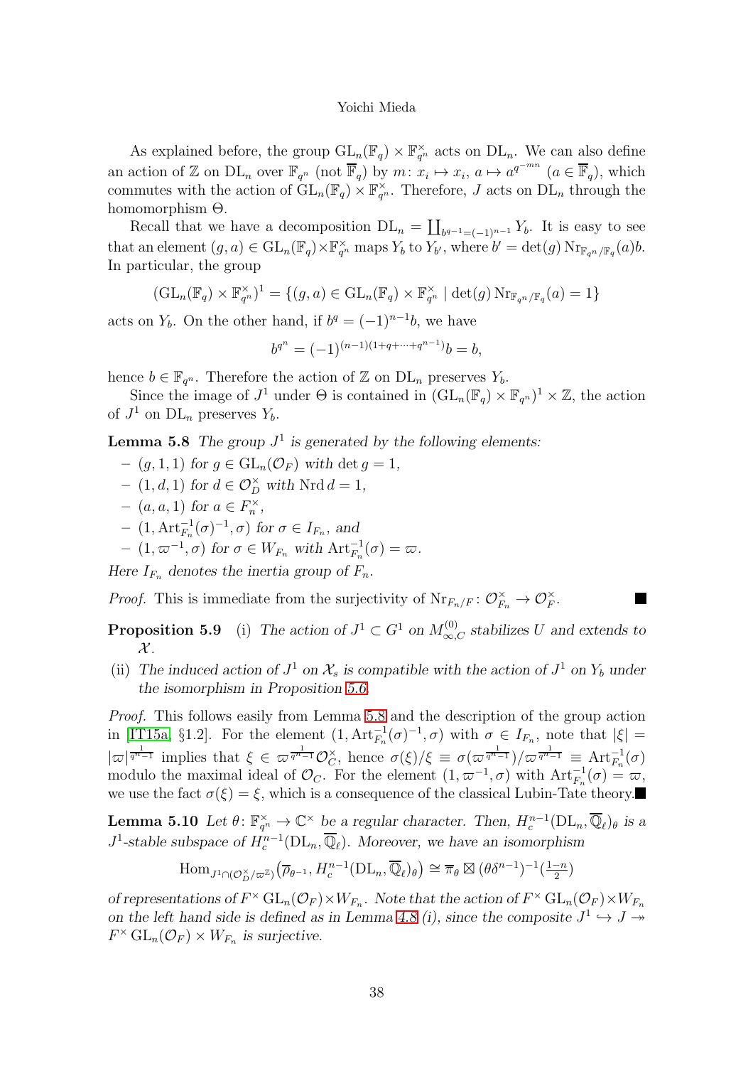As explained before, the group $\mathrm{GL}_n(\mathbb{F}_q) \times \mathbb{F}_{q^n}^\times$ acts on $\mathrm{DL}_n$. We can also define an action of $\mathbb{Z}$ on $\mathrm{DL}_n$ over $\mathbb{F}_{q^n}$ (not $\overline{\mathbb{F}}_q$) by $m\colon x_i \mapsto x_i$, $a \mapsto a^{q^{-mn}}$ ($a \in \overline{\mathbb{F}}_q$), which commutes with the action of $\mathrm{GL}_n(\mathbb{F}_q) \times \mathbb{F}_{q^n}^\times$. Therefore, $J$ acts on $\mathrm{DL}_n$ through the homomorphism $\Theta$.

Recall that we have a decomposition $\mathrm{DL}_n = \coprod_{b^{q-1}=(-1)^{n-1}} Y_b$. It is easy to see that an element $(g,a) \in \mathrm{GL}_n(\mathbb{F}_q) \times \mathbb{F}_{q^n}^\times$ maps $Y_b$ to $Y_{b'}$, where $b' = \det(g)\,\mathrm{Nr}_{\mathbb{F}_{q^n}/\mathbb{F}_q}(a) b$. In particular, the group

$$(\mathrm{GL}_n(\mathbb{F}_q) \times \mathbb{F}_{q^n}^\times)^1 = \{(g,a) \in \mathrm{GL}_n(\mathbb{F}_q) \times \mathbb{F}_{q^n}^\times \mid \det(g)\,\mathrm{Nr}_{\mathbb{F}_{q^n}/\mathbb{F}_q}(a) = 1\}$$

acts on $Y_b$. On the other hand, if $b^q = (-1)^{n-1}b$, we have

$$b^{q^n} = (-1)^{(n-1)(1+q+\cdots+q^{n-1})} b = b,$$

hence $b \in \mathbb{F}_{q^n}$. Therefore the action of $\mathbb{Z}$ on $\mathrm{DL}_n$ preserves $Y_b$.

Since the image of $J^1$ under $\Theta$ is contained in $(\mathrm{GL}_n(\mathbb{F}_q) \times \mathbb{F}_{q^n})^1 \times \mathbb{Z}$, the action of $J^1$ on $\mathrm{DL}_n$ preserves $Y_b$.

**Lemma 5.8** *The group $J^1$ is generated by the following elements:*

- *$(g,1,1)$ for $g \in \mathrm{GL}_n(\mathcal{O}_F)$ with $\det g = 1$,*
- *$(1,d,1)$ for $d \in \mathcal{O}_D^\times$ with $\mathrm{Nrd}\, d = 1$,*
- *$(a,a,1)$ for $a \in F_n^\times$,*
- *$(1, \mathrm{Art}_{F_n}^{-1}(\sigma)^{-1}, \sigma)$ for $\sigma \in I_{F_n}$, and*
- *$(1, \varpi^{-1}, \sigma)$ for $\sigma \in W_{F_n}$ with $\mathrm{Art}_{F_n}^{-1}(\sigma) = \varpi$.*

*Here $I_{F_n}$ denotes the inertia group of $F_n$.*

*Proof.* This is immediate from the surjectivity of $\mathrm{Nr}_{F_n/F}\colon \mathcal{O}_{F_n}^\times \to \mathcal{O}_F^\times$. ■

**Proposition 5.9** (i) *The action of $J^1 \subset G^1$ on $M_{\infty,C}^{(0)}$ stabilizes $U$ and extends to $\mathcal{X}$.*

(ii) *The induced action of $J^1$ on $\mathcal{X}_s$ is compatible with the action of $J^1$ on $Y_b$ under the isomorphism in Proposition 5.6.*

*Proof.* This follows easily from Lemma 5.8 and the description of the group action in [IT15a, §1.2]. For the element $(1, \mathrm{Art}_{F_n}^{-1}(\sigma)^{-1}, \sigma)$ with $\sigma \in I_{F_n}$, note that $|\xi| = |\varpi|^{\frac{1}{q^n-1}}$ implies that $\xi \in \varpi^{\frac{1}{q^n-1}} \mathcal{O}_C^\times$, hence $\sigma(\xi)/\xi \equiv \sigma(\varpi^{\frac{1}{q^n-1}})/\varpi^{\frac{1}{q^n-1}} \equiv \mathrm{Art}_{F_n}^{-1}(\sigma)$ modulo the maximal ideal of $\mathcal{O}_C$. For the element $(1, \varpi^{-1}, \sigma)$ with $\mathrm{Art}_{F_n}^{-1}(\sigma) = \varpi$, we use the fact $\sigma(\xi) = \xi$, which is a consequence of the classical Lubin-Tate theory. ■

**Lemma 5.10** *Let $\theta\colon \mathbb{F}_{q^n}^\times \to \mathbb{C}^\times$ be a regular character. Then, $H_c^{n-1}(\mathrm{DL}_n, \overline{\mathbb{Q}}_\ell)_\theta$ is a $J^1$-stable subspace of $H_c^{n-1}(\mathrm{DL}_n, \overline{\mathbb{Q}}_\ell)$. Moreover, we have an isomorphism*

$$\mathrm{Hom}_{J^1 \cap (\mathcal{O}_D^\times/\varpi^{\mathbb{Z}})}\big(\overline{\rho}_{\theta^{-1}}, H_c^{n-1}(\mathrm{DL}_n, \overline{\mathbb{Q}}_\ell)_\theta\big) \cong \overline{\pi}_\theta \boxtimes (\theta\delta^{n-1})^{-1}(\tfrac{1-n}{2})$$

*of representations of $F^\times \mathrm{GL}_n(\mathcal{O}_F) \times W_{F_n}$. Note that the action of $F^\times \mathrm{GL}_n(\mathcal{O}_F) \times W_{F_n}$ on the left hand side is defined as in Lemma 4.8 (i), since the composite $J^1 \hookrightarrow J \twoheadrightarrow F^\times \mathrm{GL}_n(\mathcal{O}_F) \times W_{F_n}$ is surjective.*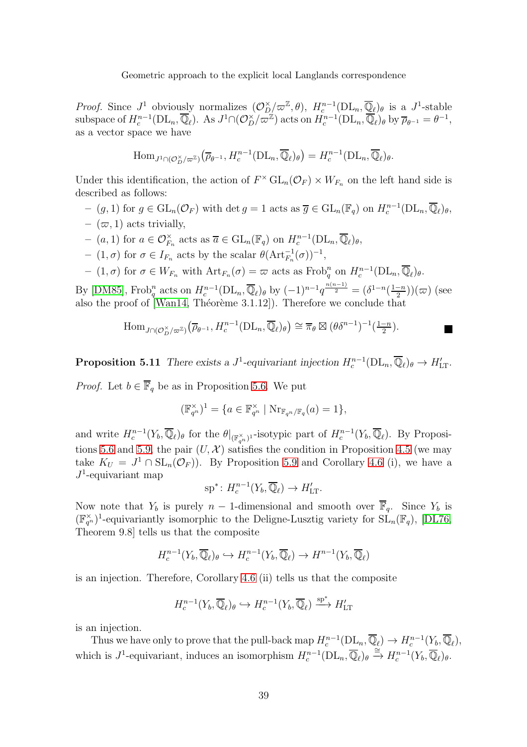*Proof.* Since $J^1$ obviously normalizes $(\mathcal{O}_D^\times/\varpi^{\mathbb{Z}}, \theta)$, $H_c^{n-1}(\mathrm{DL}_n, \overline{\mathbb{Q}}_\ell)_\theta$ is a $J^1$-stable subspace of $H_c^{n-1}(\mathrm{DL}_n, \overline{\mathbb{Q}}_\ell)$. As $J^1 \cap (\mathcal{O}_D^\times/\varpi^{\mathbb{Z}})$ acts on $H_c^{n-1}(\mathrm{DL}_n, \overline{\mathbb{Q}}_\ell)_\theta$ by $\overline{\rho}_{\theta^{-1}} = \theta^{-1}$, as a vector space we have

$$\mathrm{Hom}_{J^1 \cap (\mathcal{O}_D^\times/\varpi^{\mathbb{Z}})}\big(\overline{\rho}_{\theta^{-1}}, H_c^{n-1}(\mathrm{DL}_n, \overline{\mathbb{Q}}_\ell)_\theta\big) = H_c^{n-1}(\mathrm{DL}_n, \overline{\mathbb{Q}}_\ell)_\theta.$$

Under this identification, the action of $F^\times \mathrm{GL}_n(\mathcal{O}_F) \times W_{F_n}$ on the left hand side is described as follows:

- $(g, 1)$ for $g \in \mathrm{GL}_n(\mathcal{O}_F)$ with $\det g = 1$ acts as $\overline{g} \in \mathrm{GL}_n(\mathbb{F}_q)$ on $H_c^{n-1}(\mathrm{DL}_n, \overline{\mathbb{Q}}_\ell)_\theta$,
- $(\varpi, 1)$ acts trivially,
- $(a, 1)$ for $a \in \mathcal{O}_{F_n}^\times$ acts as $\overline{a} \in \mathrm{GL}_n(\mathbb{F}_q)$ on $H_c^{n-1}(\mathrm{DL}_n, \overline{\mathbb{Q}}_\ell)_\theta$,
- $(1, \sigma)$ for $\sigma \in I_{F_n}$ acts by the scalar $\theta(\mathrm{Art}_{F_n}^{-1}(\sigma))^{-1}$,
- $(1, \sigma)$ for $\sigma \in W_{F_n}$ with $\mathrm{Art}_{F_n}(\sigma) = \varpi$ acts as $\mathrm{Frob}_q^n$ on $H_c^{n-1}(\mathrm{DL}_n, \overline{\mathbb{Q}}_\ell)_\theta$.

By [DM85], $\mathrm{Frob}_q^n$ acts on $H_c^{n-1}(\mathrm{DL}_n, \overline{\mathbb{Q}}_\ell)_\theta$ by $(-1)^{n-1} q^{\frac{n(n-1)}{2}} = (\delta^{1-n}(\frac{1-n}{2}))(\varpi)$ (see also the proof of [Wan14, Théorème 3.1.12]). Therefore we conclude that

$$\mathrm{Hom}_{J \cap (\mathcal{O}_D^\times/\varpi^{\mathbb{Z}})}\big(\overline{\rho}_{\theta^{-1}}, H_c^{n-1}(\mathrm{DL}_n, \overline{\mathbb{Q}}_\ell)_\theta\big) \cong \overline{\pi}_\theta \boxtimes (\theta\delta^{n-1})^{-1}(\tfrac{1-n}{2}).$$

■

**Proposition 5.11** *There exists a $J^1$-equivariant injection $H_c^{n-1}(\mathrm{DL}_n, \overline{\mathbb{Q}}_\ell)_\theta \to H'_{\mathrm{LT}}$.*

*Proof.* Let $b \in \overline{\mathbb{F}}_q$ be as in Proposition 5.6. We put

$$(\mathbb{F}_{q^n}^\times)^1 = \{a \in \mathbb{F}_{q^n}^\times \mid \mathrm{Nr}_{\mathbb{F}_{q^n}/\mathbb{F}_q}(a) = 1\},$$

and write $H_c^{n-1}(Y_b, \overline{\mathbb{Q}}_\ell)_\theta$ for the $\theta|_{(\mathbb{F}_{q^n}^\times)^1}$-isotypic part of $H_c^{n-1}(Y_b, \overline{\mathbb{Q}}_\ell)$. By Propositions 5.6 and 5.9, the pair $(U, \mathcal{X})$ satisfies the condition in Proposition 4.5 (we may take $K_U = J^1 \cap \mathrm{SL}_n(\mathcal{O}_F)$). By Proposition 5.9 and Corollary 4.6 (i), we have a $J^1$-equivariant map

$$\mathrm{sp}^*\colon H_c^{n-1}(Y_b, \overline{\mathbb{Q}}_\ell) \to H'_{\mathrm{LT}}.$$

Now note that $Y_b$ is purely $n-1$-dimensional and smooth over $\overline{\mathbb{F}}_q$. Since $Y_b$ is $(\mathbb{F}_{q^n}^\times)^1$-equivariantly isomorphic to the Deligne-Lusztig variety for $\mathrm{SL}_n(\mathbb{F}_q)$, [DL76, Theorem 9.8] tells us that the composite

$$H_c^{n-1}(Y_b, \overline{\mathbb{Q}}_\ell)_\theta \hookrightarrow H_c^{n-1}(Y_b, \overline{\mathbb{Q}}_\ell) \to H^{n-1}(Y_b, \overline{\mathbb{Q}}_\ell)$$

is an injection. Therefore, Corollary 4.6 (ii) tells us that the composite

$$H_c^{n-1}(Y_b, \overline{\mathbb{Q}}_\ell)_\theta \hookrightarrow H_c^{n-1}(Y_b, \overline{\mathbb{Q}}_\ell) \xrightarrow{\mathrm{sp}^*} H'_{\mathrm{LT}}$$

is an injection.

Thus we have only to prove that the pull-back map $H_c^{n-1}(\mathrm{DL}_n, \overline{\mathbb{Q}}_\ell) \to H_c^{n-1}(Y_b, \overline{\mathbb{Q}}_\ell)$, which is $J^1$-equivariant, induces an isomorphism $H_c^{n-1}(\mathrm{DL}_n, \overline{\mathbb{Q}}_\ell)_\theta \xrightarrow{\cong} H_c^{n-1}(Y_b, \overline{\mathbb{Q}}_\ell)_\theta$.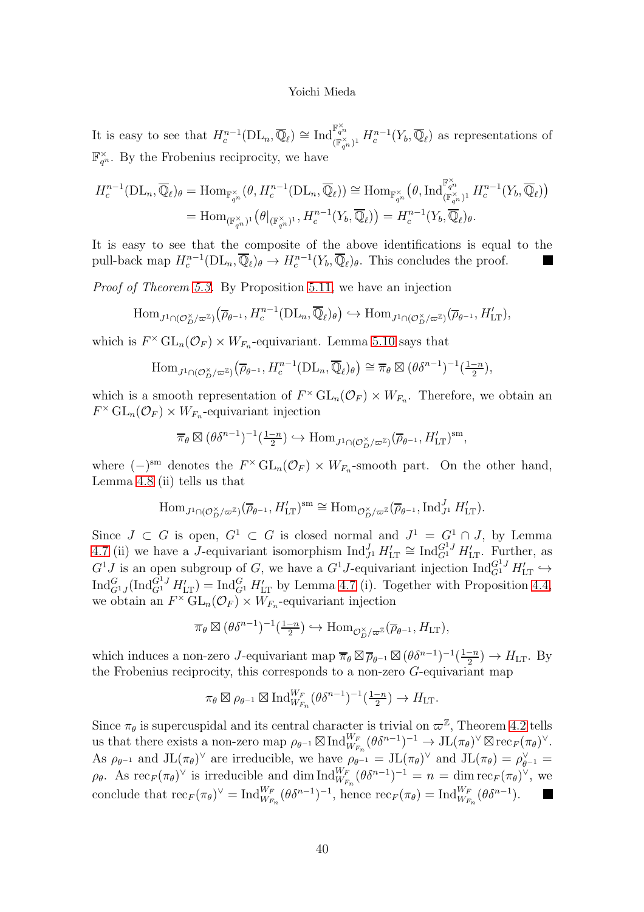It is easy to see that $H^{n-1}_c(\mathrm{DL}_n,\overline{\mathbb{Q}}_\ell)\cong \mathrm{Ind}^{\mathbb{F}^\times_{q^n}}_{(\mathbb{F}^\times_{q^n})^1} H^{n-1}_c(Y_b,\overline{\mathbb{Q}}_\ell)$ as representations of $\mathbb{F}^\times_{q^n}$. By the Frobenius reciprocity, we have

$$\begin{aligned}
H^{n-1}_c(\mathrm{DL}_n,\overline{\mathbb{Q}}_\ell)_\theta &= \mathrm{Hom}_{\mathbb{F}^\times_{q^n}}(\theta, H^{n-1}_c(\mathrm{DL}_n,\overline{\mathbb{Q}}_\ell)) \cong \mathrm{Hom}_{\mathbb{F}^\times_{q^n}}\bigl(\theta, \mathrm{Ind}^{\mathbb{F}^\times_{q^n}}_{(\mathbb{F}^\times_{q^n})^1} H^{n-1}_c(Y_b,\overline{\mathbb{Q}}_\ell)\bigr)\\
&= \mathrm{Hom}_{(\mathbb{F}^\times_{q^n})^1}\bigl(\theta|_{(\mathbb{F}^\times_{q^n})^1}, H^{n-1}_c(Y_b,\overline{\mathbb{Q}}_\ell)\bigr) = H^{n-1}_c(Y_b,\overline{\mathbb{Q}}_\ell)_\theta.
\end{aligned}$$

It is easy to see that the composite of the above identifications is equal to the pull-back map $H^{n-1}_c(\mathrm{DL}_n,\overline{\mathbb{Q}}_\ell)_\theta \to H^{n-1}_c(Y_b,\overline{\mathbb{Q}}_\ell)_\theta$. This concludes the proof. ∎

*Proof of Theorem 5.3.* By Proposition 5.11, we have an injection

$$\mathrm{Hom}_{J^1\cap(\mathcal{O}_D^\times/\varpi^{\mathbb{Z}})}\bigl(\overline{\rho}_{\theta^{-1}}, H^{n-1}_c(\mathrm{DL}_n,\overline{\mathbb{Q}}_\ell)_\theta\bigr) \hookrightarrow \mathrm{Hom}_{J^1\cap(\mathcal{O}_D^\times/\varpi^{\mathbb{Z}})}(\overline{\rho}_{\theta^{-1}}, H'_{\mathrm{LT}}),$$

which is $F^\times\mathrm{GL}_n(\mathcal{O}_F)\times W_{F_n}$-equivariant. Lemma 5.10 says that

$$\mathrm{Hom}_{J^1\cap(\mathcal{O}_D^\times/\varpi^{\mathbb{Z}})}\bigl(\overline{\rho}_{\theta^{-1}}, H^{n-1}_c(\mathrm{DL}_n,\overline{\mathbb{Q}}_\ell)_\theta\bigr) \cong \overline{\pi}_\theta \boxtimes (\theta\delta^{n-1})^{-1}(\tfrac{1-n}{2}),$$

which is a smooth representation of $F^\times\mathrm{GL}_n(\mathcal{O}_F)\times W_{F_n}$. Therefore, we obtain an $F^\times\mathrm{GL}_n(\mathcal{O}_F)\times W_{F_n}$-equivariant injection

$$\overline{\pi}_\theta \boxtimes (\theta\delta^{n-1})^{-1}(\tfrac{1-n}{2}) \hookrightarrow \mathrm{Hom}_{J^1\cap(\mathcal{O}_D^\times/\varpi^{\mathbb{Z}})}(\overline{\rho}_{\theta^{-1}}, H'_{\mathrm{LT}})^{\mathrm{sm}},$$

where $(-)^{\mathrm{sm}}$ denotes the $F^\times\mathrm{GL}_n(\mathcal{O}_F)\times W_{F_n}$-smooth part. On the other hand, Lemma 4.8 (ii) tells us that

$$\mathrm{Hom}_{J^1\cap(\mathcal{O}_D^\times/\varpi^{\mathbb{Z}})}(\overline{\rho}_{\theta^{-1}}, H'_{\mathrm{LT}})^{\mathrm{sm}} \cong \mathrm{Hom}_{\mathcal{O}_D^\times/\varpi^{\mathbb{Z}}}(\overline{\rho}_{\theta^{-1}}, \mathrm{Ind}^J_{J^1} H'_{\mathrm{LT}}).$$

Since $J\subset G$ is open, $G^1\subset G$ is closed normal and $J^1 = G^1\cap J$, by Lemma 4.7 (ii) we have a $J$-equivariant isomorphism $\mathrm{Ind}^J_{J^1} H'_{\mathrm{LT}} \cong \mathrm{Ind}^{G^1J}_{G^1} H'_{\mathrm{LT}}$. Further, as $G^1J$ is an open subgroup of $G$, we have a $G^1J$-equivariant injection $\mathrm{Ind}^{G^1J}_{G^1} H'_{\mathrm{LT}} \hookrightarrow \mathrm{Ind}^G_{G^1J}(\mathrm{Ind}^{G^1J}_{G^1} H'_{\mathrm{LT}}) = \mathrm{Ind}^G_{G^1} H'_{\mathrm{LT}}$ by Lemma 4.7 (i). Together with Proposition 4.4, we obtain an $F^\times\mathrm{GL}_n(\mathcal{O}_F)\times W_{F_n}$-equivariant injection

$$\overline{\pi}_\theta \boxtimes (\theta\delta^{n-1})^{-1}(\tfrac{1-n}{2}) \hookrightarrow \mathrm{Hom}_{\mathcal{O}_D^\times/\varpi^{\mathbb{Z}}}(\overline{\rho}_{\theta^{-1}}, H_{\mathrm{LT}}),$$

which induces a non-zero $J$-equivariant map $\overline{\pi}_\theta \boxtimes \overline{\rho}_{\theta^{-1}} \boxtimes (\theta\delta^{n-1})^{-1}(\frac{1-n}{2}) \to H_{\mathrm{LT}}$. By the Frobenius reciprocity, this corresponds to a non-zero $G$-equivariant map

$$\pi_\theta \boxtimes \rho_{\theta^{-1}} \boxtimes \mathrm{Ind}^{W_F}_{W_{F_n}}(\theta\delta^{n-1})^{-1}(\tfrac{1-n}{2}) \to H_{\mathrm{LT}}.$$

Since $\pi_\theta$ is supercuspidal and its central character is trivial on $\varpi^{\mathbb{Z}}$, Theorem 4.2 tells us that there exists a non-zero map $\rho_{\theta^{-1}} \boxtimes \mathrm{Ind}^{W_F}_{W_{F_n}}(\theta\delta^{n-1})^{-1} \to \mathrm{JL}(\pi_\theta)^\vee \boxtimes \mathrm{rec}_F(\pi_\theta)^\vee$. As $\rho_{\theta^{-1}}$ and $\mathrm{JL}(\pi_\theta)^\vee$ are irreducible, we have $\rho_{\theta^{-1}} = \mathrm{JL}(\pi_\theta)^\vee$ and $\mathrm{JL}(\pi_\theta) = \rho^\vee_{\theta^{-1}} = \rho_\theta$. As $\mathrm{rec}_F(\pi_\theta)^\vee$ is irreducible and $\dim \mathrm{Ind}^{W_F}_{W_{F_n}}(\theta\delta^{n-1})^{-1} = n = \dim \mathrm{rec}_F(\pi_\theta)^\vee$, we conclude that $\mathrm{rec}_F(\pi_\theta)^\vee = \mathrm{Ind}^{W_F}_{W_{F_n}}(\theta\delta^{n-1})^{-1}$, hence $\mathrm{rec}_F(\pi_\theta) = \mathrm{Ind}^{W_F}_{W_{F_n}}(\theta\delta^{n-1})$. ∎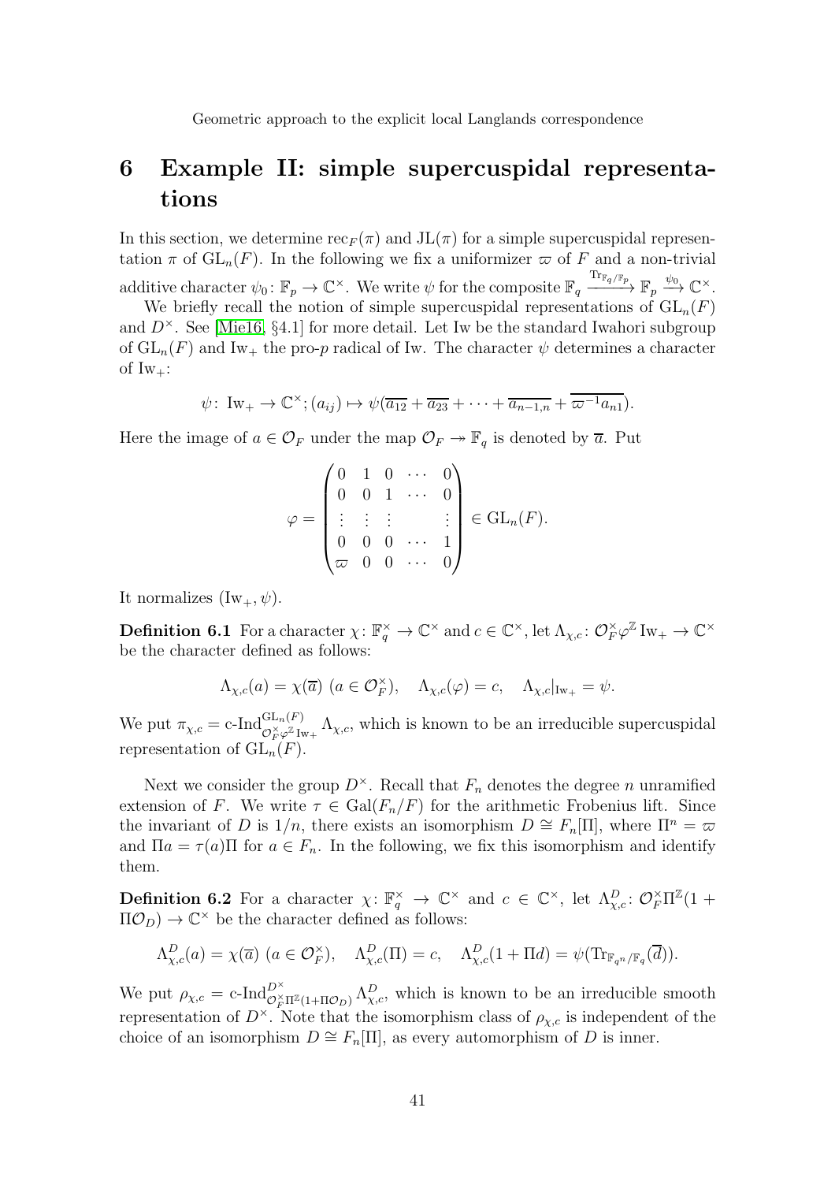# 6 Example II: simple supercuspidal representations

In this section, we determine $\mathrm{rec}_F(\pi)$ and $\mathrm{JL}(\pi)$ for a simple supercuspidal representation $\pi$ of $\mathrm{GL}_n(F)$. In the following we fix a uniformizer $\varpi$ of $F$ and a non-trivial additive character $\psi_0\colon \mathbb{F}_p \to \mathbb{C}^\times$. We write $\psi$ for the composite $\mathbb{F}_q \xrightarrow{\mathrm{Tr}_{\mathbb{F}_q/\mathbb{F}_p}} \mathbb{F}_p \xrightarrow{\psi_0} \mathbb{C}^\times$.

We briefly recall the notion of simple supercuspidal representations of $\mathrm{GL}_n(F)$ and $D^\times$. See [Mie16, §4.1] for more detail. Let Iw be the standard Iwahori subgroup of $\mathrm{GL}_n(F)$ and $\mathrm{Iw}_+$ the pro-$p$ radical of Iw. The character $\psi$ determines a character of $\mathrm{Iw}_+$:

$$\psi\colon \mathrm{Iw}_+ \to \mathbb{C}^\times; (a_{ij}) \mapsto \psi(\overline{a_{12}} + \overline{a_{23}} + \cdots + \overline{a_{n-1,n}} + \overline{\varpi^{-1}a_{n1}}).$$

Here the image of $a \in \mathcal{O}_F$ under the map $\mathcal{O}_F \twoheadrightarrow \mathbb{F}_q$ is denoted by $\overline{a}$. Put

$$\varphi = \begin{pmatrix} 0 & 1 & 0 & \cdots & 0 \\ 0 & 0 & 1 & \cdots & 0 \\ \vdots & \vdots & \vdots & & \vdots \\ 0 & 0 & 0 & \cdots & 1 \\ \varpi & 0 & 0 & \cdots & 0 \end{pmatrix} \in \mathrm{GL}_n(F).$$

It normalizes $(\mathrm{Iw}_+, \psi)$.

**Definition 6.1** For a character $\chi\colon \mathbb{F}_q^\times \to \mathbb{C}^\times$ and $c \in \mathbb{C}^\times$, let $\Lambda_{\chi,c}\colon \mathcal{O}_F^\times \varphi^{\mathbb{Z}} \mathrm{Iw}_+ \to \mathbb{C}^\times$ be the character defined as follows:

$$\Lambda_{\chi,c}(a) = \chi(\overline{a}) \ (a \in \mathcal{O}_F^\times), \quad \Lambda_{\chi,c}(\varphi) = c, \quad \Lambda_{\chi,c}|_{\mathrm{Iw}_+} = \psi.$$

We put $\pi_{\chi,c} = \text{c-Ind}_{\mathcal{O}_F^\times \varphi^{\mathbb{Z}} \mathrm{Iw}_+}^{\mathrm{GL}_n(F)} \Lambda_{\chi,c}$, which is known to be an irreducible supercuspidal representation of $\mathrm{GL}_n(F)$.

Next we consider the group $D^\times$. Recall that $F_n$ denotes the degree $n$ unramified extension of $F$. We write $\tau \in \mathrm{Gal}(F_n/F)$ for the arithmetic Frobenius lift. Since the invariant of $D$ is $1/n$, there exists an isomorphism $D \cong F_n[\Pi]$, where $\Pi^n = \varpi$ and $\Pi a = \tau(a)\Pi$ for $a \in F_n$. In the following, we fix this isomorphism and identify them.

**Definition 6.2** For a character $\chi\colon \mathbb{F}_q^\times \to \mathbb{C}^\times$ and $c \in \mathbb{C}^\times$, let $\Lambda_{\chi,c}^D\colon \mathcal{O}_F^\times \Pi^{\mathbb{Z}}(1 + \Pi\mathcal{O}_D) \to \mathbb{C}^\times$ be the character defined as follows:

$$\Lambda_{\chi,c}^D(a) = \chi(\overline{a}) \ (a \in \mathcal{O}_F^\times), \quad \Lambda_{\chi,c}^D(\Pi) = c, \quad \Lambda_{\chi,c}^D(1 + \Pi d) = \psi(\mathrm{Tr}_{\mathbb{F}_{q^n}/\mathbb{F}_q}(\overline{d})).$$

We put $\rho_{\chi,c} = \text{c-Ind}_{\mathcal{O}_F^\times \Pi^{\mathbb{Z}}(1+\Pi\mathcal{O}_D)}^{D^\times} \Lambda_{\chi,c}^D$, which is known to be an irreducible smooth representation of $D^\times$. Note that the isomorphism class of $\rho_{\chi,c}$ is independent of the choice of an isomorphism $D \cong F_n[\Pi]$, as every automorphism of $D$ is inner.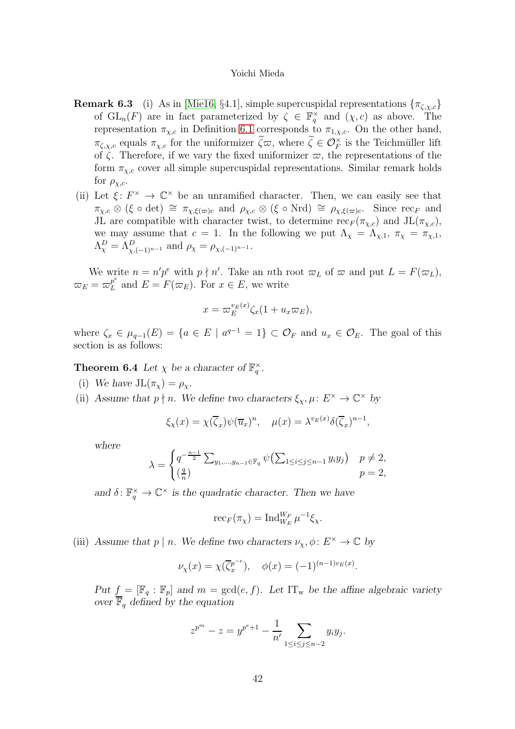**Remark 6.3** (i) As in [Mie16, §4.1], simple supercuspidal representations $\{\pi_{\zeta,\chi,c}\}$ of $\mathrm{GL}_n(F)$ are in fact parameterized by $\zeta \in \mathbb{F}_q^\times$ and $(\chi, c)$ as above. The representation $\pi_{\chi,c}$ in Definition 6.1 corresponds to $\pi_{1,\chi,c}$. On the other hand, $\pi_{\zeta,\chi,c}$ equals $\pi_{\chi,c}$ for the uniformizer $\widetilde{\zeta}\varpi$, where $\widetilde{\zeta} \in \mathcal{O}_F^\times$ is the Teichmüller lift of $\zeta$. Therefore, if we vary the fixed uniformizer $\varpi$, the representations of the form $\pi_{\chi,c}$ cover all simple supercuspidal representations. Similar remark holds for $\rho_{\chi,c}$.

(ii) Let $\xi\colon F^\times \to \mathbb{C}^\times$ be an unramified character. Then, we can easily see that $\pi_{\chi,c} \otimes (\xi \circ \det) \cong \pi_{\chi,\xi(\varpi)c}$ and $\rho_{\chi,c} \otimes (\xi \circ \mathrm{Nrd}) \cong \rho_{\chi,\xi(\varpi)c}$. Since $\mathrm{rec}_F$ and JL are compatible with character twist, to determine $\mathrm{rec}_F(\pi_{\chi,c})$ and $\mathrm{JL}(\pi_{\chi,c})$, we may assume that $c = 1$. In the following we put $\Lambda_\chi = \Lambda_{\chi,1}$, $\pi_\chi = \pi_{\chi,1}$, $\Lambda_\chi^D = \Lambda^D_{\chi,(-1)^{n-1}}$ and $\rho_\chi = \rho_{\chi,(-1)^{n-1}}$.

We write $n = n'p^e$ with $p \nmid n'$. Take an $n$th root $\varpi_L$ of $\varpi$ and put $L = F(\varpi_L)$, $\varpi_E = \varpi_L^{p^e}$ and $E = F(\varpi_E)$. For $x \in E$, we write

$$x = \varpi_E^{v_E(x)}\zeta_x(1 + u_x\varpi_E),$$

where $\zeta_x \in \mu_{q-1}(E) = \{a \in E \mid a^{q-1} = 1\} \subset \mathcal{O}_F$ and $u_x \in \mathcal{O}_E$. The goal of this section is as follows:

**Theorem 6.4** *Let $\chi$ be a character of $\mathbb{F}_q^\times$.*

(i) *We have $\mathrm{JL}(\pi_\chi) = \rho_\chi$.*

(ii) *Assume that $p \nmid n$. We define two characters $\xi_\chi, \mu\colon E^\times \to \mathbb{C}^\times$ by*

$$\xi_\chi(x) = \chi(\overline{\zeta}_x)\psi(\overline{u}_x)^n, \quad \mu(x) = \lambda^{v_E(x)}\delta(\overline{\zeta}_x)^{n-1},$$

*where*

$$\lambda = \begin{cases} q^{-\frac{n-1}{2}} \sum_{y_1,\ldots,y_{n-1}\in\mathbb{F}_q} \psi\bigl(\sum_{1\le i\le j\le n-1} y_iy_j\bigr) & p \neq 2, \\ \left(\frac{q}{n}\right) & p = 2, \end{cases}$$

*and $\delta\colon \mathbb{F}_q^\times \to \mathbb{C}^\times$ is the quadratic character. Then we have*

$$\mathrm{rec}_F(\pi_\chi) = \mathrm{Ind}_{W_E}^{W_F} \mu^{-1}\xi_\chi.$$

(iii) *Assume that $p \mid n$. We define two characters $\nu_\chi, \phi\colon E^\times \to \mathbb{C}$ by*

$$\nu_\chi(x) = \chi(\overline{\zeta}_x^{p^{-e}}), \quad \phi(x) = (-1)^{(n-1)v_E(x)}.$$

*Put $f = [\mathbb{F}_q : \mathbb{F}_p]$ and $m = \gcd(e, f)$. Let $\mathrm{IT}_{\mathrm{w}}$ be the affine algebraic variety over $\overline{\mathbb{F}}_q$ defined by the equation*

$$z^{p^m} - z = y^{p^e+1} - \frac{1}{n'} \sum_{1\le i\le j\le n-2} y_iy_j.$$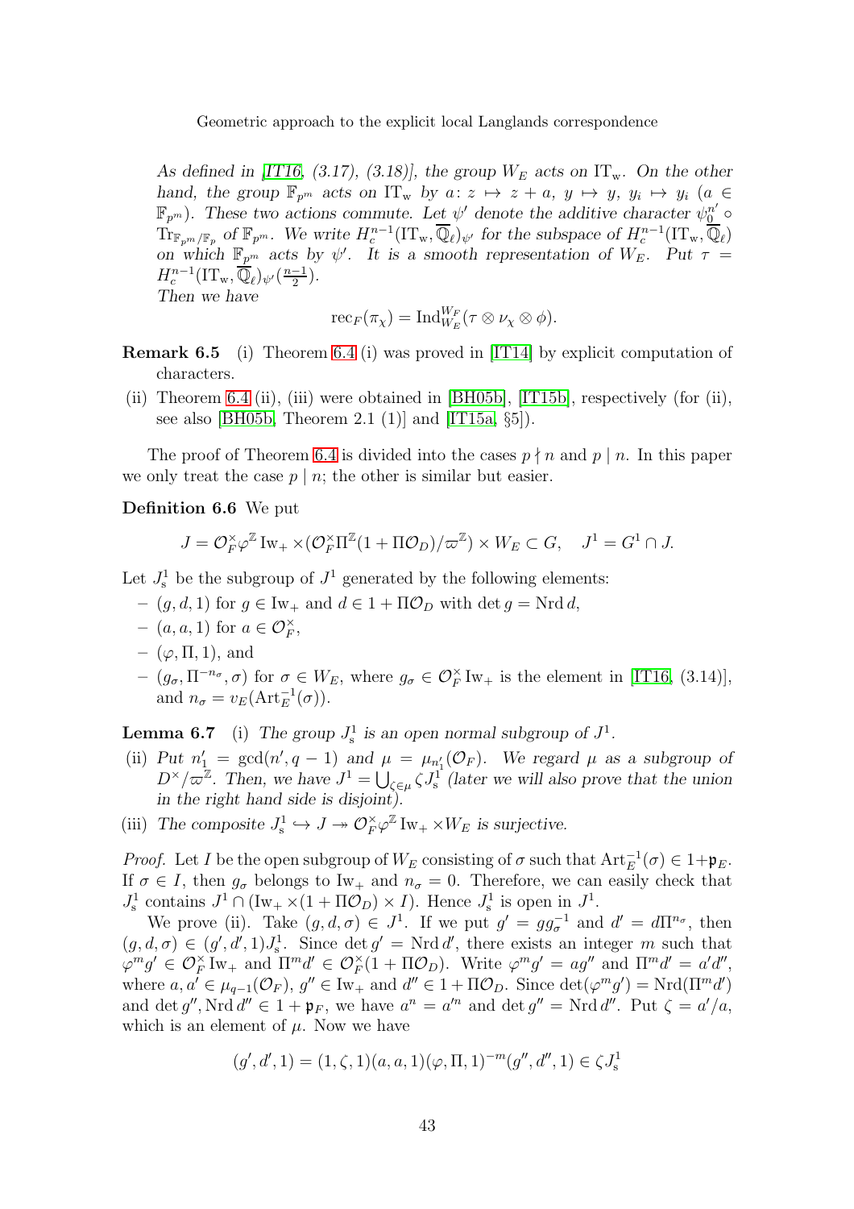*As defined in [IT16, (3.17), (3.18)], the group $W_E$ acts on $\mathrm{IT}_{\mathrm{w}}$. On the other hand, the group $\mathbb{F}_{p^m}$ acts on $\mathrm{IT}_{\mathrm{w}}$ by $a\colon z \mapsto z + a$, $y \mapsto y$, $y_i \mapsto y_i$ ($a \in \mathbb{F}_{p^m}$). These two actions commute. Let $\psi'$ denote the additive character $\psi_0^{n'} \circ \mathrm{Tr}_{\mathbb{F}_{p^m}/\mathbb{F}_p}$ of $\mathbb{F}_{p^m}$. We write $H_c^{n-1}(\mathrm{IT}_{\mathrm{w}}, \overline{\mathbb{Q}}_\ell)_{\psi'}$ for the subspace of $H_c^{n-1}(\mathrm{IT}_{\mathrm{w}}, \overline{\mathbb{Q}}_\ell)$ on which $\mathbb{F}_{p^m}$ acts by $\psi'$. It is a smooth representation of $W_E$. Put $\tau = H_c^{n-1}(\mathrm{IT}_{\mathrm{w}}, \overline{\mathbb{Q}}_\ell)_{\psi'}(\frac{n-1}{2})$.*
*Then we have*

$$\mathrm{rec}_F(\pi_\chi) = \mathrm{Ind}_{W_E}^{W_F}(\tau \otimes \nu_\chi \otimes \phi).$$

**Remark 6.5** (i) Theorem 6.4 (i) was proved in [IT14] by explicit computation of characters.

(ii) Theorem 6.4 (ii), (iii) were obtained in [BH05b], [IT15b], respectively (for (ii), see also [BH05b, Theorem 2.1 (1)] and [IT15a, §5]).

The proof of Theorem 6.4 is divided into the cases $p \nmid n$ and $p \mid n$. In this paper we only treat the case $p \mid n$; the other is similar but easier.

**Definition 6.6** We put

$$J = \mathcal{O}_F^\times \varphi^{\mathbb{Z}} \mathrm{Iw}_+ \times (\mathcal{O}_F^\times \Pi^{\mathbb{Z}}(1 + \Pi\mathcal{O}_D)/\varpi^{\mathbb{Z}}) \times W_E \subset G, \quad J^1 = G^1 \cap J.$$

Let $J_{\mathrm{s}}^1$ be the subgroup of $J^1$ generated by the following elements:

- $(g, d, 1)$ for $g \in \mathrm{Iw}_+$ and $d \in 1 + \Pi\mathcal{O}_D$ with $\det g = \mathrm{Nrd}\, d$,
- $(a, a, 1)$ for $a \in \mathcal{O}_F^\times$,
- $(\varphi, \Pi, 1)$, and
- $(g_\sigma, \Pi^{-n_\sigma}, \sigma)$ for $\sigma \in W_E$, where $g_\sigma \in \mathcal{O}_F^\times \mathrm{Iw}_+$ is the element in [IT16, (3.14)], and $n_\sigma = v_E(\mathrm{Art}_E^{-1}(\sigma))$.

**Lemma 6.7** (i) *The group $J_{\mathrm{s}}^1$ is an open normal subgroup of $J^1$.*

(ii) *Put $n'_1 = \gcd(n', q-1)$ and $\mu = \mu_{n'_1}(\mathcal{O}_F)$. We regard $\mu$ as a subgroup of $D^\times/\varpi^{\mathbb{Z}}$. Then, we have $J^1 = \bigcup_{\zeta \in \mu} \zeta J_{\mathrm{s}}^1$ (later we will also prove that the union in the right hand side is disjoint).*

(iii) *The composite $J_{\mathrm{s}}^1 \hookrightarrow J \twoheadrightarrow \mathcal{O}_F^\times \varphi^{\mathbb{Z}} \mathrm{Iw}_+ \times W_E$ is surjective.*

*Proof.* Let $I$ be the open subgroup of $W_E$ consisting of $\sigma$ such that $\mathrm{Art}_E^{-1}(\sigma) \in 1 + \mathfrak{p}_E$. If $\sigma \in I$, then $g_\sigma$ belongs to $\mathrm{Iw}_+$ and $n_\sigma = 0$. Therefore, we can easily check that $J_{\mathrm{s}}^1$ contains $J^1 \cap (\mathrm{Iw}_+ \times (1 + \Pi\mathcal{O}_D) \times I)$. Hence $J_{\mathrm{s}}^1$ is open in $J^1$.

We prove (ii). Take $(g, d, \sigma) \in J^1$. If we put $g' = g g_\sigma^{-1}$ and $d' = d\Pi^{n_\sigma}$, then $(g, d, \sigma) \in (g', d', 1)J_{\mathrm{s}}^1$. Since $\det g' = \mathrm{Nrd}\, d'$, there exists an integer $m$ such that $\varphi^m g' \in \mathcal{O}_F^\times \mathrm{Iw}_+$ and $\Pi^m d' \in \mathcal{O}_F^\times(1 + \Pi\mathcal{O}_D)$. Write $\varphi^m g' = a g''$ and $\Pi^m d' = a' d''$, where $a, a' \in \mu_{q-1}(\mathcal{O}_F)$, $g'' \in \mathrm{Iw}_+$ and $d'' \in 1 + \Pi\mathcal{O}_D$. Since $\det(\varphi^m g') = \mathrm{Nrd}(\Pi^m d')$ and $\det g'', \mathrm{Nrd}\, d'' \in 1 + \mathfrak{p}_F$, we have $a^n = a'^n$ and $\det g'' = \mathrm{Nrd}\, d''$. Put $\zeta = a'/a$, which is an element of $\mu$. Now we have

$$(g', d', 1) = (1, \zeta, 1)(a, a, 1)(\varphi, \Pi, 1)^{-m}(g'', d'', 1) \in \zeta J_{\mathrm{s}}^1$$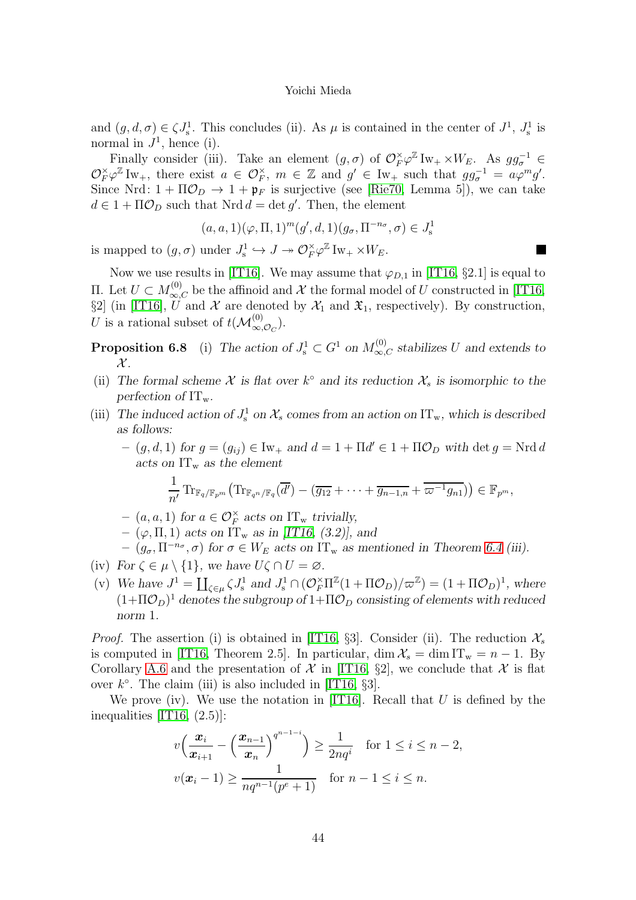and $(g,d,\sigma)\in\zeta J^1_{\mathrm{s}}$. This concludes (ii). As $\mu$ is contained in the center of $J^1$, $J^1_{\mathrm{s}}$ is normal in $J^1$, hence (i).

Finally consider (iii). Take an element $(g,\sigma)$ of $\mathcal{O}_F^\times\varphi^{\mathbb{Z}}\mathrm{Iw}_+\times W_E$. As $gg_\sigma^{-1}\in\mathcal{O}_F^\times\varphi^{\mathbb{Z}}\mathrm{Iw}_+$, there exist $a\in\mathcal{O}_F^\times$, $m\in\mathbb{Z}$ and $g'\in\mathrm{Iw}_+$ such that $gg_\sigma^{-1}=a\varphi^m g'$. Since $\mathrm{Nrd}\colon 1+\Pi\mathcal{O}_D\to 1+\mathfrak{p}_F$ is surjective (see [Rie70, Lemma 5]), we can take $d\in 1+\Pi\mathcal{O}_D$ such that $\mathrm{Nrd}\,d=\det g'$. Then, the element

$$(a,a,1)(\varphi,\Pi,1)^m(g',d,1)(g_\sigma,\Pi^{-n_\sigma},\sigma)\in J^1_{\mathrm{s}}$$

is mapped to $(g,\sigma)$ under $J^1_{\mathrm{s}}\hookrightarrow J\twoheadrightarrow\mathcal{O}_F^\times\varphi^{\mathbb{Z}}\mathrm{Iw}_+\times W_E$. ∎

Now we use results in [IT16]. We may assume that $\varphi_{D,1}$ in [IT16, §2.1] is equal to $\Pi$. Let $U\subset M^{(0)}_{\infty,C}$ be the affinoid and $\mathcal{X}$ the formal model of $U$ constructed in [IT16, §2] (in [IT16], $U$ and $\mathcal{X}$ are denoted by $\mathcal{X}_1$ and $\mathfrak{X}_1$, respectively). By construction, $U$ is a rational subset of $t(\mathcal{M}^{(0)}_{\infty,\mathcal{O}_C})$.

**Proposition 6.8** (i) *The action of $J^1_{\mathrm{s}}\subset G^1$ on $M^{(0)}_{\infty,C}$ stabilizes $U$ and extends to $\mathcal{X}$.*

(ii) *The formal scheme $\mathcal{X}$ is flat over $k^\circ$ and its reduction $\mathcal{X}_s$ is isomorphic to the perfection of $\mathrm{IT}_{\mathrm{w}}$.*

(iii) *The induced action of $J^1_{\mathrm{s}}$ on $\mathcal{X}_s$ comes from an action on $\mathrm{IT}_{\mathrm{w}}$, which is described as follows:*

- *$(g,d,1)$ for $g=(g_{ij})\in\mathrm{Iw}_+$ and $d=1+\Pi d'\in 1+\Pi\mathcal{O}_D$ with $\det g=\mathrm{Nrd}\,d$ acts on $\mathrm{IT}_{\mathrm{w}}$ as the element*
$$\frac{1}{n'}\mathrm{Tr}_{\mathbb{F}_q/\mathbb{F}_{p^m}}\bigl(\mathrm{Tr}_{\mathbb{F}_{q^n}/\mathbb{F}_q}(\overline{d'})-(\overline{g_{12}}+\cdots+\overline{g_{n-1,n}}+\overline{\varpi^{-1}g_{n1}})\bigr)\in\mathbb{F}_{p^m},$$
- *$(a,a,1)$ for $a\in\mathcal{O}_F^\times$ acts on $\mathrm{IT}_{\mathrm{w}}$ trivially,*
- *$(\varphi,\Pi,1)$ acts on $\mathrm{IT}_{\mathrm{w}}$ as in [IT16, (3.2)], and*
- *$(g_\sigma,\Pi^{-n_\sigma},\sigma)$ for $\sigma\in W_E$ acts on $\mathrm{IT}_{\mathrm{w}}$ as mentioned in Theorem 6.4 (iii).*

(iv) *For $\zeta\in\mu\setminus\{1\}$, we have $U\zeta\cap U=\varnothing$.*

(v) *We have $J^1=\coprod_{\zeta\in\mu}\zeta J^1_{\mathrm{s}}$ and $J^1_{\mathrm{s}}\cap(\mathcal{O}_F^\times\Pi^{\mathbb{Z}}(1+\Pi\mathcal{O}_D)/\varpi^{\mathbb{Z}})=(1+\Pi\mathcal{O}_D)^1$, where $(1+\Pi\mathcal{O}_D)^1$ denotes the subgroup of $1+\Pi\mathcal{O}_D$ consisting of elements with reduced norm 1.*

*Proof.* The assertion (i) is obtained in [IT16, §3]. Consider (ii). The reduction $\mathcal{X}_s$ is computed in [IT16, Theorem 2.5]. In particular, $\dim\mathcal{X}_s=\dim\mathrm{IT}_{\mathrm{w}}=n-1$. By Corollary A.6 and the presentation of $\mathcal{X}$ in [IT16, §2], we conclude that $\mathcal{X}$ is flat over $k^\circ$. The claim (iii) is also included in [IT16, §3].

We prove (iv). We use the notation in [IT16]. Recall that $U$ is defined by the inequalities [IT16, (2.5)]:

$$v\Bigl(\frac{\boldsymbol{x}_i}{\boldsymbol{x}_{i+1}}-\Bigl(\frac{\boldsymbol{x}_{n-1}}{\boldsymbol{x}_n}\Bigr)^{q^{n-1-i}}\Bigr)\geq\frac{1}{2nq^i}\quad\text{for }1\leq i\leq n-2,$$
$$v(\boldsymbol{x}_i-1)\geq\frac{1}{nq^{n-1}(p^e+1)}\quad\text{for }n-1\leq i\leq n.$$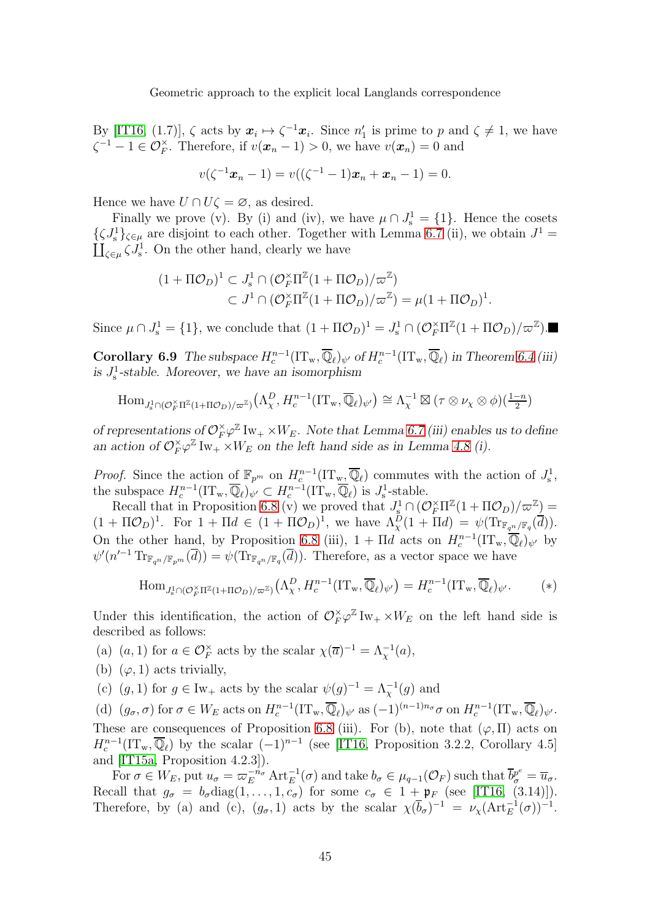By [IT16, (1.7)], $\zeta$ acts by $\boldsymbol{x}_i \mapsto \zeta^{-1}\boldsymbol{x}_i$. Since $n_1'$ is prime to $p$ and $\zeta \neq 1$, we have $\zeta^{-1} - 1 \in \mathcal{O}_F^\times$. Therefore, if $v(\boldsymbol{x}_n - 1) > 0$, we have $v(\boldsymbol{x}_n) = 0$ and

$$v(\zeta^{-1}\boldsymbol{x}_n - 1) = v((\zeta^{-1}-1)\boldsymbol{x}_n + \boldsymbol{x}_n - 1) = 0.$$

Hence we have $U \cap U\zeta = \varnothing$, as desired.

Finally we prove (v). By (i) and (iv), we have $\mu \cap J_{\mathrm{s}}^1 = \{1\}$. Hence the cosets $\{\zeta J_{\mathrm{s}}^1\}_{\zeta\in\mu}$ are disjoint to each other. Together with Lemma 6.7 (ii), we obtain $J^1 = \coprod_{\zeta\in\mu} \zeta J_{\mathrm{s}}^1$. On the other hand, clearly we have

$$\begin{aligned}(1+\Pi\mathcal{O}_D)^1 &\subset J_{\mathrm{s}}^1 \cap (\mathcal{O}_F^\times \Pi^{\mathbb{Z}}(1+\Pi\mathcal{O}_D)/\varpi^{\mathbb{Z}}) \\ &\subset J^1 \cap (\mathcal{O}_F^\times \Pi^{\mathbb{Z}}(1+\Pi\mathcal{O}_D)/\varpi^{\mathbb{Z}}) = \mu(1+\Pi\mathcal{O}_D)^1.\end{aligned}$$

Since $\mu \cap J_{\mathrm{s}}^1 = \{1\}$, we conclude that $(1+\Pi\mathcal{O}_D)^1 = J_{\mathrm{s}}^1 \cap (\mathcal{O}_F^\times \Pi^{\mathbb{Z}}(1+\Pi\mathcal{O}_D)/\varpi^{\mathbb{Z}})$. ■

**Corollary 6.9** *The subspace $H_c^{n-1}(\mathrm{IT}_{\mathrm{w}}, \overline{\mathbb{Q}}_\ell)_{\psi'}$ of $H_c^{n-1}(\mathrm{IT}_{\mathrm{w}}, \overline{\mathbb{Q}}_\ell)$ in Theorem 6.4 (iii) is $J_{\mathrm{s}}^1$-stable. Moreover, we have an isomorphism*

$$\mathrm{Hom}_{J_{\mathrm{s}}^1 \cap (\mathcal{O}_F^\times \Pi^{\mathbb{Z}}(1+\Pi\mathcal{O}_D)/\varpi^{\mathbb{Z}})}\big(\Lambda_\chi^D, H_c^{n-1}(\mathrm{IT}_{\mathrm{w}}, \overline{\mathbb{Q}}_\ell)_{\psi'}\big) \cong \Lambda_\chi^{-1} \boxtimes (\tau \otimes \nu_\chi \otimes \phi)(\tfrac{1-n}{2})$$

*of representations of $\mathcal{O}_F^\times \varphi^{\mathbb{Z}} \mathrm{Iw}_+ \times W_E$. Note that Lemma 6.7 (iii) enables us to define an action of $\mathcal{O}_F^\times \varphi^{\mathbb{Z}} \mathrm{Iw}_+ \times W_E$ on the left hand side as in Lemma 4.8 (i).*

*Proof.* Since the action of $\mathbb{F}_{p^m}$ on $H_c^{n-1}(\mathrm{IT}_{\mathrm{w}}, \overline{\mathbb{Q}}_\ell)$ commutes with the action of $J_{\mathrm{s}}^1$, the subspace $H_c^{n-1}(\mathrm{IT}_{\mathrm{w}}, \overline{\mathbb{Q}}_\ell)_{\psi'} \subset H_c^{n-1}(\mathrm{IT}_{\mathrm{w}}, \overline{\mathbb{Q}}_\ell)$ is $J_{\mathrm{s}}^1$-stable.

Recall that in Proposition 6.8 (v) we proved that $J_{\mathrm{s}}^1 \cap (\mathcal{O}_F^\times \Pi^{\mathbb{Z}}(1+\Pi\mathcal{O}_D)/\varpi^{\mathbb{Z}}) = (1+\Pi\mathcal{O}_D)^1$. For $1+\Pi d \in (1+\Pi\mathcal{O}_D)^1$, we have $\Lambda_\chi^D(1+\Pi d) = \psi(\mathrm{Tr}_{\mathbb{F}_{q^n}/\mathbb{F}_q}(\overline{d}))$. On the other hand, by Proposition 6.8 (iii), $1+\Pi d$ acts on $H_c^{n-1}(\mathrm{IT}_{\mathrm{w}}, \overline{\mathbb{Q}}_\ell)_{\psi'}$ by $\psi'(n'^{-1}\mathrm{Tr}_{\mathbb{F}_{q^n}/\mathbb{F}_{p^m}}(\overline{d})) = \psi(\mathrm{Tr}_{\mathbb{F}_{q^n}/\mathbb{F}_q}(\overline{d}))$. Therefore, as a vector space we have

$$\mathrm{Hom}_{J_{\mathrm{s}}^1 \cap (\mathcal{O}_F^\times \Pi^{\mathbb{Z}}(1+\Pi\mathcal{O}_D)/\varpi^{\mathbb{Z}})}\big(\Lambda_\chi^D, H_c^{n-1}(\mathrm{IT}_{\mathrm{w}}, \overline{\mathbb{Q}}_\ell)_{\psi'}\big) = H_c^{n-1}(\mathrm{IT}_{\mathrm{w}}, \overline{\mathbb{Q}}_\ell)_{\psi'}. \qquad (*)$$

Under this identification, the action of $\mathcal{O}_F^\times \varphi^{\mathbb{Z}} \mathrm{Iw}_+ \times W_E$ on the left hand side is described as follows:

(a) $(a,1)$ for $a \in \mathcal{O}_F^\times$ acts by the scalar $\chi(\overline{a})^{-1} = \Lambda_\chi^{-1}(a)$,

(b) $(\varphi, 1)$ acts trivially,

(c) $(g,1)$ for $g \in \mathrm{Iw}_+$ acts by the scalar $\psi(g)^{-1} = \Lambda_\chi^{-1}(g)$ and

(d) $(g_\sigma, \sigma)$ for $\sigma \in W_E$ acts on $H_c^{n-1}(\mathrm{IT}_{\mathrm{w}}, \overline{\mathbb{Q}}_\ell)_{\psi'}$ as $(-1)^{(n-1)n_\sigma}\sigma$ on $H_c^{n-1}(\mathrm{IT}_{\mathrm{w}}, \overline{\mathbb{Q}}_\ell)_{\psi'}$.

These are consequences of Proposition 6.8 (iii). For (b), note that $(\varphi, \Pi)$ acts on $H_c^{n-1}(\mathrm{IT}_{\mathrm{w}}, \overline{\mathbb{Q}}_\ell)$ by the scalar $(-1)^{n-1}$ (see [IT16, Proposition 3.2.2, Corollary 4.5] and [IT15a, Proposition 4.2.3]).

For $\sigma \in W_E$, put $u_\sigma = \varpi_E^{-n_\sigma} \mathrm{Art}_E^{-1}(\sigma)$ and take $b_\sigma \in \mu_{q-1}(\mathcal{O}_F)$ such that $\overline{b}_\sigma^{p^e} = \overline{u}_\sigma$. Recall that $g_\sigma = b_\sigma \mathrm{diag}(1,\ldots,1,c_\sigma)$ for some $c_\sigma \in 1+\mathfrak{p}_F$ (see [IT16, (3.14)]). Therefore, by (a) and (c), $(g_\sigma, 1)$ acts by the scalar $\chi(\overline{b}_\sigma)^{-1} = \nu_\chi(\mathrm{Art}_E^{-1}(\sigma))^{-1}$.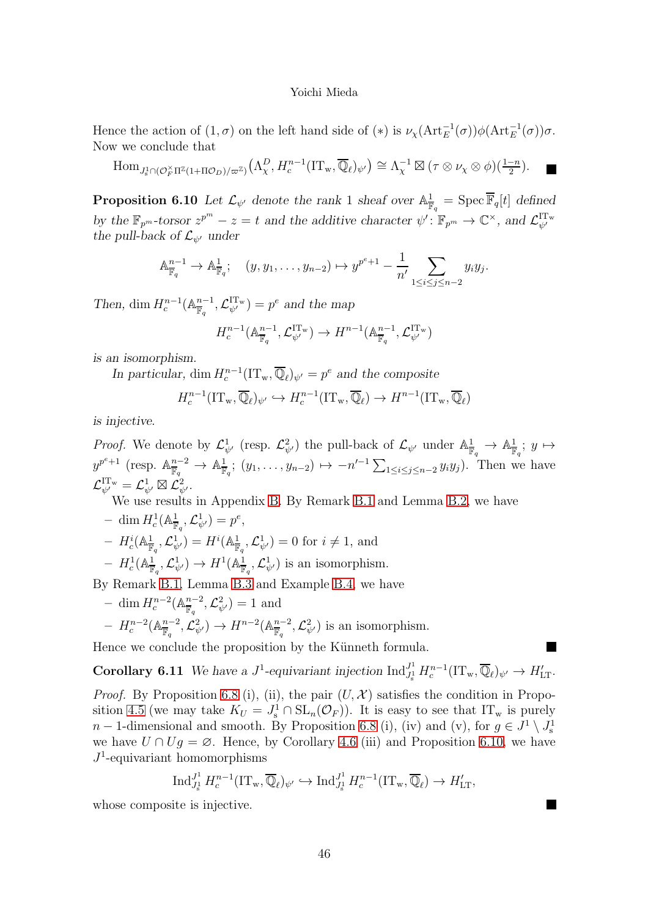Hence the action of $(1,\sigma)$ on the left hand side of $(*)$ is $\nu_\chi(\mathrm{Art}_E^{-1}(\sigma))\phi(\mathrm{Art}_E^{-1}(\sigma))\sigma$. Now we conclude that

$$\mathrm{Hom}_{J^1_{\mathrm{s}}\cap(\mathcal{O}_F^\times\Pi^{\mathbb{Z}}(1+\Pi\mathcal{O}_D)/\varpi^{\mathbb{Z}})}\bigl(\Lambda_\chi^D, H_c^{n-1}(\mathrm{IT_w},\overline{\mathbb{Q}}_\ell)_{\psi'}\bigr)\cong \Lambda_\chi^{-1}\boxtimes(\tau\otimes\nu_\chi\otimes\phi)(\tfrac{1-n}{2}). \qquad ■$$

**Proposition 6.10** *Let $\mathcal{L}_{\psi'}$ denote the rank 1 sheaf over $\mathbb{A}^1_{\overline{\mathbb{F}}_q}=\operatorname{Spec}\overline{\mathbb{F}}_q[t]$ defined by the $\mathbb{F}_{p^m}$-torsor $z^{p^m}-z=t$ and the additive character $\psi'\colon\mathbb{F}_{p^m}\to\mathbb{C}^\times$, and $\mathcal{L}_{\psi'}^{\mathrm{IT_w}}$ the pull-back of $\mathcal{L}_{\psi'}$ under*

$$\mathbb{A}^{n-1}_{\overline{\mathbb{F}}_q}\to\mathbb{A}^1_{\overline{\mathbb{F}}_q};\quad (y,y_1,\ldots,y_{n-2})\mapsto y^{p^e+1}-\frac{1}{n'}\sum_{1\le i\le j\le n-2}y_iy_j.$$

*Then, $\dim H_c^{n-1}(\mathbb{A}^{n-1}_{\overline{\mathbb{F}}_q},\mathcal{L}_{\psi'}^{\mathrm{IT_w}})=p^e$ and the map*

$$H_c^{n-1}(\mathbb{A}^{n-1}_{\overline{\mathbb{F}}_q},\mathcal{L}_{\psi'}^{\mathrm{IT_w}})\to H^{n-1}(\mathbb{A}^{n-1}_{\overline{\mathbb{F}}_q},\mathcal{L}_{\psi'}^{\mathrm{IT_w}})$$

*is an isomorphism.*

*In particular, $\dim H_c^{n-1}(\mathrm{IT_w},\overline{\mathbb{Q}}_\ell)_{\psi'}=p^e$ and the composite*

$$H_c^{n-1}(\mathrm{IT_w},\overline{\mathbb{Q}}_\ell)_{\psi'}\hookrightarrow H_c^{n-1}(\mathrm{IT_w},\overline{\mathbb{Q}}_\ell)\to H^{n-1}(\mathrm{IT_w},\overline{\mathbb{Q}}_\ell)$$

*is injective.*

*Proof.* We denote by $\mathcal{L}^1_{\psi'}$ (resp. $\mathcal{L}^2_{\psi'}$) the pull-back of $\mathcal{L}_{\psi'}$ under $\mathbb{A}^1_{\overline{\mathbb{F}}_q}\to\mathbb{A}^1_{\overline{\mathbb{F}}_q};\ y\mapsto y^{p^e+1}$ (resp. $\mathbb{A}^{n-2}_{\overline{\mathbb{F}}_q}\to\mathbb{A}^1_{\overline{\mathbb{F}}_q};\ (y_1,\ldots,y_{n-2})\mapsto -n'^{-1}\sum_{1\le i\le j\le n-2}y_iy_j$). Then we have $\mathcal{L}_{\psi'}^{\mathrm{IT_w}}=\mathcal{L}^1_{\psi'}\boxtimes\mathcal{L}^2_{\psi'}$.

We use results in Appendix B. By Remark B.1 and Lemma B.2, we have

- $\dim H_c^1(\mathbb{A}^1_{\overline{\mathbb{F}}_q},\mathcal{L}^1_{\psi'})=p^e$,
- $H_c^i(\mathbb{A}^1_{\overline{\mathbb{F}}_q},\mathcal{L}^1_{\psi'})=H^i(\mathbb{A}^1_{\overline{\mathbb{F}}_q},\mathcal{L}^1_{\psi'})=0$ for $i\neq 1$, and
- $H_c^1(\mathbb{A}^1_{\overline{\mathbb{F}}_q},\mathcal{L}^1_{\psi'})\to H^1(\mathbb{A}^1_{\overline{\mathbb{F}}_q},\mathcal{L}^1_{\psi'})$ is an isomorphism.

By Remark B.1, Lemma B.3 and Example B.4, we have

- $\dim H_c^{n-2}(\mathbb{A}^{n-2}_{\overline{\mathbb{F}}_q},\mathcal{L}^2_{\psi'})=1$ and
- $H_c^{n-2}(\mathbb{A}^{n-2}_{\overline{\mathbb{F}}_q},\mathcal{L}^2_{\psi'})\to H^{n-2}(\mathbb{A}^{n-2}_{\overline{\mathbb{F}}_q},\mathcal{L}^2_{\psi'})$ is an isomorphism.

Hence we conclude the proposition by the Künneth formula. ■

**Corollary 6.11** *We have a $J^1$-equivariant injection $\operatorname{Ind}_{J^1_{\mathrm{s}}}^{J^1}H_c^{n-1}(\mathrm{IT_w},\overline{\mathbb{Q}}_\ell)_{\psi'}\to H'_{\mathrm{LT}}$.*

*Proof.* By Proposition 6.8 (i), (ii), the pair $(U,\mathcal{X})$ satisfies the condition in Proposition 4.5 (we may take $K_U=J^1_{\mathrm{s}}\cap\mathrm{SL}_n(\mathcal{O}_F)$). It is easy to see that $\mathrm{IT_w}$ is purely $n-1$-dimensional and smooth. By Proposition 6.8 (i), (iv) and (v), for $g\in J^1\setminus J^1_{\mathrm{s}}$ we have $U\cap Ug=\varnothing$. Hence, by Corollary 4.6 (iii) and Proposition 6.10, we have $J^1$-equivariant homomorphisms

$$\operatorname{Ind}_{J^1_{\mathrm{s}}}^{J^1}H_c^{n-1}(\mathrm{IT_w},\overline{\mathbb{Q}}_\ell)_{\psi'}\hookrightarrow \operatorname{Ind}_{J^1_{\mathrm{s}}}^{J^1}H_c^{n-1}(\mathrm{IT_w},\overline{\mathbb{Q}}_\ell)\to H'_{\mathrm{LT}},$$

whose composite is injective. ■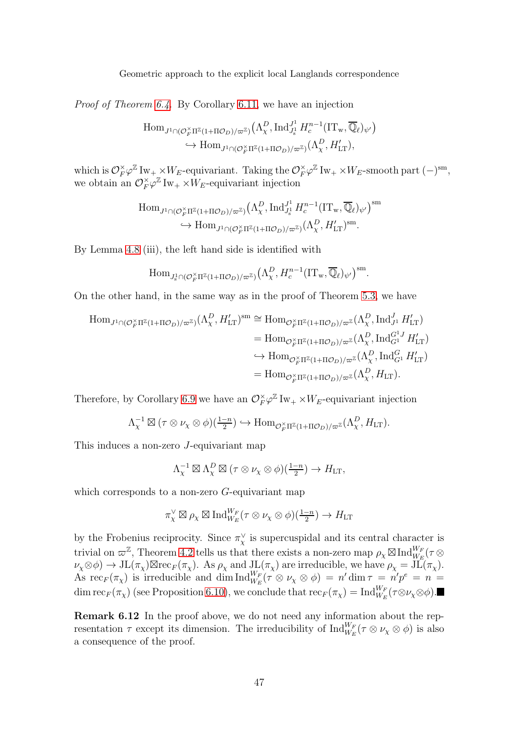*Proof of Theorem 6.4.* By Corollary 6.11, we have an injection

$$\begin{aligned}
&\operatorname{Hom}_{J^1\cap(\mathcal{O}_F^\times\Pi^{\mathbb{Z}}(1+\Pi\mathcal{O}_D)/\varpi^{\mathbb{Z}})}\big(\Lambda_\chi^D, \operatorname{Ind}_{J_{\mathrm{s}}^1}^{J^1} H_c^{n-1}(\mathrm{IT}_{\mathrm{w}}, \overline{\mathbb{Q}}_\ell)_{\psi'}\big) \\
&\qquad \hookrightarrow \operatorname{Hom}_{J^1\cap(\mathcal{O}_F^\times\Pi^{\mathbb{Z}}(1+\Pi\mathcal{O}_D)/\varpi^{\mathbb{Z}})}(\Lambda_\chi^D, H'_{\mathrm{LT}}),
\end{aligned}$$

which is $\mathcal{O}_F^\times\varphi^{\mathbb{Z}}\,\mathrm{Iw}_+\times W_E$-equivariant. Taking the $\mathcal{O}_F^\times\varphi^{\mathbb{Z}}\,\mathrm{Iw}_+\times W_E$-smooth part $(-)^{\mathrm{sm}}$, we obtain an $\mathcal{O}_F^\times\varphi^{\mathbb{Z}}\,\mathrm{Iw}_+\times W_E$-equivariant injection

$$\begin{aligned}
&\operatorname{Hom}_{J^1\cap(\mathcal{O}_F^\times\Pi^{\mathbb{Z}}(1+\Pi\mathcal{O}_D)/\varpi^{\mathbb{Z}})}\big(\Lambda_\chi^D, \operatorname{Ind}_{J_{\mathrm{s}}^1}^{J^1} H_c^{n-1}(\mathrm{IT}_{\mathrm{w}}, \overline{\mathbb{Q}}_\ell)_{\psi'}\big)^{\mathrm{sm}} \\
&\qquad \hookrightarrow \operatorname{Hom}_{J^1\cap(\mathcal{O}_F^\times\Pi^{\mathbb{Z}}(1+\Pi\mathcal{O}_D)/\varpi^{\mathbb{Z}})}(\Lambda_\chi^D, H'_{\mathrm{LT}})^{\mathrm{sm}}.
\end{aligned}$$

By Lemma 4.8 (iii), the left hand side is identified with

$$\operatorname{Hom}_{J_{\mathrm{s}}^1\cap(\mathcal{O}_F^\times\Pi^{\mathbb{Z}}(1+\Pi\mathcal{O}_D)/\varpi^{\mathbb{Z}})}\big(\Lambda_\chi^D, H_c^{n-1}(\mathrm{IT}_{\mathrm{w}}, \overline{\mathbb{Q}}_\ell)_{\psi'}\big)^{\mathrm{sm}}.$$

On the other hand, in the same way as in the proof of Theorem 5.3, we have

$$\begin{aligned}
\operatorname{Hom}_{J^1\cap(\mathcal{O}_F^\times\Pi^{\mathbb{Z}}(1+\Pi\mathcal{O}_D)/\varpi^{\mathbb{Z}})}(\Lambda_\chi^D, H'_{\mathrm{LT}})^{\mathrm{sm}} &\cong \operatorname{Hom}_{\mathcal{O}_F^\times\Pi^{\mathbb{Z}}(1+\Pi\mathcal{O}_D)/\varpi^{\mathbb{Z}}}(\Lambda_\chi^D, \operatorname{Ind}_{J^1}^{J} H'_{\mathrm{LT}}) \\
&= \operatorname{Hom}_{\mathcal{O}_F^\times\Pi^{\mathbb{Z}}(1+\Pi\mathcal{O}_D)/\varpi^{\mathbb{Z}}}(\Lambda_\chi^D, \operatorname{Ind}_{G^1}^{G^1 J} H'_{\mathrm{LT}}) \\
&\hookrightarrow \operatorname{Hom}_{\mathcal{O}_F^\times\Pi^{\mathbb{Z}}(1+\Pi\mathcal{O}_D)/\varpi^{\mathbb{Z}}}(\Lambda_\chi^D, \operatorname{Ind}_{G^1}^{G} H'_{\mathrm{LT}}) \\
&= \operatorname{Hom}_{\mathcal{O}_F^\times\Pi^{\mathbb{Z}}(1+\Pi\mathcal{O}_D)/\varpi^{\mathbb{Z}}}(\Lambda_\chi^D, H_{\mathrm{LT}}).
\end{aligned}$$

Therefore, by Corollary 6.9 we have an $\mathcal{O}_F^\times\varphi^{\mathbb{Z}}\,\mathrm{Iw}_+\times W_E$-equivariant injection

$$\Lambda_\chi^{-1}\boxtimes(\tau\otimes\nu_\chi\otimes\phi)(\tfrac{1-n}{2}) \hookrightarrow \operatorname{Hom}_{\mathcal{O}_F^\times\Pi^{\mathbb{Z}}(1+\Pi\mathcal{O}_D)/\varpi^{\mathbb{Z}}}(\Lambda_\chi^D, H_{\mathrm{LT}}).$$

This induces a non-zero $J$-equivariant map

$$\Lambda_\chi^{-1}\boxtimes\Lambda_\chi^D\boxtimes(\tau\otimes\nu_\chi\otimes\phi)(\tfrac{1-n}{2}) \to H_{\mathrm{LT}},$$

which corresponds to a non-zero $G$-equivariant map

$$\pi_\chi^\vee\boxtimes\rho_\chi\boxtimes\operatorname{Ind}_{W_E}^{W_F}(\tau\otimes\nu_\chi\otimes\phi)(\tfrac{1-n}{2}) \to H_{\mathrm{LT}}$$

by the Frobenius reciprocity. Since $\pi_\chi^\vee$ is supercuspidal and its central character is trivial on $\varpi^{\mathbb{Z}}$, Theorem 4.2 tells us that there exists a non-zero map $\rho_\chi\boxtimes\operatorname{Ind}_{W_E}^{W_F}(\tau\otimes\nu_\chi\otimes\phi)\to\mathrm{JL}(\pi_\chi)\boxtimes\mathrm{rec}_F(\pi_\chi)$. As $\rho_\chi$ and $\mathrm{JL}(\pi_\chi)$ are irreducible, we have $\rho_\chi=\mathrm{JL}(\pi_\chi)$. As $\mathrm{rec}_F(\pi_\chi)$ is irreducible and $\dim\operatorname{Ind}_{W_E}^{W_F}(\tau\otimes\nu_\chi\otimes\phi)=n'\dim\tau=n'p^e=n=\dim\mathrm{rec}_F(\pi_\chi)$ (see Proposition 6.10), we conclude that $\mathrm{rec}_F(\pi_\chi)=\operatorname{Ind}_{W_E}^{W_F}(\tau\otimes\nu_\chi\otimes\phi)$. ■

**Remark 6.12** In the proof above, we do not need any information about the representation $\tau$ except its dimension. The irreducibility of $\operatorname{Ind}_{W_E}^{W_F}(\tau\otimes\nu_\chi\otimes\phi)$ is also a consequence of the proof.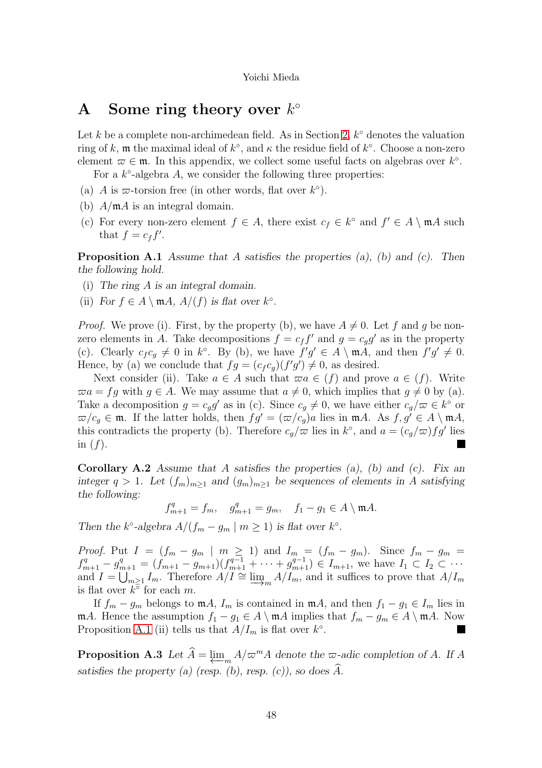# A Some ring theory over $k^\circ$

Let $k$ be a complete non-archimedean field. As in Section 2, $k^\circ$ denotes the valuation ring of $k$, $\mathfrak{m}$ the maximal ideal of $k^\circ$, and $\kappa$ the residue field of $k^\circ$. Choose a non-zero element $\varpi \in \mathfrak{m}$. In this appendix, we collect some useful facts on algebras over $k^\circ$.

For a $k^\circ$-algebra $A$, we consider the following three properties:

(a) $A$ is $\varpi$-torsion free (in other words, flat over $k^\circ$).

(b) $A/\mathfrak{m}A$ is an integral domain.

(c) For every non-zero element $f \in A$, there exist $c_f \in k^\circ$ and $f' \in A \setminus \mathfrak{m}A$ such that $f = c_f f'$.

**Proposition A.1** *Assume that $A$ satisfies the properties (a), (b) and (c). Then the following hold.*

(i) *The ring $A$ is an integral domain.*

(ii) *For $f \in A \setminus \mathfrak{m}A$, $A/(f)$ is flat over $k^\circ$.*

*Proof.* We prove (i). First, by the property (b), we have $A \neq 0$. Let $f$ and $g$ be non-zero elements in $A$. Take decompositions $f = c_f f'$ and $g = c_g g'$ as in the property (c). Clearly $c_f c_g \neq 0$ in $k^\circ$. By (b), we have $f'g' \in A \setminus \mathfrak{m}A$, and then $f'g' \neq 0$. Hence, by (a) we conclude that $fg = (c_f c_g)(f'g') \neq 0$, as desired.

Next consider (ii). Take $a \in A$ such that $\varpi a \in (f)$ and prove $a \in (f)$. Write $\varpi a = fg$ with $g \in A$. We may assume that $a \neq 0$, which implies that $g \neq 0$ by (a). Take a decomposition $g = c_g g'$ as in (c). Since $c_g \neq 0$, we have either $c_g/\varpi \in k^\circ$ or $\varpi/c_g \in \mathfrak{m}$. If the latter holds, then $fg' = (\varpi/c_g)a$ lies in $\mathfrak{m}A$. As $f, g' \in A \setminus \mathfrak{m}A$, this contradicts the property (b). Therefore $c_g/\varpi$ lies in $k^\circ$, and $a = (c_g/\varpi)fg'$ lies in $(f)$. ■

**Corollary A.2** *Assume that $A$ satisfies the properties (a), (b) and (c). Fix an integer $q > 1$. Let $(f_m)_{m\geq 1}$ and $(g_m)_{m\geq 1}$ be sequences of elements in $A$ satisfying the following:*

$$f_{m+1}^q = f_m, \quad g_{m+1}^q = g_m, \quad f_1 - g_1 \in A \setminus \mathfrak{m}A.$$

*Then the $k^\circ$-algebra $A/(f_m - g_m \mid m \geq 1)$ is flat over $k^\circ$.*

*Proof.* Put $I = (f_m - g_m \mid m \geq 1)$ and $I_m = (f_m - g_m)$. Since $f_m - g_m = f_{m+1}^q - g_{m+1}^q = (f_{m+1} - g_{m+1})(f_{m+1}^{q-1} + \cdots + g_{m+1}^{q-1}) \in I_{m+1}$, we have $I_1 \subset I_2 \subset \cdots$ and $I = \bigcup_{m\geq 1} I_m$. Therefore $A/I \cong \varinjlim_m A/I_m$, and it suffices to prove that $A/I_m$ is flat over $k^\circ$ for each $m$.

If $f_m - g_m$ belongs to $\mathfrak{m}A$, $I_m$ is contained in $\mathfrak{m}A$, and then $f_1 - g_1 \in I_m$ lies in $\mathfrak{m}A$. Hence the assumption $f_1 - g_1 \in A \setminus \mathfrak{m}A$ implies that $f_m - g_m \in A \setminus \mathfrak{m}A$. Now Proposition A.1 (ii) tells us that $A/I_m$ is flat over $k^\circ$. ■

**Proposition A.3** *Let $\widehat{A} = \varprojlim_m A/\varpi^m A$ denote the $\varpi$-adic completion of $A$. If $A$ satisfies the property (a) (resp. (b), resp. (c)), so does $\widehat{A}$.*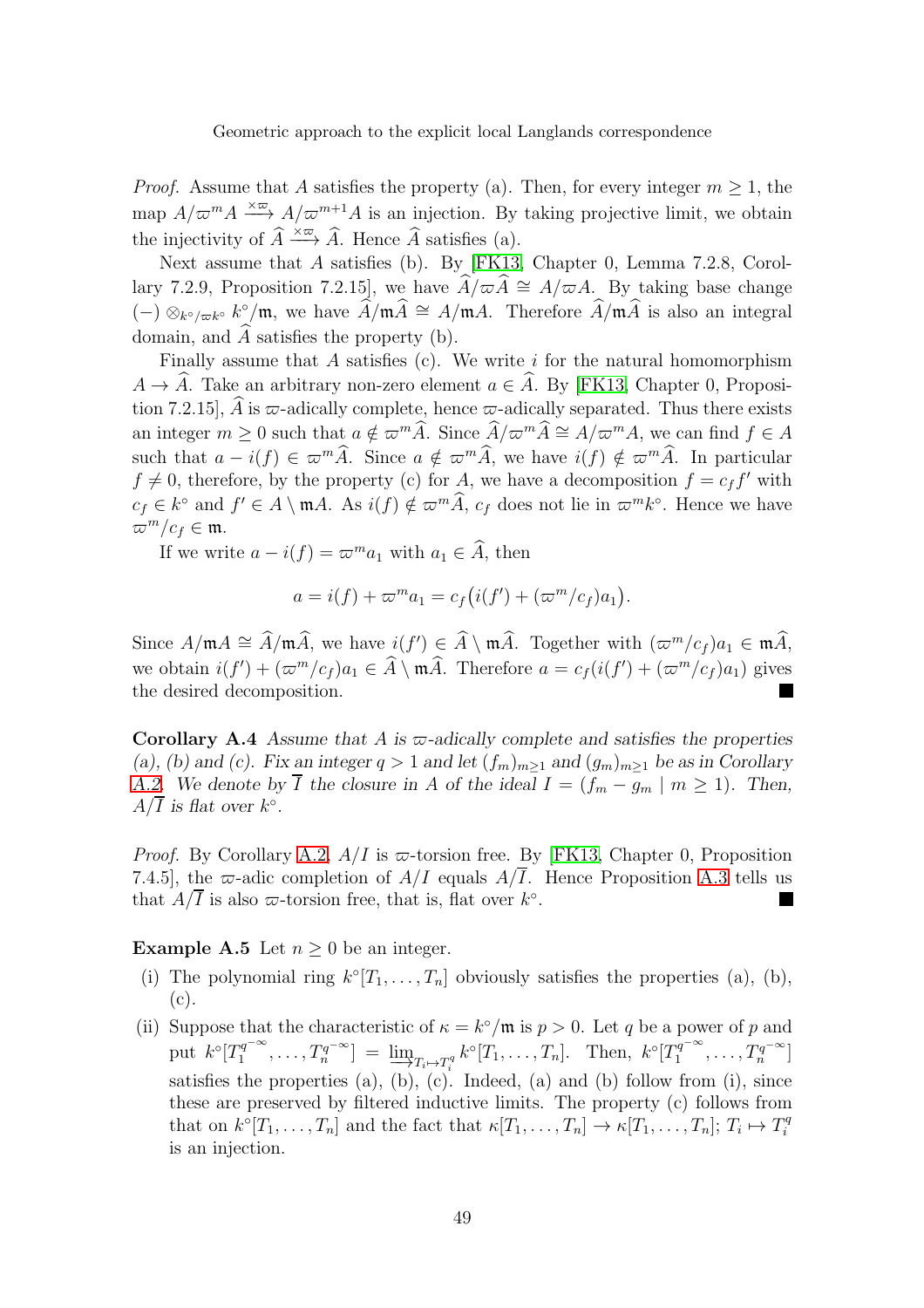*Proof.* Assume that $A$ satisfies the property (a). Then, for every integer $m \geq 1$, the map $A/\varpi^m A \xrightarrow{\times\varpi} A/\varpi^{m+1}A$ is an injection. By taking projective limit, we obtain the injectivity of $\widehat{A} \xrightarrow{\times\varpi} \widehat{A}$. Hence $\widehat{A}$ satisfies (a).

Next assume that $A$ satisfies (b). By [FK13, Chapter 0, Lemma 7.2.8, Corollary 7.2.9, Proposition 7.2.15], we have $\widehat{A}/\varpi\widehat{A} \cong A/\varpi A$. By taking base change $(-) \otimes_{k^\circ/\varpi k^\circ} k^\circ/\mathfrak{m}$, we have $\widehat{A}/\mathfrak{m}\widehat{A} \cong A/\mathfrak{m}A$. Therefore $\widehat{A}/\mathfrak{m}\widehat{A}$ is also an integral domain, and $\widehat{A}$ satisfies the property (b).

Finally assume that $A$ satisfies (c). We write $i$ for the natural homomorphism $A \to \widehat{A}$. Take an arbitrary non-zero element $a \in \widehat{A}$. By [FK13, Chapter 0, Proposition 7.2.15], $\widehat{A}$ is $\varpi$-adically complete, hence $\varpi$-adically separated. Thus there exists an integer $m \geq 0$ such that $a \notin \varpi^m\widehat{A}$. Since $\widehat{A}/\varpi^m\widehat{A} \cong A/\varpi^m A$, we can find $f \in A$ such that $a - i(f) \in \varpi^m\widehat{A}$. Since $a \notin \varpi^m\widehat{A}$, we have $i(f) \notin \varpi^m\widehat{A}$. In particular $f \neq 0$, therefore, by the property (c) for $A$, we have a decomposition $f = c_f f'$ with $c_f \in k^\circ$ and $f' \in A \setminus \mathfrak{m}A$. As $i(f) \notin \varpi^m\widehat{A}$, $c_f$ does not lie in $\varpi^m k^\circ$. Hence we have $\varpi^m/c_f \in \mathfrak{m}$.

If we write $a - i(f) = \varpi^m a_1$ with $a_1 \in \widehat{A}$, then

$$a = i(f) + \varpi^m a_1 = c_f\big(i(f') + (\varpi^m/c_f)a_1\big).$$

Since $A/\mathfrak{m}A \cong \widehat{A}/\mathfrak{m}\widehat{A}$, we have $i(f') \in \widehat{A} \setminus \mathfrak{m}\widehat{A}$. Together with $(\varpi^m/c_f)a_1 \in \mathfrak{m}\widehat{A}$, we obtain $i(f') + (\varpi^m/c_f)a_1 \in \widehat{A} \setminus \mathfrak{m}\widehat{A}$. Therefore $a = c_f(i(f') + (\varpi^m/c_f)a_1)$ gives the desired decomposition. ∎

**Corollary A.4** *Assume that $A$ is $\varpi$-adically complete and satisfies the properties (a), (b) and (c). Fix an integer $q > 1$ and let $(f_m)_{m\geq 1}$ and $(g_m)_{m\geq 1}$ be as in Corollary A.2. We denote by $\overline{I}$ the closure in $A$ of the ideal $I = (f_m - g_m \mid m \geq 1)$. Then, $A/\overline{I}$ is flat over $k^\circ$.*

*Proof.* By Corollary A.2, $A/I$ is $\varpi$-torsion free. By [FK13, Chapter 0, Proposition 7.4.5], the $\varpi$-adic completion of $A/I$ equals $A/\overline{I}$. Hence Proposition A.3 tells us that $A/\overline{I}$ is also $\varpi$-torsion free, that is, flat over $k^\circ$. ∎

**Example A.5** Let $n \geq 0$ be an integer.

(i) The polynomial ring $k^\circ[T_1, \ldots, T_n]$ obviously satisfies the properties (a), (b), (c).

(ii) Suppose that the characteristic of $\kappa = k^\circ/\mathfrak{m}$ is $p > 0$. Let $q$ be a power of $p$ and put $k^\circ[T_1^{q^{-\infty}}, \ldots, T_n^{q^{-\infty}}] = \varinjlim_{T_i \mapsto T_i^q} k^\circ[T_1, \ldots, T_n]$. Then, $k^\circ[T_1^{q^{-\infty}}, \ldots, T_n^{q^{-\infty}}]$ satisfies the properties (a), (b), (c). Indeed, (a) and (b) follow from (i), since these are preserved by filtered inductive limits. The property (c) follows from that on $k^\circ[T_1, \ldots, T_n]$ and the fact that $\kappa[T_1, \ldots, T_n] \to \kappa[T_1, \ldots, T_n]$; $T_i \mapsto T_i^q$ is an injection.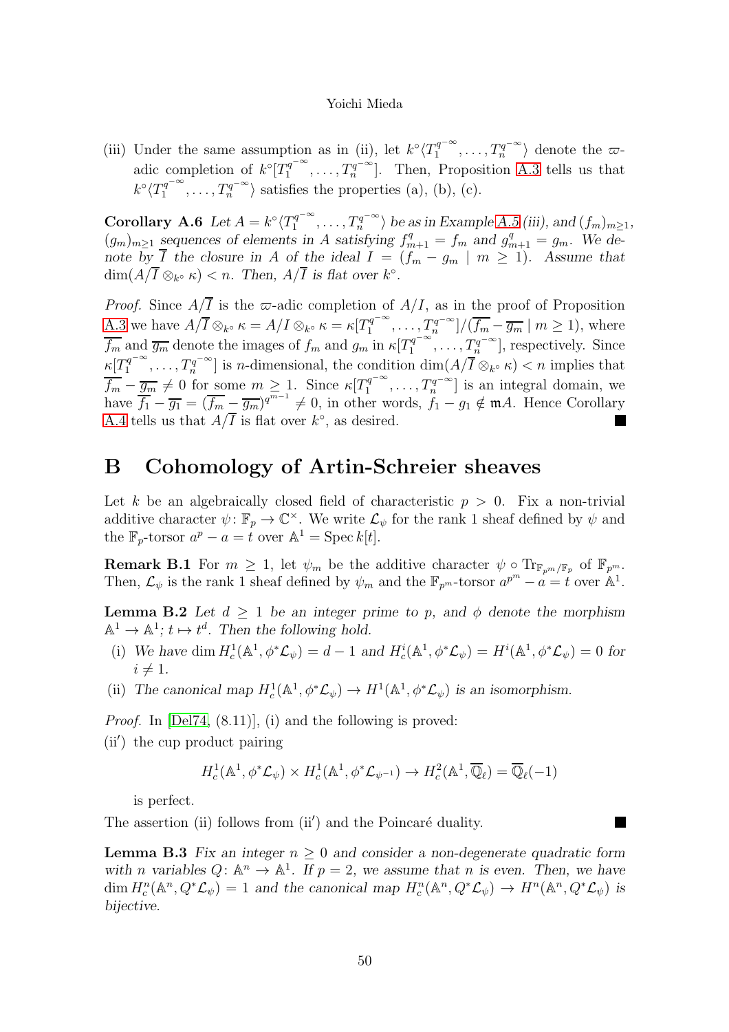(iii) Under the same assumption as in (ii), let $k^\circ\langle T_1^{q^{-\infty}},\ldots,T_n^{q^{-\infty}}\rangle$ denote the $\varpi$-adic completion of $k^\circ[T_1^{q^{-\infty}},\ldots,T_n^{q^{-\infty}}]$. Then, Proposition A.3 tells us that $k^\circ\langle T_1^{q^{-\infty}},\ldots,T_n^{q^{-\infty}}\rangle$ satisfies the properties (a), (b), (c).

**Corollary A.6** *Let $A = k^\circ\langle T_1^{q^{-\infty}},\ldots,T_n^{q^{-\infty}}\rangle$ be as in Example A.5 (iii), and $(f_m)_{m\ge 1}$, $(g_m)_{m\ge 1}$ sequences of elements in $A$ satisfying $f_{m+1}^q = f_m$ and $g_{m+1}^q = g_m$. We denote by $\overline{I}$ the closure in $A$ of the ideal $I = (f_m - g_m \mid m \ge 1)$. Assume that $\dim(A/\overline{I}\otimes_{k^\circ}\kappa) < n$. Then, $A/\overline{I}$ is flat over $k^\circ$.*

*Proof.* Since $A/\overline{I}$ is the $\varpi$-adic completion of $A/I$, as in the proof of Proposition A.3 we have $A/\overline{I}\otimes_{k^\circ}\kappa = A/I\otimes_{k^\circ}\kappa = \kappa[T_1^{q^{-\infty}},\ldots,T_n^{q^{-\infty}}]/(\overline{f_m}-\overline{g_m}\mid m\ge 1)$, where $\overline{f_m}$ and $\overline{g_m}$ denote the images of $f_m$ and $g_m$ in $\kappa[T_1^{q^{-\infty}},\ldots,T_n^{q^{-\infty}}]$, respectively. Since $\kappa[T_1^{q^{-\infty}},\ldots,T_n^{q^{-\infty}}]$ is $n$-dimensional, the condition $\dim(A/\overline{I}\otimes_{k^\circ}\kappa) < n$ implies that $\overline{f_m}-\overline{g_m}\neq 0$ for some $m\ge 1$. Since $\kappa[T_1^{q^{-\infty}},\ldots,T_n^{q^{-\infty}}]$ is an integral domain, we have $\overline{f_1}-\overline{g_1} = (\overline{f_m}-\overline{g_m})^{q^{m-1}} \neq 0$, in other words, $f_1 - g_1 \notin \mathfrak{m}A$. Hence Corollary A.4 tells us that $A/\overline{I}$ is flat over $k^\circ$, as desired. ■

# B Cohomology of Artin-Schreier sheaves

Let $k$ be an algebraically closed field of characteristic $p > 0$. Fix a non-trivial additive character $\psi\colon \mathbb{F}_p \to \mathbb{C}^\times$. We write $\mathcal{L}_\psi$ for the rank 1 sheaf defined by $\psi$ and the $\mathbb{F}_p$-torsor $a^p - a = t$ over $\mathbb{A}^1 = \operatorname{Spec} k[t]$.

**Remark B.1** For $m \ge 1$, let $\psi_m$ be the additive character $\psi\circ \operatorname{Tr}_{\mathbb{F}_{p^m}/\mathbb{F}_p}$ of $\mathbb{F}_{p^m}$. Then, $\mathcal{L}_\psi$ is the rank 1 sheaf defined by $\psi_m$ and the $\mathbb{F}_{p^m}$-torsor $a^{p^m} - a = t$ over $\mathbb{A}^1$.

**Lemma B.2** *Let $d \ge 1$ be an integer prime to $p$, and $\phi$ denote the morphism $\mathbb{A}^1 \to \mathbb{A}^1$; $t \mapsto t^d$. Then the following hold.*

- (i) *We have $\dim H^1_c(\mathbb{A}^1, \phi^*\mathcal{L}_\psi) = d-1$ and $H^i_c(\mathbb{A}^1,\phi^*\mathcal{L}_\psi) = H^i(\mathbb{A}^1,\phi^*\mathcal{L}_\psi) = 0$ for $i \neq 1$.*
- (ii) *The canonical map $H^1_c(\mathbb{A}^1,\phi^*\mathcal{L}_\psi) \to H^1(\mathbb{A}^1,\phi^*\mathcal{L}_\psi)$ is an isomorphism.*

*Proof.* In [Del74, (8.11)], (i) and the following is proved:

(ii′) the cup product pairing

$$H^1_c(\mathbb{A}^1,\phi^*\mathcal{L}_\psi)\times H^1_c(\mathbb{A}^1,\phi^*\mathcal{L}_{\psi^{-1}}) \to H^2_c(\mathbb{A}^1,\overline{\mathbb{Q}}_\ell) = \overline{\mathbb{Q}}_\ell(-1)$$

is perfect.

The assertion (ii) follows from (ii′) and the Poincaré duality. ■

**Lemma B.3** *Fix an integer $n \ge 0$ and consider a non-degenerate quadratic form with $n$ variables $Q\colon \mathbb{A}^n \to \mathbb{A}^1$. If $p = 2$, we assume that $n$ is even. Then, we have $\dim H^n_c(\mathbb{A}^n, Q^*\mathcal{L}_\psi) = 1$ and the canonical map $H^n_c(\mathbb{A}^n,Q^*\mathcal{L}_\psi)\to H^n(\mathbb{A}^n,Q^*\mathcal{L}_\psi)$ is bijective.*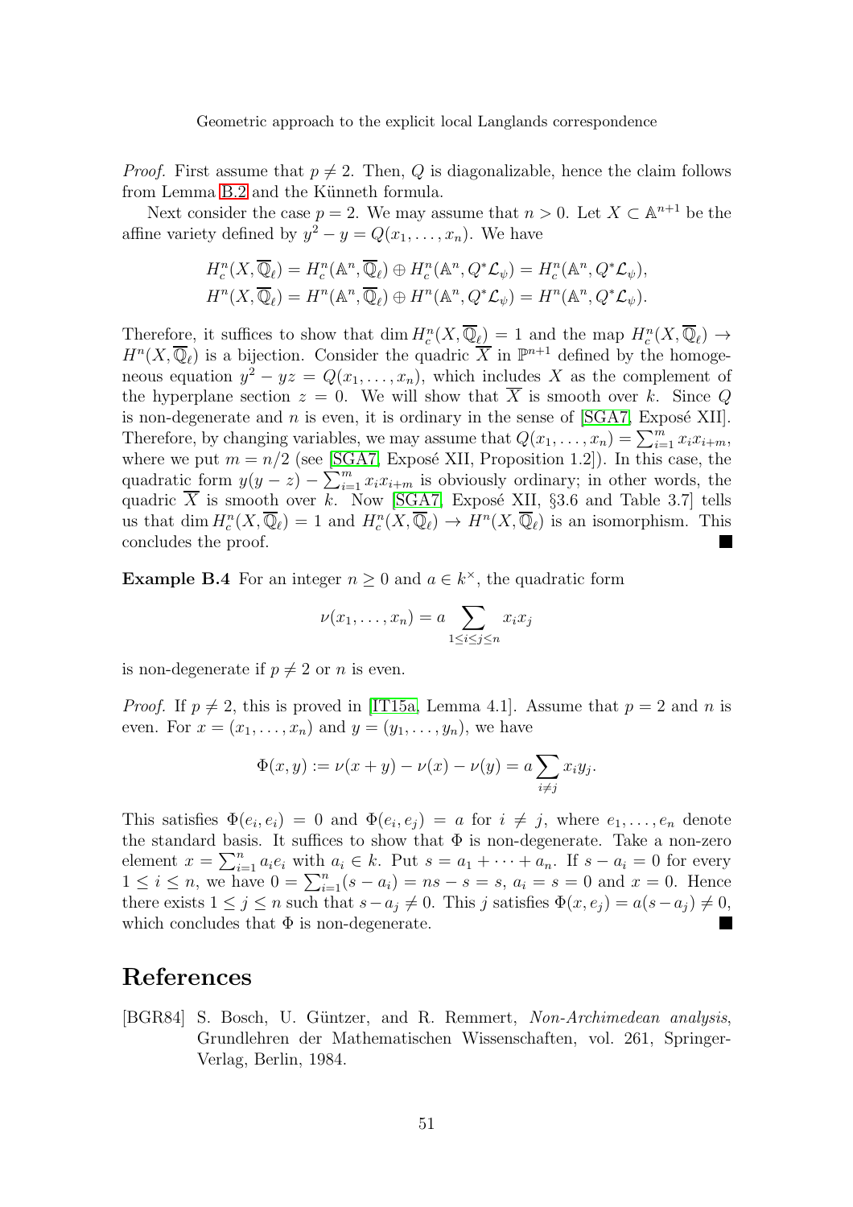*Proof.* First assume that $p \neq 2$. Then, $Q$ is diagonalizable, hence the claim follows from Lemma B.2 and the Künneth formula.

Next consider the case $p = 2$. We may assume that $n > 0$. Let $X \subset \mathbb{A}^{n+1}$ be the affine variety defined by $y^2 - y = Q(x_1, \ldots, x_n)$. We have

$$H_c^n(X, \overline{\mathbb{Q}}_\ell) = H_c^n(\mathbb{A}^n, \overline{\mathbb{Q}}_\ell) \oplus H_c^n(\mathbb{A}^n, Q^*\mathcal{L}_\psi) = H_c^n(\mathbb{A}^n, Q^*\mathcal{L}_\psi),$$
$$H^n(X, \overline{\mathbb{Q}}_\ell) = H^n(\mathbb{A}^n, \overline{\mathbb{Q}}_\ell) \oplus H^n(\mathbb{A}^n, Q^*\mathcal{L}_\psi) = H^n(\mathbb{A}^n, Q^*\mathcal{L}_\psi).$$

Therefore, it suffices to show that $\dim H_c^n(X, \overline{\mathbb{Q}}_\ell) = 1$ and the map $H_c^n(X, \overline{\mathbb{Q}}_\ell) \to H^n(X, \overline{\mathbb{Q}}_\ell)$ is a bijection. Consider the quadric $\overline{X}$ in $\mathbb{P}^{n+1}$ defined by the homogeneous equation $y^2 - yz = Q(x_1, \ldots, x_n)$, which includes $X$ as the complement of the hyperplane section $z = 0$. We will show that $\overline{X}$ is smooth over $k$. Since $Q$ is non-degenerate and $n$ is even, it is ordinary in the sense of [SGA7, Exposé XII]. Therefore, by changing variables, we may assume that $Q(x_1, \ldots, x_n) = \sum_{i=1}^m x_i x_{i+m}$, where we put $m = n/2$ (see [SGA7, Exposé XII, Proposition 1.2]). In this case, the quadratic form $y(y - z) - \sum_{i=1}^m x_i x_{i+m}$ is obviously ordinary; in other words, the quadric $\overline{X}$ is smooth over $k$. Now [SGA7, Exposé XII, §3.6 and Table 3.7] tells us that $\dim H_c^n(X, \overline{\mathbb{Q}}_\ell) = 1$ and $H_c^n(X, \overline{\mathbb{Q}}_\ell) \to H^n(X, \overline{\mathbb{Q}}_\ell)$ is an isomorphism. This concludes the proof. ■

**Example B.4** For an integer $n \geq 0$ and $a \in k^\times$, the quadratic form

$$\nu(x_1, \ldots, x_n) = a \sum_{1 \leq i \leq j \leq n} x_i x_j$$

is non-degenerate if $p \neq 2$ or $n$ is even.

*Proof.* If $p \neq 2$, this is proved in [IT15a, Lemma 4.1]. Assume that $p = 2$ and $n$ is even. For $x = (x_1, \ldots, x_n)$ and $y = (y_1, \ldots, y_n)$, we have

$$\Phi(x, y) := \nu(x + y) - \nu(x) - \nu(y) = a \sum_{i \neq j} x_i y_j.$$

This satisfies $\Phi(e_i, e_i) = 0$ and $\Phi(e_i, e_j) = a$ for $i \neq j$, where $e_1, \ldots, e_n$ denote the standard basis. It suffices to show that $\Phi$ is non-degenerate. Take a non-zero element $x = \sum_{i=1}^n a_i e_i$ with $a_i \in k$. Put $s = a_1 + \cdots + a_n$. If $s - a_i = 0$ for every $1 \leq i \leq n$, we have $0 = \sum_{i=1}^n (s - a_i) = ns - s = s$, $a_i = s = 0$ and $x = 0$. Hence there exists $1 \leq j \leq n$ such that $s - a_j \neq 0$. This $j$ satisfies $\Phi(x, e_j) = a(s - a_j) \neq 0$, which concludes that $\Phi$ is non-degenerate. ■

# References

[BGR84] S. Bosch, U. Güntzer, and R. Remmert, *Non-Archimedean analysis*, Grundlehren der Mathematischen Wissenschaften, vol. 261, Springer-Verlag, Berlin, 1984.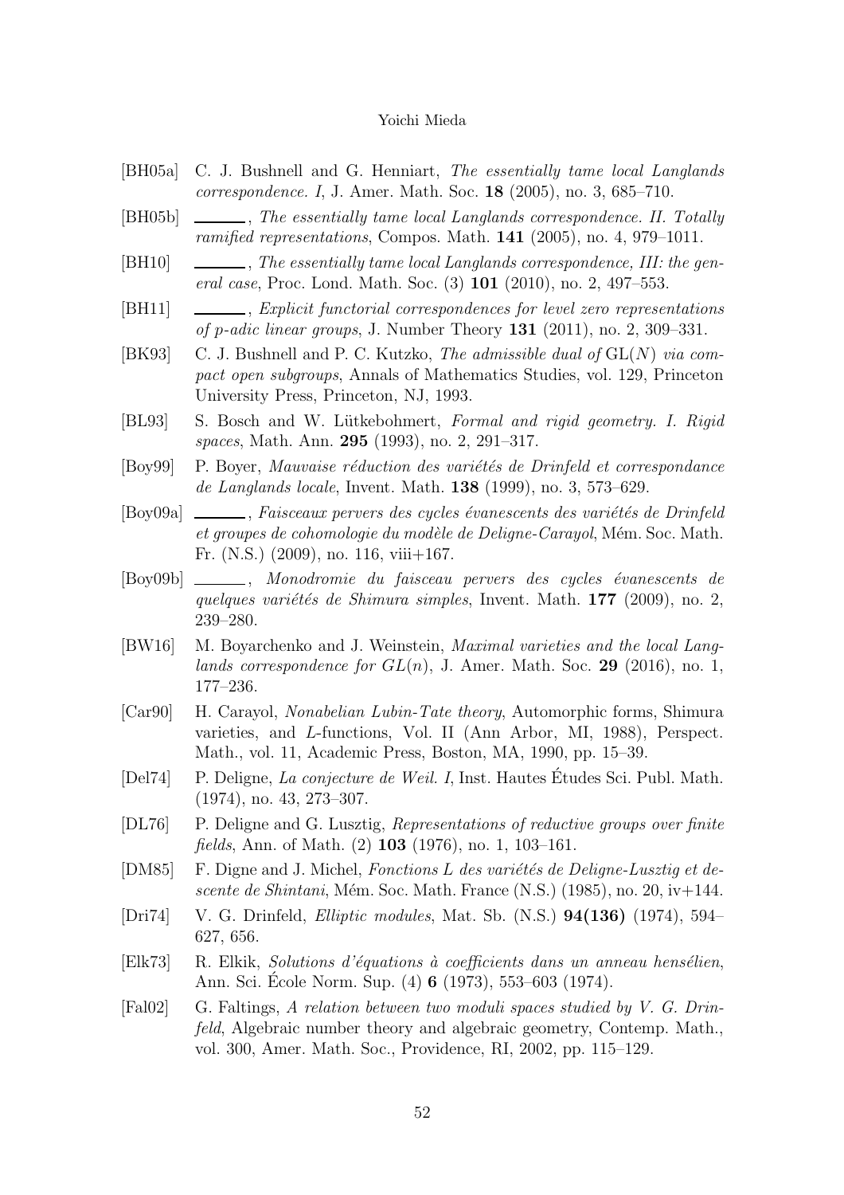- [BH05a] C. J. Bushnell and G. Henniart, *The essentially tame local Langlands correspondence. I*, J. Amer. Math. Soc. **18** (2005), no. 3, 685–710.
- [BH05b] ______, *The essentially tame local Langlands correspondence. II. Totally ramified representations*, Compos. Math. **141** (2005), no. 4, 979–1011.
- [BH10] ______, *The essentially tame local Langlands correspondence, III: the general case*, Proc. Lond. Math. Soc. (3) **101** (2010), no. 2, 497–553.
- [BH11] ______, *Explicit functorial correspondences for level zero representations of p-adic linear groups*, J. Number Theory **131** (2011), no. 2, 309–331.
- [BK93] C. J. Bushnell and P. C. Kutzko, *The admissible dual of* $\mathrm{GL}(N)$ *via compact open subgroups*, Annals of Mathematics Studies, vol. 129, Princeton University Press, Princeton, NJ, 1993.
- [BL93] S. Bosch and W. Lütkebohmert, *Formal and rigid geometry. I. Rigid spaces*, Math. Ann. **295** (1993), no. 2, 291–317.
- [Boy99] P. Boyer, *Mauvaise réduction des variétés de Drinfeld et correspondance de Langlands locale*, Invent. Math. **138** (1999), no. 3, 573–629.
- [Boy09a] ______, *Faisceaux pervers des cycles évanescents des variétés de Drinfeld et groupes de cohomologie du modèle de Deligne-Carayol*, Mém. Soc. Math. Fr. (N.S.) (2009), no. 116, viii+167.
- [Boy09b] ______, *Monodromie du faisceau pervers des cycles évanescents de quelques variétés de Shimura simples*, Invent. Math. **177** (2009), no. 2, 239–280.
- [BW16] M. Boyarchenko and J. Weinstein, *Maximal varieties and the local Langlands correspondence for* $GL(n)$, J. Amer. Math. Soc. **29** (2016), no. 1, 177–236.
- [Car90] H. Carayol, *Nonabelian Lubin-Tate theory*, Automorphic forms, Shimura varieties, and L-functions, Vol. II (Ann Arbor, MI, 1988), Perspect. Math., vol. 11, Academic Press, Boston, MA, 1990, pp. 15–39.
- [Del74] P. Deligne, *La conjecture de Weil. I*, Inst. Hautes Études Sci. Publ. Math. (1974), no. 43, 273–307.
- [DL76] P. Deligne and G. Lusztig, *Representations of reductive groups over finite fields*, Ann. of Math. (2) **103** (1976), no. 1, 103–161.
- [DM85] F. Digne and J. Michel, *Fonctions L des variétés de Deligne-Lusztig et descente de Shintani*, Mém. Soc. Math. France (N.S.) (1985), no. 20, iv+144.
- [Dri74] V. G. Drinfeld, *Elliptic modules*, Mat. Sb. (N.S.) **94(136)** (1974), 594–627, 656.
- [Elk73] R. Elkik, *Solutions d'équations à coefficients dans un anneau hensélien*, Ann. Sci. École Norm. Sup. (4) **6** (1973), 553–603 (1974).
- [Fal02] G. Faltings, *A relation between two moduli spaces studied by V. G. Drinfeld*, Algebraic number theory and algebraic geometry, Contemp. Math., vol. 300, Amer. Math. Soc., Providence, RI, 2002, pp. 115–129.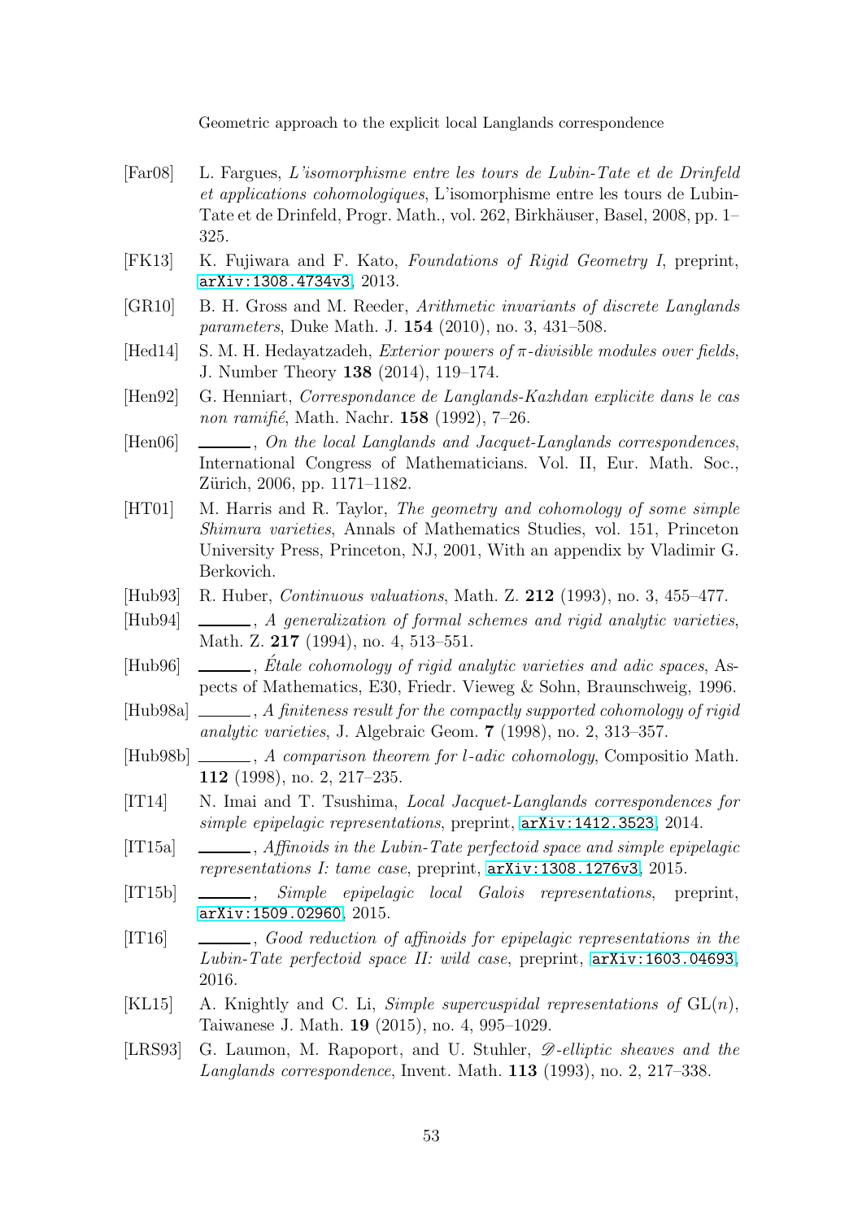[Far08] L. Fargues, *L'isomorphisme entre les tours de Lubin-Tate et de Drinfeld et applications cohomologiques*, L'isomorphisme entre les tours de Lubin-Tate et de Drinfeld, Progr. Math., vol. 262, Birkhäuser, Basel, 2008, pp. 1–325.

[FK13] K. Fujiwara and F. Kato, *Foundations of Rigid Geometry I*, preprint, arXiv:1308.4734v3, 2013.

[GR10] B. H. Gross and M. Reeder, *Arithmetic invariants of discrete Langlands parameters*, Duke Math. J. **154** (2010), no. 3, 431–508.

[Hed14] S. M. H. Hedayatzadeh, *Exterior powers of $\pi$-divisible modules over fields*, J. Number Theory **138** (2014), 119–174.

[Hen92] G. Henniart, *Correspondance de Langlands-Kazhdan explicite dans le cas non ramifié*, Math. Nachr. **158** (1992), 7–26.

[Hen06] ______, *On the local Langlands and Jacquet-Langlands correspondences*, International Congress of Mathematicians. Vol. II, Eur. Math. Soc., Zürich, 2006, pp. 1171–1182.

[HT01] M. Harris and R. Taylor, *The geometry and cohomology of some simple Shimura varieties*, Annals of Mathematics Studies, vol. 151, Princeton University Press, Princeton, NJ, 2001, With an appendix by Vladimir G. Berkovich.

[Hub93] R. Huber, *Continuous valuations*, Math. Z. **212** (1993), no. 3, 455–477.

[Hub94] ______, *A generalization of formal schemes and rigid analytic varieties*, Math. Z. **217** (1994), no. 4, 513–551.

[Hub96] ______, *Étale cohomology of rigid analytic varieties and adic spaces*, Aspects of Mathematics, E30, Friedr. Vieweg & Sohn, Braunschweig, 1996.

[Hub98a] ______, *A finiteness result for the compactly supported cohomology of rigid analytic varieties*, J. Algebraic Geom. **7** (1998), no. 2, 313–357.

[Hub98b] ______, *A comparison theorem for $l$-adic cohomology*, Compositio Math. **112** (1998), no. 2, 217–235.

[IT14] N. Imai and T. Tsushima, *Local Jacquet-Langlands correspondences for simple epipelagic representations*, preprint, arXiv:1412.3523, 2014.

[IT15a] ______, *Affinoids in the Lubin-Tate perfectoid space and simple epipelagic representations I: tame case*, preprint, arXiv:1308.1276v3, 2015.

[IT15b] ______, *Simple epipelagic local Galois representations*, preprint, arXiv:1509.02960, 2015.

[IT16] ______, *Good reduction of affinoids for epipelagic representations in the Lubin-Tate perfectoid space II: wild case*, preprint, arXiv:1603.04693, 2016.

[KL15] A. Knightly and C. Li, *Simple supercuspidal representations of* $\mathrm{GL}(n)$, Taiwanese J. Math. **19** (2015), no. 4, 995–1029.

[LRS93] G. Laumon, M. Rapoport, and U. Stuhler, *$\mathscr{D}$-elliptic sheaves and the Langlands correspondence*, Invent. Math. **113** (1993), no. 2, 217–338.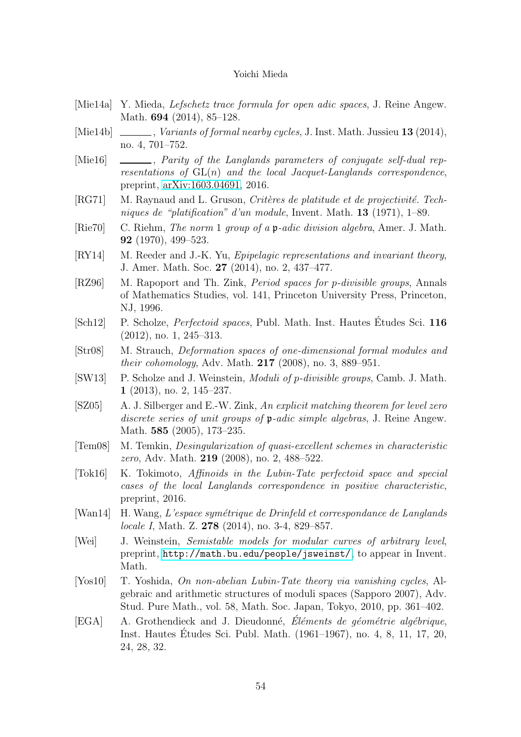- [Mie14a] Y. Mieda, *Lefschetz trace formula for open adic spaces*, J. Reine Angew. Math. **694** (2014), 85–128.
- [Mie14b] ______, *Variants of formal nearby cycles*, J. Inst. Math. Jussieu **13** (2014), no. 4, 701–752.
- [Mie16] ______, *Parity of the Langlands parameters of conjugate self-dual representations of* $\mathrm{GL}(n)$ *and the local Jacquet-Langlands correspondence*, preprint, arXiv:1603.04691, 2016.
- [RG71] M. Raynaud and L. Gruson, *Critères de platitude et de projectivité. Techniques de "platification" d'un module*, Invent. Math. **13** (1971), 1–89.
- [Rie70] C. Riehm, *The norm* 1 *group of a* $\mathfrak{p}$*-adic division algebra*, Amer. J. Math. **92** (1970), 499–523.
- [RY14] M. Reeder and J.-K. Yu, *Epipelagic representations and invariant theory*, J. Amer. Math. Soc. **27** (2014), no. 2, 437–477.
- [RZ96] M. Rapoport and Th. Zink, *Period spaces for p-divisible groups*, Annals of Mathematics Studies, vol. 141, Princeton University Press, Princeton, NJ, 1996.
- [Sch12] P. Scholze, *Perfectoid spaces*, Publ. Math. Inst. Hautes Études Sci. **116** (2012), no. 1, 245–313.
- [Str08] M. Strauch, *Deformation spaces of one-dimensional formal modules and their cohomology*, Adv. Math. **217** (2008), no. 3, 889–951.
- [SW13] P. Scholze and J. Weinstein, *Moduli of p-divisible groups*, Camb. J. Math. **1** (2013), no. 2, 145–237.
- [SZ05] A. J. Silberger and E.-W. Zink, *An explicit matching theorem for level zero discrete series of unit groups of* $\mathfrak{p}$*-adic simple algebras*, J. Reine Angew. Math. **585** (2005), 173–235.
- [Tem08] M. Temkin, *Desingularization of quasi-excellent schemes in characteristic zero*, Adv. Math. **219** (2008), no. 2, 488–522.
- [Tok16] K. Tokimoto, *Affinoids in the Lubin-Tate perfectoid space and special cases of the local Langlands correspondence in positive characteristic*, preprint, 2016.
- [Wan14] H. Wang, *L'espace symétrique de Drinfeld et correspondance de Langlands locale I*, Math. Z. **278** (2014), no. 3-4, 829–857.
- [Wei] J. Weinstein, *Semistable models for modular curves of arbitrary level*, preprint, `http://math.bu.edu/people/jsweinst/`, to appear in Invent. Math.
- [Yos10] T. Yoshida, *On non-abelian Lubin-Tate theory via vanishing cycles*, Algebraic and arithmetic structures of moduli spaces (Sapporo 2007), Adv. Stud. Pure Math., vol. 58, Math. Soc. Japan, Tokyo, 2010, pp. 361–402.
- [EGA] A. Grothendieck and J. Dieudonné, *Éléments de géométrie algébrique*, Inst. Hautes Études Sci. Publ. Math. (1961–1967), no. 4, 8, 11, 17, 20, 24, 28, 32.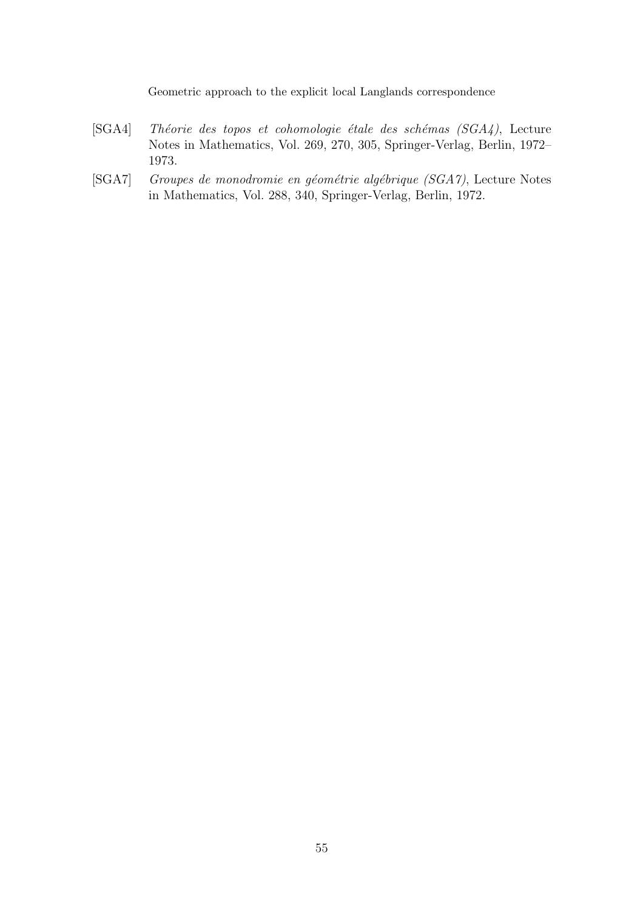[SGA4] *Théorie des topos et cohomologie étale des schémas (SGA4)*, Lecture Notes in Mathematics, Vol. 269, 270, 305, Springer-Verlag, Berlin, 1972–1973.

[SGA7] *Groupes de monodromie en géométrie algébrique (SGA7)*, Lecture Notes in Mathematics, Vol. 288, 340, Springer-Verlag, Berlin, 1972.